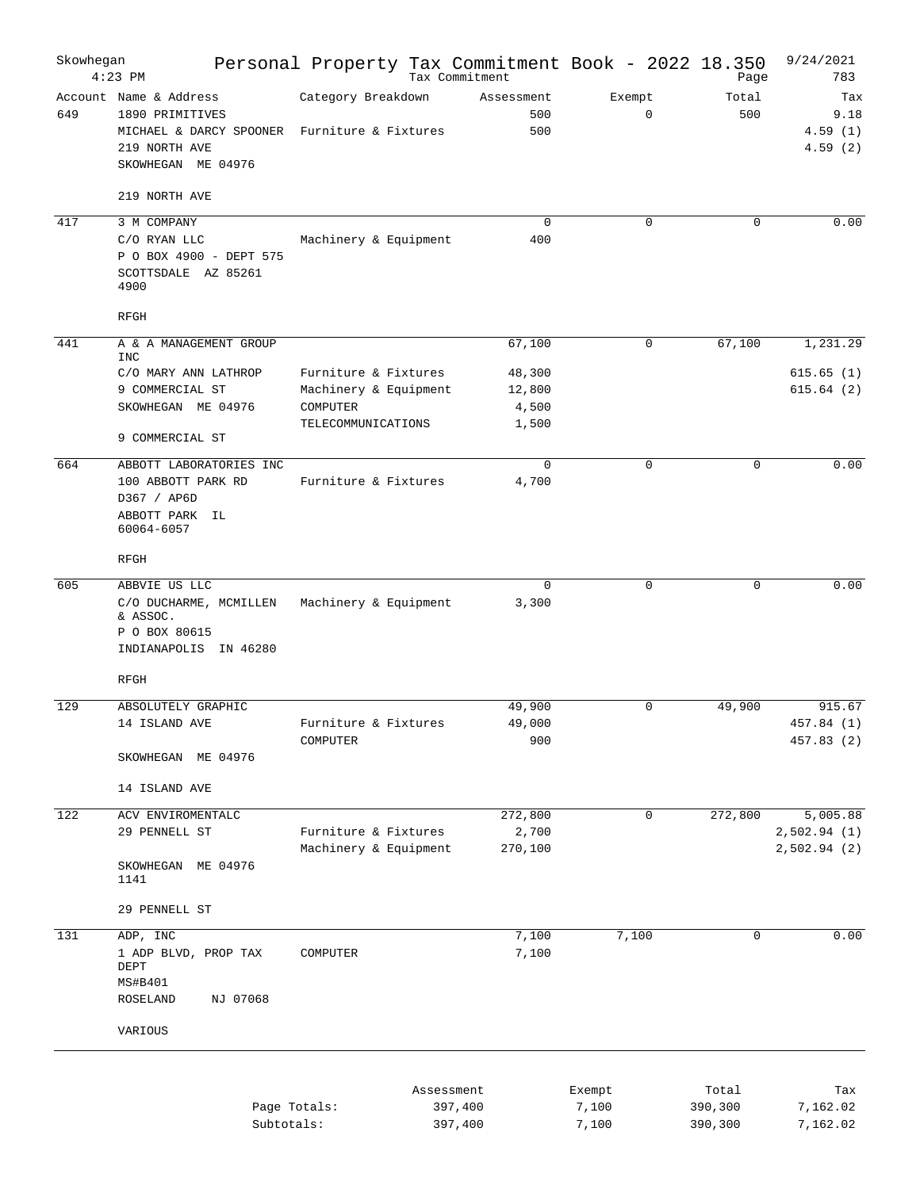# Skowhegan — Personal Property Tax Commitment Book - 2022 18.350

Tax Commitment — 4:23 PM — 9/24/2021

| Account | Name & Address | Category Breakdown | Assessment | Exempt | Total | Tax |
|---|---|---|---|---|---|---|
| 649 | 1890 PRIMITIVES | | 500 | 0 | 500 | 9.18 |
| | MICHAEL & DARCY SPOONER | Furniture & Fixtures | 500 | | | 4.59 (1) |
| | 219 NORTH AVE | | | | | 4.59 (2) |
| | SKOWHEGAN ME 04976 | | | | | |
| | 219 NORTH AVE | | | | | |
| 417 | 3 M COMPANY | | 0 | 0 | 0 | 0.00 |
| | C/O RYAN LLC | Machinery & Equipment | 400 | | | |
| | P O BOX 4900 - DEPT 575 | | | | | |
| | SCOTTSDALE AZ 85261 4900 | | | | | |
| | RFGH | | | | | |
| 441 | A & A MANAGEMENT GROUP INC | | 67,100 | 0 | 67,100 | 1,231.29 |
| | C/O MARY ANN LATHROP | Furniture & Fixtures | 48,300 | | | 615.65 (1) |
| | 9 COMMERCIAL ST | Machinery & Equipment | 12,800 | | | 615.64 (2) |
| | SKOWHEGAN ME 04976 | COMPUTER | 4,500 | | | |
| | | TELECOMMUNICATIONS | 1,500 | | | |
| | 9 COMMERCIAL ST | | | | | |
| 664 | ABBOTT LABORATORIES INC | | 0 | 0 | 0 | 0.00 |
| | 100 ABBOTT PARK RD | Furniture & Fixtures | 4,700 | | | |
| | D367 / AP6D | | | | | |
| | ABBOTT PARK IL 60064-6057 | | | | | |
| | RFGH | | | | | |
| 605 | ABBVIE US LLC | | 0 | 0 | 0 | 0.00 |
| | C/O DUCHARME, MCMILLEN & ASSOC. | Machinery & Equipment | 3,300 | | | |
| | P O BOX 80615 | | | | | |
| | INDIANAPOLIS IN 46280 | | | | | |
| | RFGH | | | | | |
| 129 | ABSOLUTELY GRAPHIC | | 49,900 | 0 | 49,900 | 915.67 |
| | 14 ISLAND AVE | Furniture & Fixtures | 49,000 | | | 457.84 (1) |
| | | COMPUTER | 900 | | | 457.83 (2) |
| | SKOWHEGAN ME 04976 | | | | | |
| | 14 ISLAND AVE | | | | | |
| 122 | ACV ENVIROMENTALC | | 272,800 | 0 | 272,800 | 5,005.88 |
| | 29 PENNELL ST | Furniture & Fixtures | 2,700 | | | 2,502.94 (1) |
| | | Machinery & Equipment | 270,100 | | | 2,502.94 (2) |
| | SKOWHEGAN ME 04976 1141 | | | | | |
| | 29 PENNELL ST | | | | | |
| 131 | ADP, INC | | 7,100 | 7,100 | 0 | 0.00 |
| | 1 ADP BLVD, PROP TAX DEPT | COMPUTER | 7,100 | | | |
| | MS#B401 | | | | | |
| | ROSELAND NJ 07068 | | | | | |
| | VARIOUS | | | | | |

| | Assessment | Exempt | Total | Tax |
|---|---|---|---|---|
| Page Totals: | 397,400 | 7,100 | 390,300 | 7,162.02 |
| Subtotals: | 397,400 | 7,100 | 390,300 | 7,162.02 |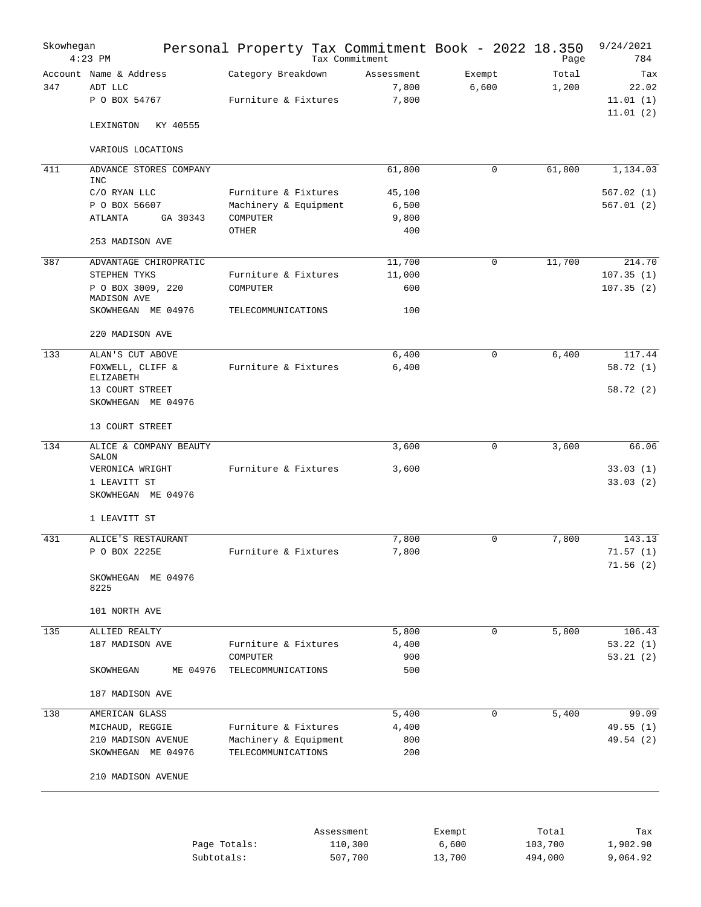# Skowhegan — Personal Property Tax Commitment Book - 2022 18.350

Tax Commitment — 9/24/2021 4:23 PM — Page 784

| Account | Name & Address | Category Breakdown | Assessment | Exempt | Total | Tax |
|---|---|---|---|---|---|---|
| 347 | ADT LLC | | 7,800 | 6,600 | 1,200 | 22.02 |
| | P O BOX 54767 | Furniture & Fixtures | 7,800 | | | 11.01 (1) |
| | | | | | | 11.01 (2) |
| | LEXINGTON KY 40555 | | | | | |
| | VARIOUS LOCATIONS | | | | | |
| 411 | ADVANCE STORES COMPANY INC | | 61,800 | 0 | 61,800 | 1,134.03 |
| | C/O RYAN LLC | Furniture & Fixtures | 45,100 | | | 567.02 (1) |
| | P O BOX 56607 | Machinery & Equipment | 6,500 | | | 567.01 (2) |
| | ATLANTA GA 30343 | COMPUTER | 9,800 | | | |
| | | OTHER | 400 | | | |
| | 253 MADISON AVE | | | | | |
| 387 | ADVANTAGE CHIROPRATIC | | 11,700 | 0 | 11,700 | 214.70 |
| | STEPHEN TYKS | Furniture & Fixtures | 11,000 | | | 107.35 (1) |
| | P O BOX 3009, 220 MADISON AVE | COMPUTER | 600 | | | 107.35 (2) |
| | SKOWHEGAN ME 04976 | TELECOMMUNICATIONS | 100 | | | |
| | 220 MADISON AVE | | | | | |
| 133 | ALAN'S CUT ABOVE | | 6,400 | 0 | 6,400 | 117.44 |
| | FOXWELL, CLIFF & ELIZABETH | Furniture & Fixtures | 6,400 | | | 58.72 (1) |
| | 13 COURT STREET | | | | | 58.72 (2) |
| | SKOWHEGAN ME 04976 | | | | | |
| | 13 COURT STREET | | | | | |
| 134 | ALICE & COMPANY BEAUTY SALON | | 3,600 | 0 | 3,600 | 66.06 |
| | VERONICA WRIGHT | Furniture & Fixtures | 3,600 | | | 33.03 (1) |
| | 1 LEAVITT ST | | | | | 33.03 (2) |
| | SKOWHEGAN ME 04976 | | | | | |
| | 1 LEAVITT ST | | | | | |
| 431 | ALICE'S RESTAURANT | | 7,800 | 0 | 7,800 | 143.13 |
| | P O BOX 2225E | Furniture & Fixtures | 7,800 | | | 71.57 (1) |
| | | | | | | 71.56 (2) |
| | SKOWHEGAN ME 04976 8225 | | | | | |
| | 101 NORTH AVE | | | | | |
| 135 | ALLIED REALTY | | 5,800 | 0 | 5,800 | 106.43 |
| | 187 MADISON AVE | Furniture & Fixtures | 4,400 | | | 53.22 (1) |
| | | COMPUTER | 900 | | | 53.21 (2) |
| | SKOWHEGAN ME 04976 | TELECOMMUNICATIONS | 500 | | | |
| | 187 MADISON AVE | | | | | |
| 138 | AMERICAN GLASS | | 5,400 | 0 | 5,400 | 99.09 |
| | MICHAUD, REGGIE | Furniture & Fixtures | 4,400 | | | 49.55 (1) |
| | 210 MADISON AVENUE | Machinery & Equipment | 800 | | | 49.54 (2) |
| | SKOWHEGAN ME 04976 | TELECOMMUNICATIONS | 200 | | | |
| | 210 MADISON AVENUE | | | | | |

| | Assessment | Exempt | Total | Tax |
|---|---|---|---|---|
| Page Totals: | 110,300 | 6,600 | 103,700 | 1,902.90 |
| Subtotals: | 507,700 | 13,700 | 494,000 | 9,064.92 |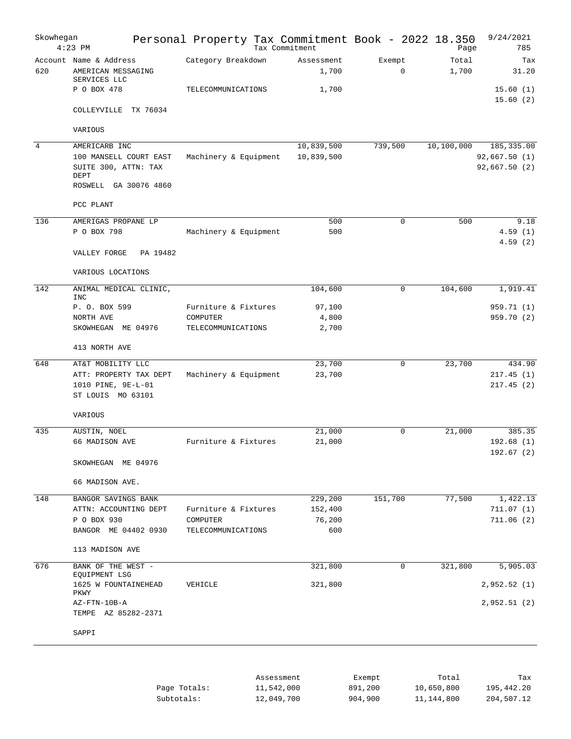# Skowhegan — Personal Property Tax Commitment Book - 2022 18.350

Tax Commitment — 4:23 PM — 9/24/2021 — Page 785

| Account | Name & Address | Category Breakdown | Assessment | Exempt | Total | Tax |
|---|---|---|---|---|---|---|
| 620 | AMERICAN MESSAGING SERVICES LLC | | 1,700 | 0 | 1,700 | 31.20 |
| | P O BOX 478 | TELECOMMUNICATIONS | 1,700 | | | 15.60 (1) |
| | | | | | | 15.60 (2) |
| | COLLEYVILLE TX 76034 | | | | | |
| | VARIOUS | | | | | |
| 4 | AMERICARB INC | | 10,839,500 | 739,500 | 10,100,000 | 185,335.00 |
| | 100 MANSELL COURT EAST | Machinery & Equipment | 10,839,500 | | | 92,667.50 (1) |
| | SUITE 300, ATTN: TAX DEPT | | | | | 92,667.50 (2) |
| | ROSWELL GA 30076 4860 | | | | | |
| | PCC PLANT | | | | | |
| 136 | AMERIGAS PROPANE LP | | 500 | 0 | 500 | 9.18 |
| | P O BOX 798 | Machinery & Equipment | 500 | | | 4.59 (1) |
| | | | | | | 4.59 (2) |
| | VALLEY FORGE PA 19482 | | | | | |
| | VARIOUS LOCATIONS | | | | | |
| 142 | ANIMAL MEDICAL CLINIC, INC | | 104,600 | 0 | 104,600 | 1,919.41 |
| | P. O. BOX 599 | Furniture & Fixtures | 97,100 | | | 959.71 (1) |
| | NORTH AVE | COMPUTER | 4,800 | | | 959.70 (2) |
| | SKOWHEGAN ME 04976 | TELECOMMUNICATIONS | 2,700 | | | |
| | 413 NORTH AVE | | | | | |
| 648 | AT&T MOBILITY LLC | | 23,700 | 0 | 23,700 | 434.90 |
| | ATT: PROPERTY TAX DEPT | Machinery & Equipment | 23,700 | | | 217.45 (1) |
| | 1010 PINE, 9E-L-01 | | | | | 217.45 (2) |
| | ST LOUIS MO 63101 | | | | | |
| | VARIOUS | | | | | |
| 435 | AUSTIN, NOEL | | 21,000 | 0 | 21,000 | 385.35 |
| | 66 MADISON AVE | Furniture & Fixtures | 21,000 | | | 192.68 (1) |
| | | | | | | 192.67 (2) |
| | SKOWHEGAN ME 04976 | | | | | |
| | 66 MADISON AVE. | | | | | |
| 148 | BANGOR SAVINGS BANK | | 229,200 | 151,700 | 77,500 | 1,422.13 |
| | ATTN: ACCOUNTING DEPT | Furniture & Fixtures | 152,400 | | | 711.07 (1) |
| | P O BOX 930 | COMPUTER | 76,200 | | | 711.06 (2) |
| | BANGOR ME 04402 0930 | TELECOMMUNICATIONS | 600 | | | |
| | 113 MADISON AVE | | | | | |
| 676 | BANK OF THE WEST - EQUIPMENT LSG | | 321,800 | 0 | 321,800 | 5,905.03 |
| | 1625 W FOUNTAINEHEAD PKWY | VEHICLE | 321,800 | | | 2,952.52 (1) |
| | AZ-FTN-10B-A | | | | | 2,952.51 (2) |
| | TEMPE AZ 85282-2371 | | | | | |
| | SAPPI | | | | | |

| | Assessment | Exempt | Total | Tax |
|---|---|---|---|---|
| Page Totals: | 11,542,000 | 891,200 | 10,650,800 | 195,442.20 |
| Subtotals: | 12,049,700 | 904,900 | 11,144,800 | 204,507.12 |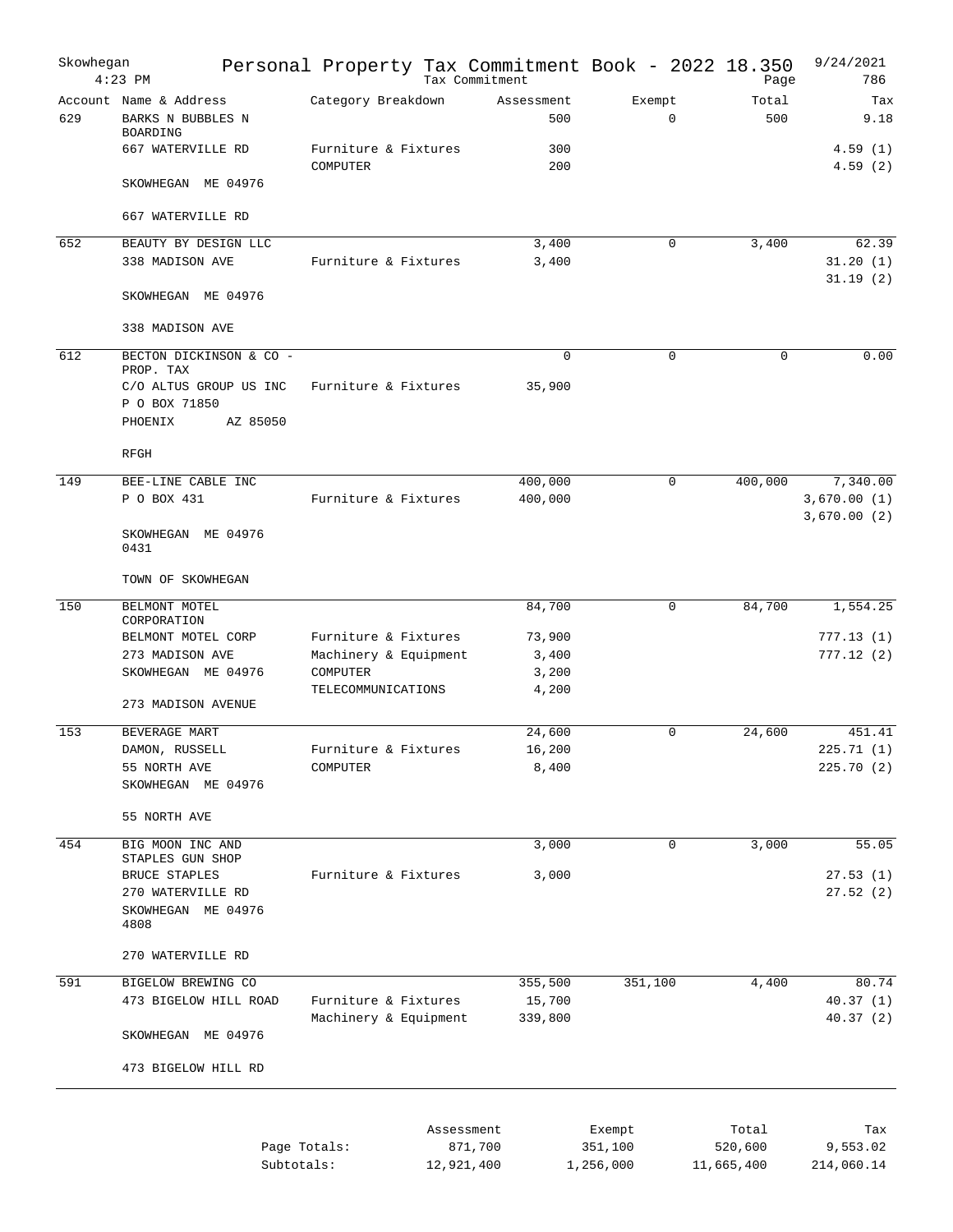# Skowhegan — Personal Property Tax Commitment Book - 2022 18.350

Tax Commitment — 4:23 PM — 9/24/2021 — Page 786

| Account | Name & Address | Category Breakdown | Assessment | Exempt | Total | Tax |
|---|---|---|---|---|---|---|
| 629 | BARKS N BUBBLES N BOARDING | | 500 | 0 | 500 | 9.18 |
| | 667 WATERVILLE RD | Furniture & Fixtures | 300 | | | 4.59 (1) |
| | | COMPUTER | 200 | | | 4.59 (2) |
| | SKOWHEGAN ME 04976 | | | | | |
| | 667 WATERVILLE RD | | | | | |
| 652 | BEAUTY BY DESIGN LLC | | 3,400 | 0 | 3,400 | 62.39 |
| | 338 MADISON AVE | Furniture & Fixtures | 3,400 | | | 31.20 (1) |
| | | | | | | 31.19 (2) |
| | SKOWHEGAN ME 04976 | | | | | |
| | 338 MADISON AVE | | | | | |
| 612 | BECTON DICKINSON & CO - PROP. TAX | | 0 | 0 | 0 | 0.00 |
| | C/O ALTUS GROUP US INC | Furniture & Fixtures | 35,900 | | | |
| | P O BOX 71850 | | | | | |
| | PHOENIX AZ 85050 | | | | | |
| | RFGH | | | | | |
| 149 | BEE-LINE CABLE INC | | 400,000 | 0 | 400,000 | 7,340.00 |
| | P O BOX 431 | Furniture & Fixtures | 400,000 | | | 3,670.00 (1) |
| | | | | | | 3,670.00 (2) |
| | SKOWHEGAN ME 04976 0431 | | | | | |
| | TOWN OF SKOWHEGAN | | | | | |
| 150 | BELMONT MOTEL CORPORATION | | 84,700 | 0 | 84,700 | 1,554.25 |
| | BELMONT MOTEL CORP | Furniture & Fixtures | 73,900 | | | 777.13 (1) |
| | 273 MADISON AVE | Machinery & Equipment | 3,400 | | | 777.12 (2) |
| | SKOWHEGAN ME 04976 | COMPUTER | 3,200 | | | |
| | | TELECOMMUNICATIONS | 4,200 | | | |
| | 273 MADISON AVENUE | | | | | |
| 153 | BEVERAGE MART | | 24,600 | 0 | 24,600 | 451.41 |
| | DAMON, RUSSELL | Furniture & Fixtures | 16,200 | | | 225.71 (1) |
| | 55 NORTH AVE | COMPUTER | 8,400 | | | 225.70 (2) |
| | SKOWHEGAN ME 04976 | | | | | |
| | 55 NORTH AVE | | | | | |
| 454 | BIG MOON INC AND STAPLES GUN SHOP | | 3,000 | 0 | 3,000 | 55.05 |
| | BRUCE STAPLES | Furniture & Fixtures | 3,000 | | | 27.53 (1) |
| | 270 WATERVILLE RD | | | | | 27.52 (2) |
| | SKOWHEGAN ME 04976 4808 | | | | | |
| | 270 WATERVILLE RD | | | | | |
| 591 | BIGELOW BREWING CO | | 355,500 | 351,100 | 4,400 | 80.74 |
| | 473 BIGELOW HILL ROAD | Furniture & Fixtures | 15,700 | | | 40.37 (1) |
| | | Machinery & Equipment | 339,800 | | | 40.37 (2) |
| | SKOWHEGAN ME 04976 | | | | | |
| | 473 BIGELOW HILL RD | | | | | |

| | Assessment | Exempt | Total | Tax |
|---|---|---|---|---|
| Page Totals: | 871,700 | 351,100 | 520,600 | 9,553.02 |
| Subtotals: | 12,921,400 | 1,256,000 | 11,665,400 | 214,060.14 |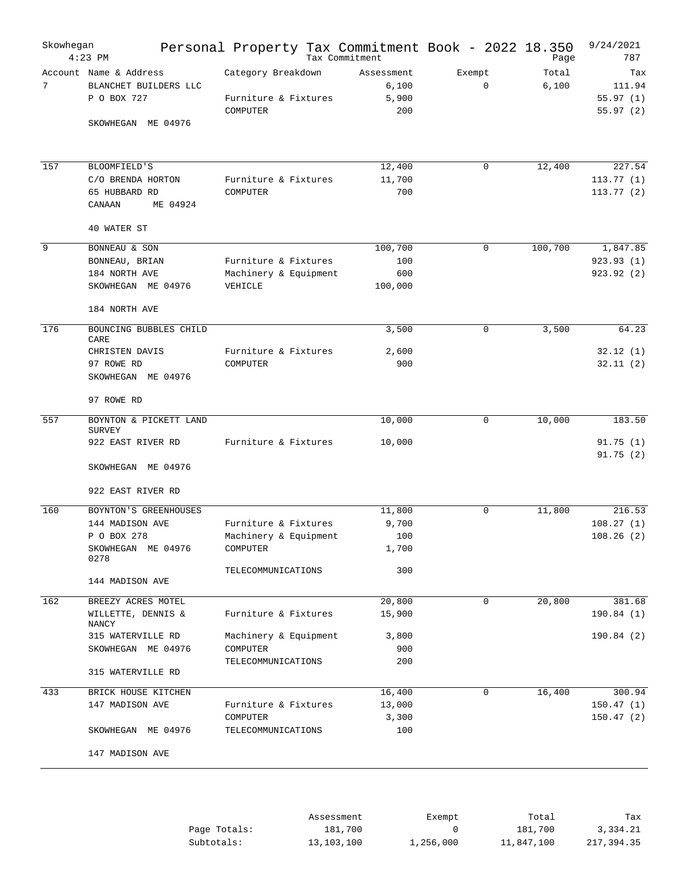# Skowhegan — Personal Property Tax Commitment Book - 2022 18.350

Tax Commitment — 4:23 PM — 9/24/2021

| Account | Name & Address | Category Breakdown | Assessment | Exempt | Total | Tax |
|---|---|---|---|---|---|---|
| 7 | BLANCHET BUILDERS LLC | | 6,100 | 0 | 6,100 | 111.94 |
| | P O BOX 727 | Furniture & Fixtures | 5,900 | | | 55.97 (1) |
| | | COMPUTER | 200 | | | 55.97 (2) |
| | SKOWHEGAN ME 04976 | | | | | |
| 157 | BLOOMFIELD'S | | 12,400 | 0 | 12,400 | 227.54 |
| | C/O BRENDA HORTON | Furniture & Fixtures | 11,700 | | | 113.77 (1) |
| | 65 HUBBARD RD | COMPUTER | 700 | | | 113.77 (2) |
| | CANAAN ME 04924 | | | | | |
| | 40 WATER ST | | | | | |
| 9 | BONNEAU & SON | | 100,700 | 0 | 100,700 | 1,847.85 |
| | BONNEAU, BRIAN | Furniture & Fixtures | 100 | | | 923.93 (1) |
| | 184 NORTH AVE | Machinery & Equipment | 600 | | | 923.92 (2) |
| | SKOWHEGAN ME 04976 | VEHICLE | 100,000 | | | |
| | 184 NORTH AVE | | | | | |
| 176 | BOUNCING BUBBLES CHILD CARE | | 3,500 | 0 | 3,500 | 64.23 |
| | CHRISTEN DAVIS | Furniture & Fixtures | 2,600 | | | 32.12 (1) |
| | 97 ROWE RD | COMPUTER | 900 | | | 32.11 (2) |
| | SKOWHEGAN ME 04976 | | | | | |
| | 97 ROWE RD | | | | | |
| 557 | BOYNTON & PICKETT LAND SURVEY | | 10,000 | 0 | 10,000 | 183.50 |
| | 922 EAST RIVER RD | Furniture & Fixtures | 10,000 | | | 91.75 (1) |
| | | | | | | 91.75 (2) |
| | SKOWHEGAN ME 04976 | | | | | |
| | 922 EAST RIVER RD | | | | | |
| 160 | BOYNTON'S GREENHOUSES | | 11,800 | 0 | 11,800 | 216.53 |
| | 144 MADISON AVE | Furniture & Fixtures | 9,700 | | | 108.27 (1) |
| | P O BOX 278 | Machinery & Equipment | 100 | | | 108.26 (2) |
| | SKOWHEGAN ME 04976 0278 | COMPUTER | 1,700 | | | |
| | | TELECOMMUNICATIONS | 300 | | | |
| | 144 MADISON AVE | | | | | |
| 162 | BREEZY ACRES MOTEL | | 20,800 | 0 | 20,800 | 381.68 |
| | WILLETTE, DENNIS & NANCY | Furniture & Fixtures | 15,900 | | | 190.84 (1) |
| | 315 WATERVILLE RD | Machinery & Equipment | 3,800 | | | 190.84 (2) |
| | SKOWHEGAN ME 04976 | COMPUTER | 900 | | | |
| | | TELECOMMUNICATIONS | 200 | | | |
| | 315 WATERVILLE RD | | | | | |
| 433 | BRICK HOUSE KITCHEN | | 16,400 | 0 | 16,400 | 300.94 |
| | 147 MADISON AVE | Furniture & Fixtures | 13,000 | | | 150.47 (1) |
| | | COMPUTER | 3,300 | | | 150.47 (2) |
| | SKOWHEGAN ME 04976 | TELECOMMUNICATIONS | 100 | | | |
| | 147 MADISON AVE | | | | | |

| | Assessment | Exempt | Total | Tax |
|---|---|---|---|---|
| Page Totals: | 181,700 | 0 | 181,700 | 3,334.21 |
| Subtotals: | 13,103,100 | 1,256,000 | 11,847,100 | 217,394.35 |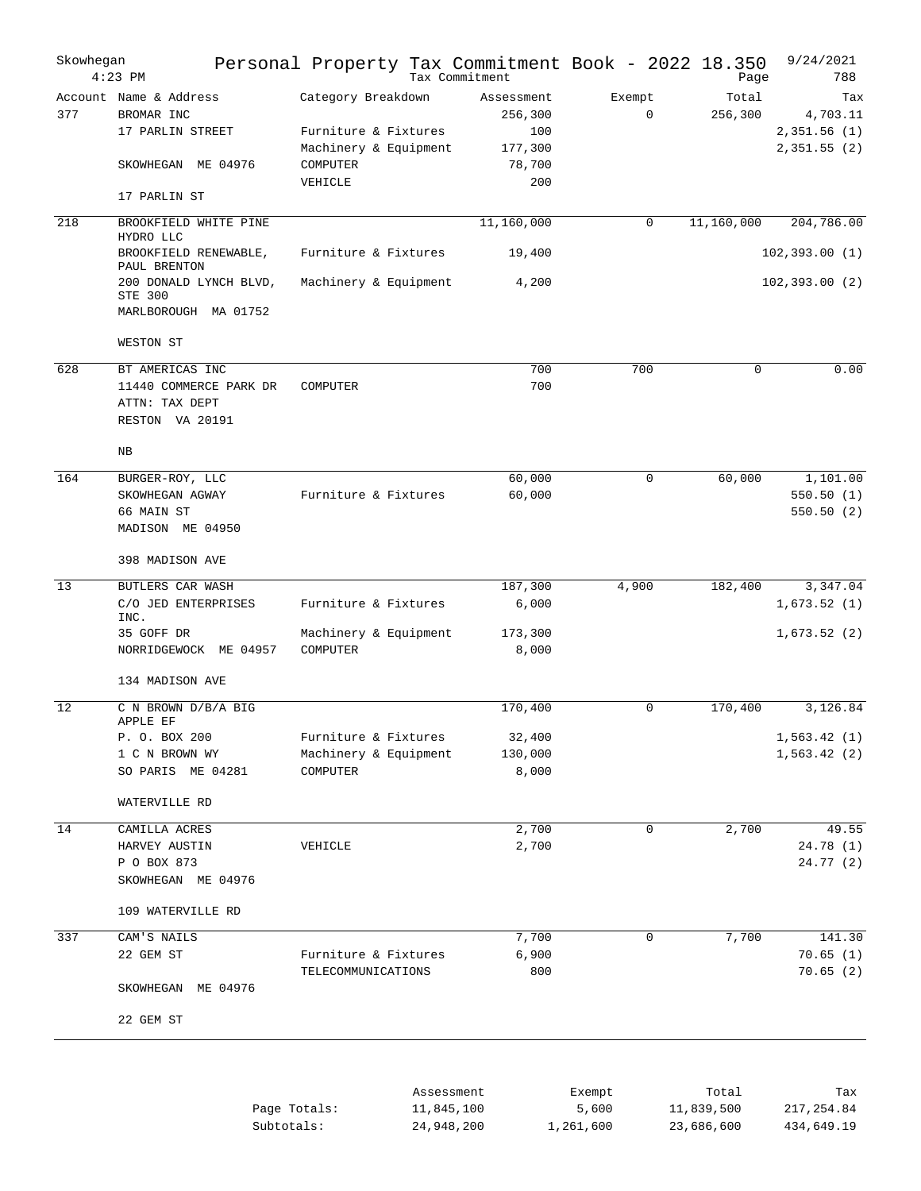Skowhegan 4:23 PM

# Personal Property Tax Commitment Book - 2022 18.350

Tax Commitment

9/24/2021 Page 788

| Account | Name & Address | Category Breakdown | Assessment | Exempt | Total | Tax |
|---|---|---|---|---|---|---|
| 377 | BROMAR INC | | 256,300 | 0 | 256,300 | 4,703.11 |
| | 17 PARLIN STREET | Furniture & Fixtures | 100 | | | 2,351.56 (1) |
| | | Machinery & Equipment | 177,300 | | | 2,351.55 (2) |
| | SKOWHEGAN ME 04976 | COMPUTER | 78,700 | | | |
| | | VEHICLE | 200 | | | |
| | 17 PARLIN ST | | | | | |
| 218 | BROOKFIELD WHITE PINE HYDRO LLC | | 11,160,000 | 0 | 11,160,000 | 204,786.00 |
| | BROOKFIELD RENEWABLE, PAUL BRENTON | Furniture & Fixtures | 19,400 | | | 102,393.00 (1) |
| | 200 DONALD LYNCH BLVD, STE 300 | Machinery & Equipment | 4,200 | | | 102,393.00 (2) |
| | MARLBOROUGH MA 01752 | | | | | |
| | WESTON ST | | | | | |
| 628 | BT AMERICAS INC | | 700 | 700 | 0 | 0.00 |
| | 11440 COMMERCE PARK DR | COMPUTER | 700 | | | |
| | ATTN: TAX DEPT | | | | | |
| | RESTON VA 20191 | | | | | |
| | NB | | | | | |
| 164 | BURGER-ROY, LLC | | 60,000 | 0 | 60,000 | 1,101.00 |
| | SKOWHEGAN AGWAY | Furniture & Fixtures | 60,000 | | | 550.50 (1) |
| | 66 MAIN ST | | | | | 550.50 (2) |
| | MADISON ME 04950 | | | | | |
| | 398 MADISON AVE | | | | | |
| 13 | BUTLERS CAR WASH | | 187,300 | 4,900 | 182,400 | 3,347.04 |
| | C/O JED ENTERPRISES INC. | Furniture & Fixtures | 6,000 | | | 1,673.52 (1) |
| | 35 GOFF DR | Machinery & Equipment | 173,300 | | | 1,673.52 (2) |
| | NORRIDGEWOCK ME 04957 | COMPUTER | 8,000 | | | |
| | 134 MADISON AVE | | | | | |
| 12 | C N BROWN D/B/A BIG APPLE EF | | 170,400 | 0 | 170,400 | 3,126.84 |
| | P. O. BOX 200 | Furniture & Fixtures | 32,400 | | | 1,563.42 (1) |
| | 1 C N BROWN WY | Machinery & Equipment | 130,000 | | | 1,563.42 (2) |
| | SO PARIS ME 04281 | COMPUTER | 8,000 | | | |
| | WATERVILLE RD | | | | | |
| 14 | CAMILLA ACRES | | 2,700 | 0 | 2,700 | 49.55 |
| | HARVEY AUSTIN | VEHICLE | 2,700 | | | 24.78 (1) |
| | P O BOX 873 | | | | | 24.77 (2) |
| | SKOWHEGAN ME 04976 | | | | | |
| | 109 WATERVILLE RD | | | | | |
| 337 | CAM'S NAILS | | 7,700 | 0 | 7,700 | 141.30 |
| | 22 GEM ST | Furniture & Fixtures | 6,900 | | | 70.65 (1) |
| | | TELECOMMUNICATIONS | 800 | | | 70.65 (2) |
| | SKOWHEGAN ME 04976 | | | | | |
| | 22 GEM ST | | | | | |

| | Assessment | Exempt | Total | Tax |
|---|---|---|---|---|
| Page Totals: | 11,845,100 | 5,600 | 11,839,500 | 217,254.84 |
| Subtotals: | 24,948,200 | 1,261,600 | 23,686,600 | 434,649.19 |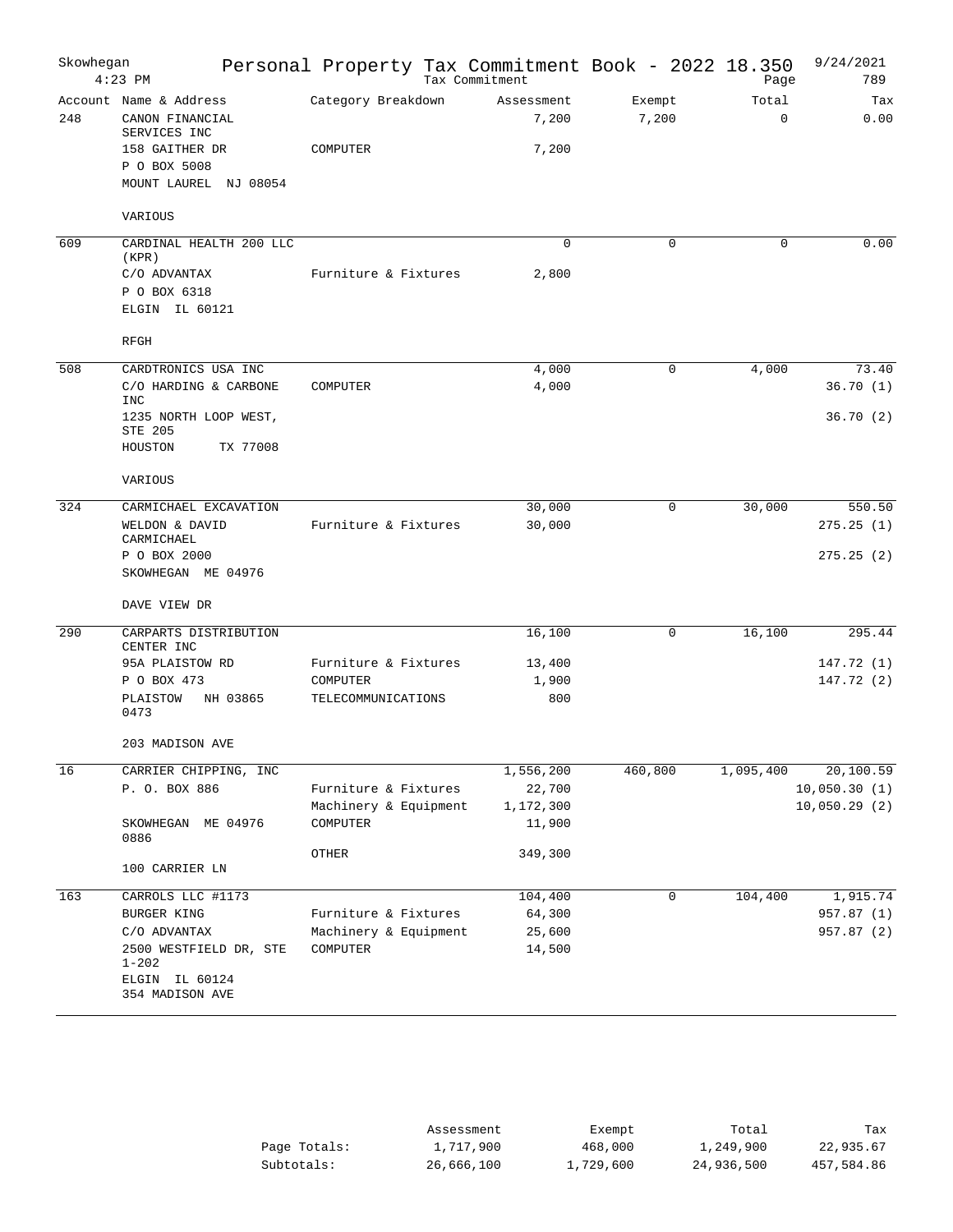# Skowhegan — Personal Property Tax Commitment Book - 2022 18.350

Tax Commitment — 4:23 PM — 9/24/2021 — Page 789

| Account | Name & Address | Category Breakdown | Assessment | Exempt | Total | Tax |
|---|---|---|---|---|---|---|
| 248 | CANON FINANCIAL SERVICES INC | | 7,200 | 7,200 | 0 | 0.00 |
| | 158 GAITHER DR | COMPUTER | 7,200 | | | |
| | P O BOX 5008 | | | | | |
| | MOUNT LAUREL NJ 08054 | | | | | |
| | VARIOUS | | | | | |
| 609 | CARDINAL HEALTH 200 LLC (KPR) | | 0 | 0 | 0 | 0.00 |
| | C/O ADVANTAX | Furniture & Fixtures | 2,800 | | | |
| | P O BOX 6318 | | | | | |
| | ELGIN IL 60121 | | | | | |
| | RFGH | | | | | |
| 508 | CARDTRONICS USA INC | | 4,000 | 0 | 4,000 | 73.40 |
| | C/O HARDING & CARBONE INC | COMPUTER | 4,000 | | | 36.70 (1) |
| | 1235 NORTH LOOP WEST, STE 205 | | | | | 36.70 (2) |
| | HOUSTON TX 77008 | | | | | |
| | VARIOUS | | | | | |
| 324 | CARMICHAEL EXCAVATION | | 30,000 | 0 | 30,000 | 550.50 |
| | WELDON & DAVID CARMICHAEL | Furniture & Fixtures | 30,000 | | | 275.25 (1) |
| | P O BOX 2000 | | | | | 275.25 (2) |
| | SKOWHEGAN ME 04976 | | | | | |
| | DAVE VIEW DR | | | | | |
| 290 | CARPARTS DISTRIBUTION CENTER INC | | 16,100 | 0 | 16,100 | 295.44 |
| | 95A PLAISTOW RD | Furniture & Fixtures | 13,400 | | | 147.72 (1) |
| | P O BOX 473 | COMPUTER | 1,900 | | | 147.72 (2) |
| | PLAISTOW NH 03865 0473 | TELECOMMUNICATIONS | 800 | | | |
| | 203 MADISON AVE | | | | | |
| 16 | CARRIER CHIPPING, INC | | 1,556,200 | 460,800 | 1,095,400 | 20,100.59 |
| | P. O. BOX 886 | Furniture & Fixtures | 22,700 | | | 10,050.30 (1) |
| | | Machinery & Equipment | 1,172,300 | | | 10,050.29 (2) |
| | SKOWHEGAN ME 04976 0886 | COMPUTER | 11,900 | | | |
| | | OTHER | 349,300 | | | |
| | 100 CARRIER LN | | | | | |
| 163 | CARROLS LLC #1173 | | 104,400 | 0 | 104,400 | 1,915.74 |
| | BURGER KING | Furniture & Fixtures | 64,300 | | | 957.87 (1) |
| | C/O ADVANTAX | Machinery & Equipment | 25,600 | | | 957.87 (2) |
| | 2500 WESTFIELD DR, STE 1-202 | COMPUTER | 14,500 | | | |
| | ELGIN IL 60124 | | | | | |
| | 354 MADISON AVE | | | | | |

| | Assessment | Exempt | Total | Tax |
|---|---|---|---|---|
| Page Totals: | 1,717,900 | 468,000 | 1,249,900 | 22,935.67 |
| Subtotals: | 26,666,100 | 1,729,600 | 24,936,500 | 457,584.86 |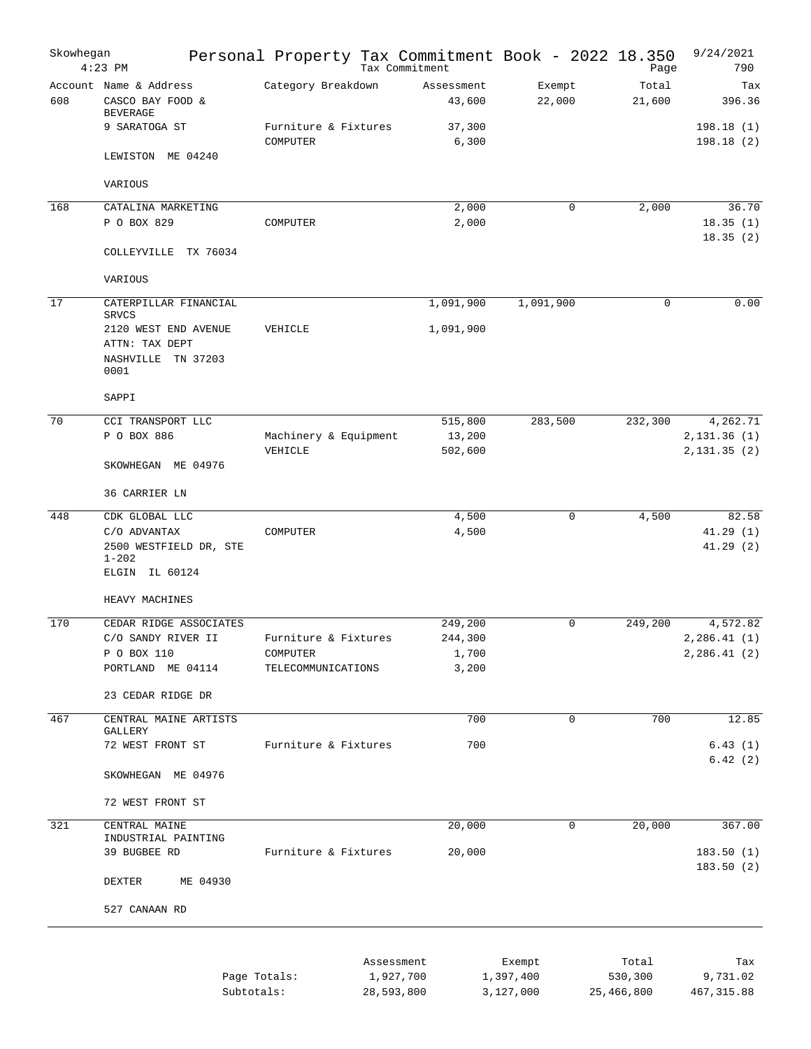# Skowhegan — Personal Property Tax Commitment Book - 2022 18.350

Tax Commitment — 4:23 PM — 9/24/2021

| Account | Name & Address | Category Breakdown | Assessment | Exempt | Total | Tax |
|---|---|---|---|---|---|---|
| 608 | CASCO BAY FOOD & BEVERAGE | | 43,600 | 22,000 | 21,600 | 396.36 |
| | 9 SARATOGA ST | Furniture & Fixtures | 37,300 | | | 198.18 (1) |
| | | COMPUTER | 6,300 | | | 198.18 (2) |
| | LEWISTON ME 04240 | | | | | |
| | VARIOUS | | | | | |
| 168 | CATALINA MARKETING | | 2,000 | 0 | 2,000 | 36.70 |
| | P O BOX 829 | COMPUTER | 2,000 | | | 18.35 (1) |
| | | | | | | 18.35 (2) |
| | COLLEYVILLE TX 76034 | | | | | |
| | VARIOUS | | | | | |
| 17 | CATERPILLAR FINANCIAL SRVCS | | 1,091,900 | 1,091,900 | 0 | 0.00 |
| | 2120 WEST END AVENUE | VEHICLE | 1,091,900 | | | |
| | ATTN: TAX DEPT | | | | | |
| | NASHVILLE TN 37203 0001 | | | | | |
| | SAPPI | | | | | |
| 70 | CCI TRANSPORT LLC | | 515,800 | 283,500 | 232,300 | 4,262.71 |
| | P O BOX 886 | Machinery & Equipment | 13,200 | | | 2,131.36 (1) |
| | | VEHICLE | 502,600 | | | 2,131.35 (2) |
| | SKOWHEGAN ME 04976 | | | | | |
| | 36 CARRIER LN | | | | | |
| 448 | CDK GLOBAL LLC | | 4,500 | 0 | 4,500 | 82.58 |
| | C/O ADVANTAX | COMPUTER | 4,500 | | | 41.29 (1) |
| | 2500 WESTFIELD DR, STE 1-202 | | | | | 41.29 (2) |
| | ELGIN IL 60124 | | | | | |
| | HEAVY MACHINES | | | | | |
| 170 | CEDAR RIDGE ASSOCIATES | | 249,200 | 0 | 249,200 | 4,572.82 |
| | C/O SANDY RIVER II | Furniture & Fixtures | 244,300 | | | 2,286.41 (1) |
| | P O BOX 110 | COMPUTER | 1,700 | | | 2,286.41 (2) |
| | PORTLAND ME 04114 | TELECOMMUNICATIONS | 3,200 | | | |
| | 23 CEDAR RIDGE DR | | | | | |
| 467 | CENTRAL MAINE ARTISTS GALLERY | | 700 | 0 | 700 | 12.85 |
| | 72 WEST FRONT ST | Furniture & Fixtures | 700 | | | 6.43 (1) |
| | | | | | | 6.42 (2) |
| | SKOWHEGAN ME 04976 | | | | | |
| | 72 WEST FRONT ST | | | | | |
| 321 | CENTRAL MAINE INDUSTRIAL PAINTING | | 20,000 | 0 | 20,000 | 367.00 |
| | 39 BUGBEE RD | Furniture & Fixtures | 20,000 | | | 183.50 (1) |
| | | | | | | 183.50 (2) |
| | DEXTER ME 04930 | | | | | |
| | 527 CANAAN RD | | | | | |

| | Assessment | Exempt | Total | Tax |
|---|---|---|---|---|
| Page Totals: | 1,927,700 | 1,397,400 | 530,300 | 9,731.02 |
| Subtotals: | 28,593,800 | 3,127,000 | 25,466,800 | 467,315.88 |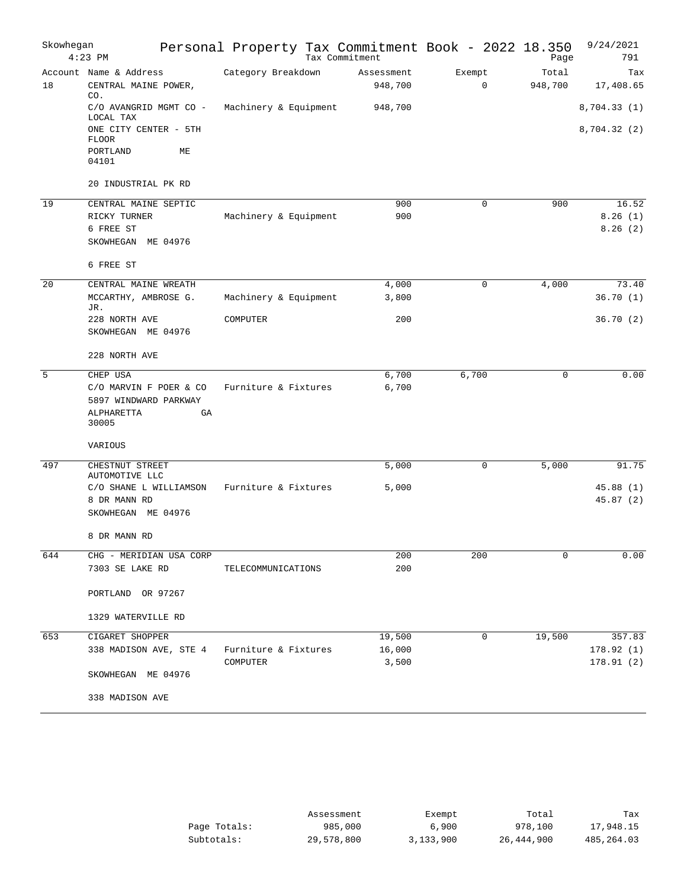Skowhegan 4:23 PM

# Personal Property Tax Commitment Book - 2022 18.350

Tax Commitment

9/24/2021

| Account | Name & Address | Category Breakdown | Assessment | Exempt | Total | Tax |
|---|---|---|---|---|---|---|
| 18 | CENTRAL MAINE POWER, CO. | | 948,700 | 0 | 948,700 | 17,408.65 |
| | C/O AVANGRID MGMT CO - LOCAL TAX | Machinery & Equipment | 948,700 | | | 8,704.33 (1) |
| | ONE CITY CENTER - 5TH FLOOR | | | | | 8,704.32 (2) |
| | PORTLAND ME 04101 | | | | | |
| | 20 INDUSTRIAL PK RD | | | | | |
| 19 | CENTRAL MAINE SEPTIC | | 900 | 0 | 900 | 16.52 |
| | RICKY TURNER | Machinery & Equipment | 900 | | | 8.26 (1) |
| | 6 FREE ST | | | | | 8.26 (2) |
| | SKOWHEGAN ME 04976 | | | | | |
| | 6 FREE ST | | | | | |
| 20 | CENTRAL MAINE WREATH | | 4,000 | 0 | 4,000 | 73.40 |
| | MCCARTHY, AMBROSE G. JR. | Machinery & Equipment | 3,800 | | | 36.70 (1) |
| | 228 NORTH AVE | COMPUTER | 200 | | | 36.70 (2) |
| | SKOWHEGAN ME 04976 | | | | | |
| | 228 NORTH AVE | | | | | |
| 5 | CHEP USA | | 6,700 | 6,700 | 0 | 0.00 |
| | C/O MARVIN F POER & CO | Furniture & Fixtures | 6,700 | | | |
| | 5897 WINDWARD PARKWAY | | | | | |
| | ALPHARETTA GA 30005 | | | | | |
| | VARIOUS | | | | | |
| 497 | CHESTNUT STREET AUTOMOTIVE LLC | | 5,000 | 0 | 5,000 | 91.75 |
| | C/O SHANE L WILLIAMSON | Furniture & Fixtures | 5,000 | | | 45.88 (1) |
| | 8 DR MANN RD | | | | | 45.87 (2) |
| | SKOWHEGAN ME 04976 | | | | | |
| | 8 DR MANN RD | | | | | |
| 644 | CHG - MERIDIAN USA CORP | | 200 | 200 | 0 | 0.00 |
| | 7303 SE LAKE RD | TELECOMMUNICATIONS | 200 | | | |
| | PORTLAND OR 97267 | | | | | |
| | 1329 WATERVILLE RD | | | | | |
| 653 | CIGARET SHOPPER | | 19,500 | 0 | 19,500 | 357.83 |
| | 338 MADISON AVE, STE 4 | Furniture & Fixtures | 16,000 | | | 178.92 (1) |
| | | COMPUTER | 3,500 | | | 178.91 (2) |
| | SKOWHEGAN ME 04976 | | | | | |
| | 338 MADISON AVE | | | | | |

| | Assessment | Exempt | Total | Tax |
|---|---|---|---|---|
| Page Totals: | 985,000 | 6,900 | 978,100 | 17,948.15 |
| Subtotals: | 29,578,800 | 3,133,900 | 26,444,900 | 485,264.03 |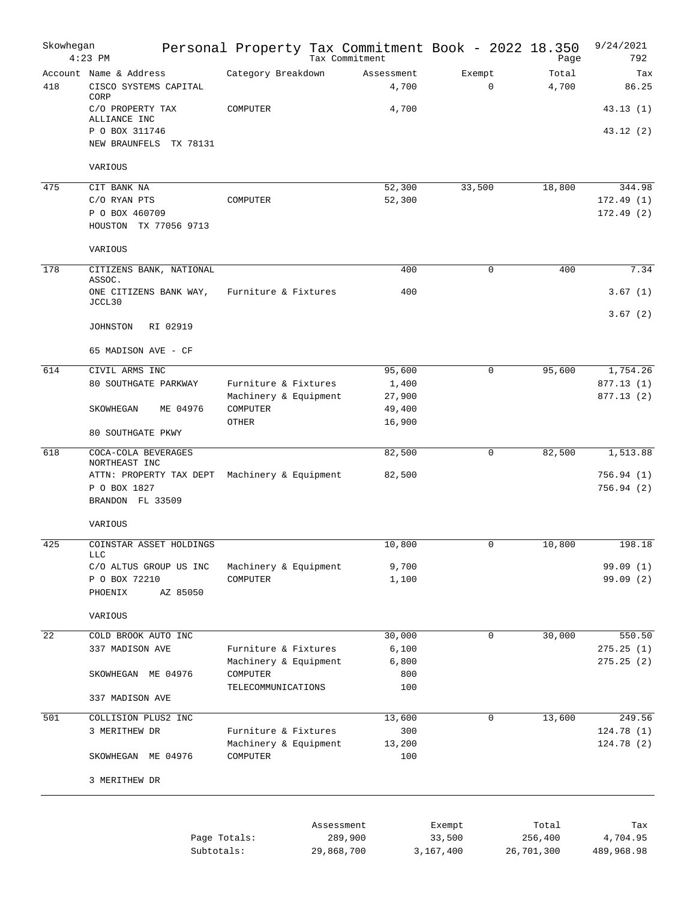# Skowhegan — Personal Property Tax Commitment Book - 2022 18.350

Tax Commitment — 4:23 PM — 9/24/2021 — Page 792

| Account | Name & Address | Category Breakdown | Assessment | Exempt | Total | Tax |
|---|---|---|---|---|---|---|
| 418 | CISCO SYSTEMS CAPITAL CORP | | 4,700 | 0 | 4,700 | 86.25 |
| | C/O PROPERTY TAX ALLIANCE INC | COMPUTER | 4,700 | | | 43.13 (1) |
| | P O BOX 311746 | | | | | 43.12 (2) |
| | NEW BRAUNFELS TX 78131 | | | | | |
| | VARIOUS | | | | | |
| 475 | CIT BANK NA | | 52,300 | 33,500 | 18,800 | 344.98 |
| | C/O RYAN PTS | COMPUTER | 52,300 | | | 172.49 (1) |
| | P O BOX 460709 | | | | | 172.49 (2) |
| | HOUSTON TX 77056 9713 | | | | | |
| | VARIOUS | | | | | |
| 178 | CITIZENS BANK, NATIONAL ASSOC. | | 400 | 0 | 400 | 7.34 |
| | ONE CITIZENS BANK WAY, JCCL30 | Furniture & Fixtures | 400 | | | 3.67 (1) |
| | | | | | | 3.67 (2) |
| | JOHNSTON RI 02919 | | | | | |
| | 65 MADISON AVE - CF | | | | | |
| 614 | CIVIL ARMS INC | | 95,600 | 0 | 95,600 | 1,754.26 |
| | 80 SOUTHGATE PARKWAY | Furniture & Fixtures | 1,400 | | | 877.13 (1) |
| | | Machinery & Equipment | 27,900 | | | 877.13 (2) |
| | SKOWHEGAN ME 04976 | COMPUTER | 49,400 | | | |
| | | OTHER | 16,900 | | | |
| | 80 SOUTHGATE PKWY | | | | | |
| 618 | COCA-COLA BEVERAGES NORTHEAST INC | | 82,500 | 0 | 82,500 | 1,513.88 |
| | ATTN: PROPERTY TAX DEPT | Machinery & Equipment | 82,500 | | | 756.94 (1) |
| | P O BOX 1827 | | | | | 756.94 (2) |
| | BRANDON FL 33509 | | | | | |
| | VARIOUS | | | | | |
| 425 | COINSTAR ASSET HOLDINGS LLC | | 10,800 | 0 | 10,800 | 198.18 |
| | C/O ALTUS GROUP US INC | Machinery & Equipment | 9,700 | | | 99.09 (1) |
| | P O BOX 72210 | COMPUTER | 1,100 | | | 99.09 (2) |
| | PHOENIX AZ 85050 | | | | | |
| | VARIOUS | | | | | |
| 22 | COLD BROOK AUTO INC | | 30,000 | 0 | 30,000 | 550.50 |
| | 337 MADISON AVE | Furniture & Fixtures | 6,100 | | | 275.25 (1) |
| | | Machinery & Equipment | 6,800 | | | 275.25 (2) |
| | SKOWHEGAN ME 04976 | COMPUTER | 800 | | | |
| | | TELECOMMUNICATIONS | 100 | | | |
| | 337 MADISON AVE | | | | | |
| 501 | COLLISION PLUS2 INC | | 13,600 | 0 | 13,600 | 249.56 |
| | 3 MERITHEW DR | Furniture & Fixtures | 300 | | | 124.78 (1) |
| | | Machinery & Equipment | 13,200 | | | 124.78 (2) |
| | SKOWHEGAN ME 04976 | COMPUTER | 100 | | | |
| | 3 MERITHEW DR | | | | | |

| | Assessment | Exempt | Total | Tax |
|---|---|---|---|---|
| Page Totals: | 289,900 | 33,500 | 256,400 | 4,704.95 |
| Subtotals: | 29,868,700 | 3,167,400 | 26,701,300 | 489,968.98 |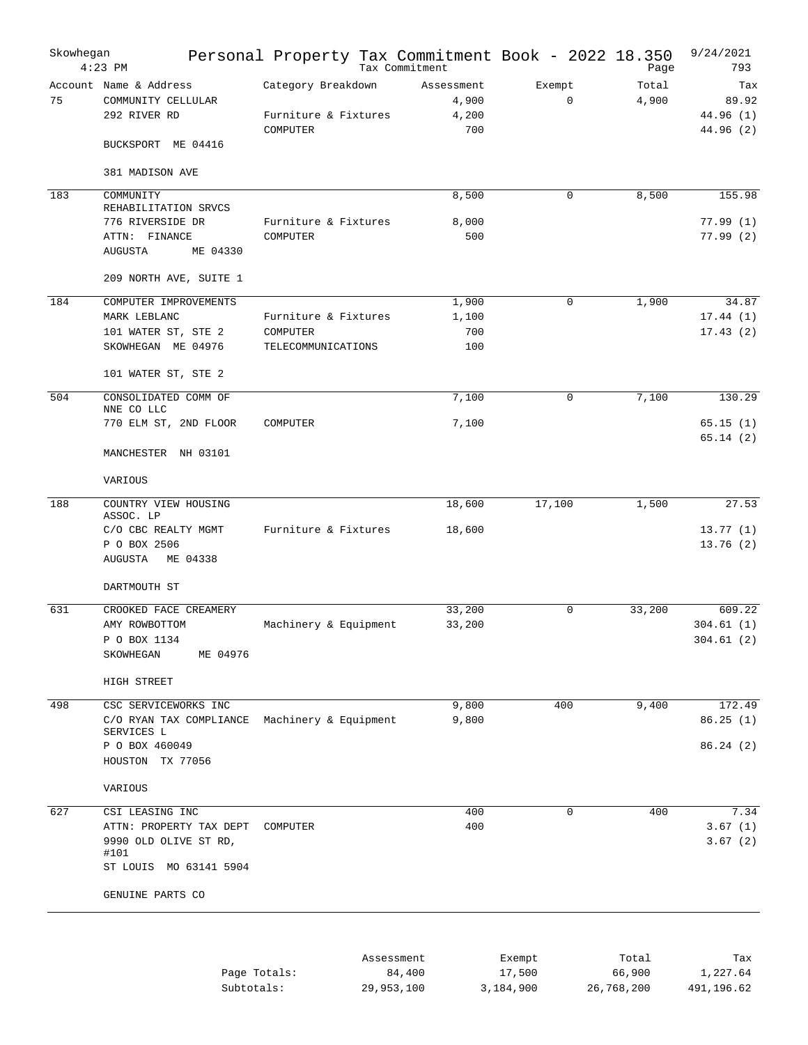# Skowhegan — Personal Property Tax Commitment Book - 2022 18.350

Tax Commitment — 9/24/2021 4:23 PM — Page 793

| Account | Name & Address | Category Breakdown | Assessment | Exempt | Total | Tax |
|---|---|---|---|---|---|---|
| 75 | COMMUNITY CELLULAR | | 4,900 | 0 | 4,900 | 89.92 |
| | 292 RIVER RD | Furniture & Fixtures | 4,200 | | | 44.96 (1) |
| | | COMPUTER | 700 | | | 44.96 (2) |
| | BUCKSPORT ME 04416 | | | | | |
| | 381 MADISON AVE | | | | | |
| 183 | COMMUNITY REHABILITATION SRVCS | | 8,500 | 0 | 8,500 | 155.98 |
| | 776 RIVERSIDE DR | Furniture & Fixtures | 8,000 | | | 77.99 (1) |
| | ATTN: FINANCE | COMPUTER | 500 | | | 77.99 (2) |
| | AUGUSTA ME 04330 | | | | | |
| | 209 NORTH AVE, SUITE 1 | | | | | |
| 184 | COMPUTER IMPROVEMENTS | | 1,900 | 0 | 1,900 | 34.87 |
| | MARK LEBLANC | Furniture & Fixtures | 1,100 | | | 17.44 (1) |
| | 101 WATER ST, STE 2 | COMPUTER | 700 | | | 17.43 (2) |
| | SKOWHEGAN ME 04976 | TELECOMMUNICATIONS | 100 | | | |
| | 101 WATER ST, STE 2 | | | | | |
| 504 | CONSOLIDATED COMM OF NNE CO LLC | | 7,100 | 0 | 7,100 | 130.29 |
| | 770 ELM ST, 2ND FLOOR | COMPUTER | 7,100 | | | 65.15 (1) |
| | | | | | | 65.14 (2) |
| | MANCHESTER NH 03101 | | | | | |
| | VARIOUS | | | | | |
| 188 | COUNTRY VIEW HOUSING ASSOC. LP | | 18,600 | 17,100 | 1,500 | 27.53 |
| | C/O CBC REALTY MGMT | Furniture & Fixtures | 18,600 | | | 13.77 (1) |
| | P O BOX 2506 | | | | | 13.76 (2) |
| | AUGUSTA ME 04338 | | | | | |
| | DARTMOUTH ST | | | | | |
| 631 | CROOKED FACE CREAMERY | | 33,200 | 0 | 33,200 | 609.22 |
| | AMY ROWBOTTOM | Machinery & Equipment | 33,200 | | | 304.61 (1) |
| | P O BOX 1134 | | | | | 304.61 (2) |
| | SKOWHEGAN ME 04976 | | | | | |
| | HIGH STREET | | | | | |
| 498 | CSC SERVICEWORKS INC | | 9,800 | 400 | 9,400 | 172.49 |
| | C/O RYAN TAX COMPLIANCE SERVICES L | Machinery & Equipment | 9,800 | | | 86.25 (1) |
| | P O BOX 460049 | | | | | 86.24 (2) |
| | HOUSTON TX 77056 | | | | | |
| | VARIOUS | | | | | |
| 627 | CSI LEASING INC | | 400 | 0 | 400 | 7.34 |
| | ATTN: PROPERTY TAX DEPT | COMPUTER | 400 | | | 3.67 (1) |
| | 9990 OLD OLIVE ST RD, #101 | | | | | 3.67 (2) |
| | ST LOUIS MO 63141 5904 | | | | | |
| | GENUINE PARTS CO | | | | | |

| | Assessment | Exempt | Total | Tax |
|---|---|---|---|---|
| Page Totals: | 84,400 | 17,500 | 66,900 | 1,227.64 |
| Subtotals: | 29,953,100 | 3,184,900 | 26,768,200 | 491,196.62 |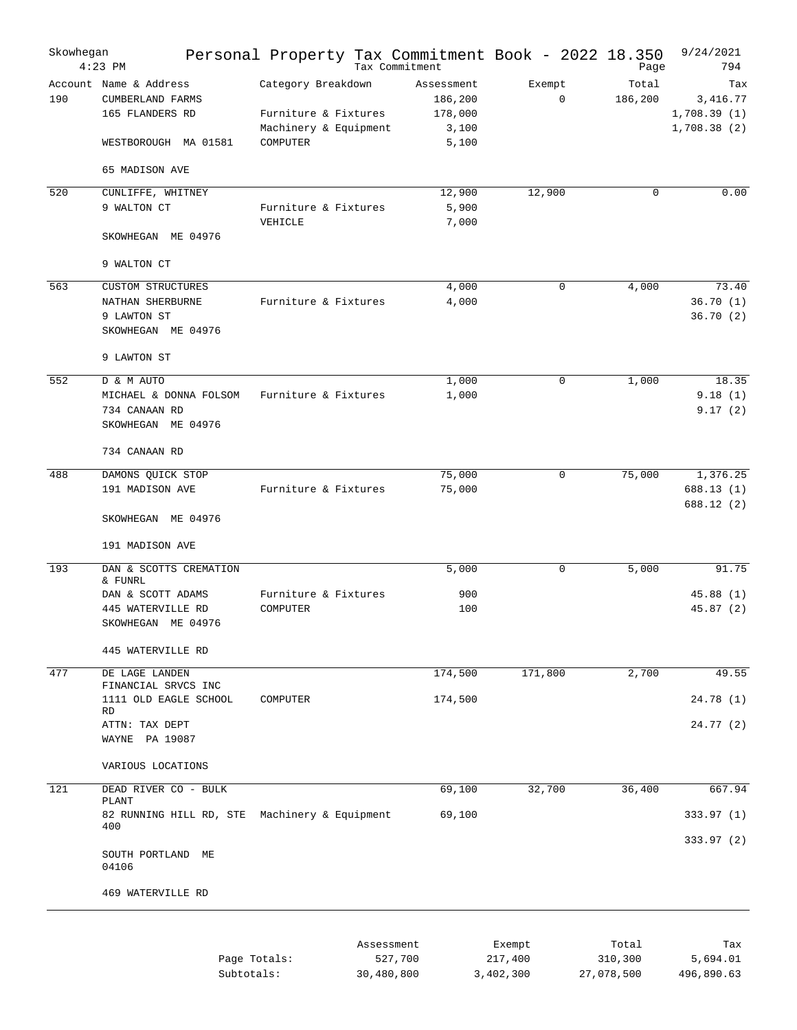# Skowhegan — Personal Property Tax Commitment Book - 2022 18.350

Tax Commitment — 4:23 PM — 9/24/2021 — Page 794

| Account | Name & Address | Category Breakdown | Assessment | Exempt | Total | Tax |
|---|---|---|---|---|---|---|
| 190 | CUMBERLAND FARMS | | 186,200 | 0 | 186,200 | 3,416.77 |
| | 165 FLANDERS RD | Furniture & Fixtures | 178,000 | | | 1,708.39 (1) |
| | | Machinery & Equipment | 3,100 | | | 1,708.38 (2) |
| | WESTBOROUGH MA 01581 | COMPUTER | 5,100 | | | |
| | 65 MADISON AVE | | | | | |
| 520 | CUNLIFFE, WHITNEY | | 12,900 | 12,900 | 0 | 0.00 |
| | 9 WALTON CT | Furniture & Fixtures | 5,900 | | | |
| | | VEHICLE | 7,000 | | | |
| | SKOWHEGAN ME 04976 | | | | | |
| | 9 WALTON CT | | | | | |
| 563 | CUSTOM STRUCTURES | | 4,000 | 0 | 4,000 | 73.40 |
| | NATHAN SHERBURNE | Furniture & Fixtures | 4,000 | | | 36.70 (1) |
| | 9 LAWTON ST | | | | | 36.70 (2) |
| | SKOWHEGAN ME 04976 | | | | | |
| | 9 LAWTON ST | | | | | |
| 552 | D & M AUTO | | 1,000 | 0 | 1,000 | 18.35 |
| | MICHAEL & DONNA FOLSOM | Furniture & Fixtures | 1,000 | | | 9.18 (1) |
| | 734 CANAAN RD | | | | | 9.17 (2) |
| | SKOWHEGAN ME 04976 | | | | | |
| | 734 CANAAN RD | | | | | |
| 488 | DAMONS QUICK STOP | | 75,000 | 0 | 75,000 | 1,376.25 |
| | 191 MADISON AVE | Furniture & Fixtures | 75,000 | | | 688.13 (1) |
| | | | | | | 688.12 (2) |
| | SKOWHEGAN ME 04976 | | | | | |
| | 191 MADISON AVE | | | | | |
| 193 | DAN & SCOTTS CREMATION & FUNRL | | 5,000 | 0 | 5,000 | 91.75 |
| | DAN & SCOTT ADAMS | Furniture & Fixtures | 900 | | | 45.88 (1) |
| | 445 WATERVILLE RD | COMPUTER | 100 | | | 45.87 (2) |
| | SKOWHEGAN ME 04976 | | | | | |
| | 445 WATERVILLE RD | | | | | |
| 477 | DE LAGE LANDEN FINANCIAL SRVCS INC | | 174,500 | 171,800 | 2,700 | 49.55 |
| | 1111 OLD EAGLE SCHOOL RD | COMPUTER | 174,500 | | | 24.78 (1) |
| | ATTN: TAX DEPT | | | | | 24.77 (2) |
| | WAYNE PA 19087 | | | | | |
| | VARIOUS LOCATIONS | | | | | |
| 121 | DEAD RIVER CO - BULK PLANT | | 69,100 | 32,700 | 36,400 | 667.94 |
| | 82 RUNNING HILL RD, STE 400 | Machinery & Equipment | 69,100 | | | 333.97 (1) |
| | | | | | | 333.97 (2) |
| | SOUTH PORTLAND ME 04106 | | | | | |
| | 469 WATERVILLE RD | | | | | |

| | Assessment | Exempt | Total | Tax |
|---|---|---|---|---|
| Page Totals: | 527,700 | 217,400 | 310,300 | 5,694.01 |
| Subtotals: | 30,480,800 | 3,402,300 | 27,078,500 | 496,890.63 |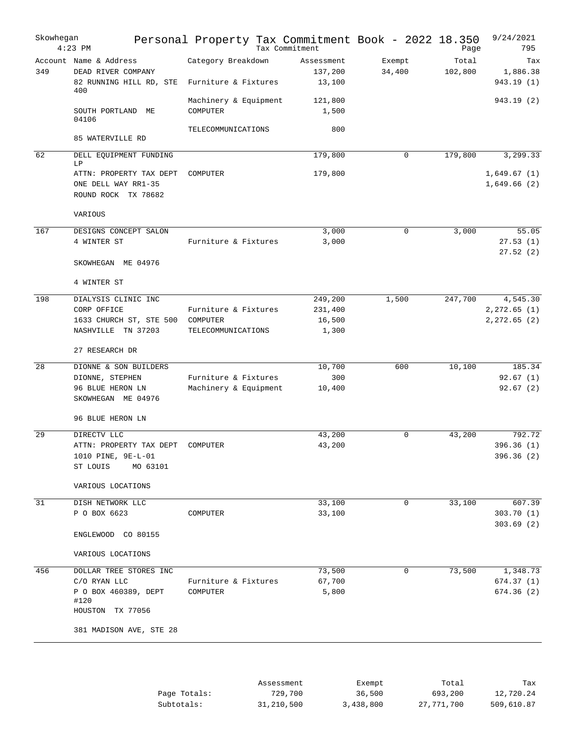Skowhegan 4:23 PM — Personal Property Tax Commitment Book - 2022 18.350 — Tax Commitment — 9/24/2021 — Page 795

| Account | Name & Address | Category Breakdown | Assessment | Exempt | Total | Tax |
|---|---|---|---|---|---|---|
| 349 | DEAD RIVER COMPANY | | 137,200 | 34,400 | 102,800 | 1,886.38 |
| | 82 RUNNING HILL RD, STE 400 | Furniture & Fixtures | 13,100 | | | 943.19 (1) |
| | | Machinery & Equipment | 121,800 | | | 943.19 (2) |
| | SOUTH PORTLAND ME 04106 | COMPUTER | 1,500 | | | |
| | | TELECOMMUNICATIONS | 800 | | | |
| | 85 WATERVILLE RD | | | | | |
| 62 | DELL EQUIPMENT FUNDING LP | | 179,800 | 0 | 179,800 | 3,299.33 |
| | ATTN: PROPERTY TAX DEPT | COMPUTER | 179,800 | | | 1,649.67 (1) |
| | ONE DELL WAY RR1-35 | | | | | 1,649.66 (2) |
| | ROUND ROCK TX 78682 | | | | | |
| | VARIOUS | | | | | |
| 167 | DESIGNS CONCEPT SALON | | 3,000 | 0 | 3,000 | 55.05 |
| | 4 WINTER ST | Furniture & Fixtures | 3,000 | | | 27.53 (1) |
| | | | | | | 27.52 (2) |
| | SKOWHEGAN ME 04976 | | | | | |
| | 4 WINTER ST | | | | | |
| 198 | DIALYSIS CLINIC INC | | 249,200 | 1,500 | 247,700 | 4,545.30 |
| | CORP OFFICE | Furniture & Fixtures | 231,400 | | | 2,272.65 (1) |
| | 1633 CHURCH ST, STE 500 | COMPUTER | 16,500 | | | 2,272.65 (2) |
| | NASHVILLE TN 37203 | TELECOMMUNICATIONS | 1,300 | | | |
| | 27 RESEARCH DR | | | | | |
| 28 | DIONNE & SON BUILDERS | | 10,700 | 600 | 10,100 | 185.34 |
| | DIONNE, STEPHEN | Furniture & Fixtures | 300 | | | 92.67 (1) |
| | 96 BLUE HERON LN | Machinery & Equipment | 10,400 | | | 92.67 (2) |
| | SKOWHEGAN ME 04976 | | | | | |
| | 96 BLUE HERON LN | | | | | |
| 29 | DIRECTV LLC | | 43,200 | 0 | 43,200 | 792.72 |
| | ATTN: PROPERTY TAX DEPT | COMPUTER | 43,200 | | | 396.36 (1) |
| | 1010 PINE, 9E-L-01 | | | | | 396.36 (2) |
| | ST LOUIS MO 63101 | | | | | |
| | VARIOUS LOCATIONS | | | | | |
| 31 | DISH NETWORK LLC | | 33,100 | 0 | 33,100 | 607.39 |
| | P O BOX 6623 | COMPUTER | 33,100 | | | 303.70 (1) |
| | | | | | | 303.69 (2) |
| | ENGLEWOOD CO 80155 | | | | | |
| | VARIOUS LOCATIONS | | | | | |
| 456 | DOLLAR TREE STORES INC | | 73,500 | 0 | 73,500 | 1,348.73 |
| | C/O RYAN LLC | Furniture & Fixtures | 67,700 | | | 674.37 (1) |
| | P O BOX 460389, DEPT #120 | COMPUTER | 5,800 | | | 674.36 (2) |
| | HOUSTON TX 77056 | | | | | |
| | 381 MADISON AVE, STE 28 | | | | | |

| | Assessment | Exempt | Total | Tax |
|---|---|---|---|---|
| Page Totals: | 729,700 | 36,500 | 693,200 | 12,720.24 |
| Subtotals: | 31,210,500 | 3,438,800 | 27,771,700 | 509,610.87 |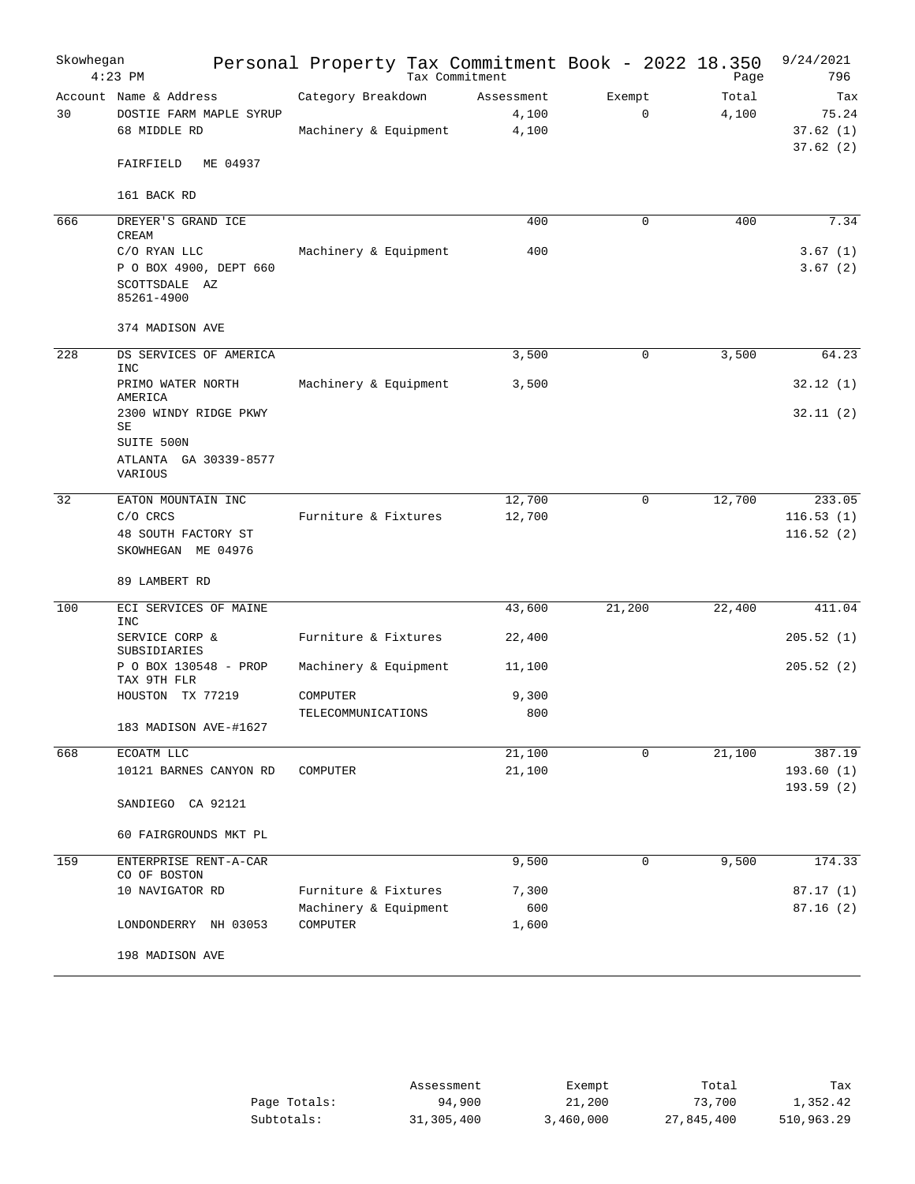Skowhegan — Personal Property Tax Commitment Book - 2022 18.350 — 9/24/2021 4:23 PM — Tax Commitment — Page 796

| Account | Name & Address | Category Breakdown | Assessment | Exempt | Total | Tax |
|---|---|---|---|---|---|---|
| 30 | DOSTIE FARM MAPLE SYRUP | | 4,100 | 0 | 4,100 | 75.24 |
| | 68 MIDDLE RD | Machinery & Equipment | 4,100 | | | 37.62 (1) |
| | | | | | | 37.62 (2) |
| | FAIRFIELD ME 04937 | | | | | |
| | 161 BACK RD | | | | | |
| 666 | DREYER'S GRAND ICE CREAM | | 400 | 0 | 400 | 7.34 |
| | C/O RYAN LLC | Machinery & Equipment | 400 | | | 3.67 (1) |
| | P O BOX 4900, DEPT 660 | | | | | 3.67 (2) |
| | SCOTTSDALE AZ 85261-4900 | | | | | |
| | 374 MADISON AVE | | | | | |
| 228 | DS SERVICES OF AMERICA INC | | 3,500 | 0 | 3,500 | 64.23 |
| | PRIMO WATER NORTH AMERICA | Machinery & Equipment | 3,500 | | | 32.12 (1) |
| | 2300 WINDY RIDGE PKWY SE | | | | | 32.11 (2) |
| | SUITE 500N | | | | | |
| | ATLANTA GA 30339-8577 | | | | | |
| | VARIOUS | | | | | |
| 32 | EATON MOUNTAIN INC | | 12,700 | 0 | 12,700 | 233.05 |
| | C/O CRCS | Furniture & Fixtures | 12,700 | | | 116.53 (1) |
| | 48 SOUTH FACTORY ST | | | | | 116.52 (2) |
| | SKOWHEGAN ME 04976 | | | | | |
| | 89 LAMBERT RD | | | | | |
| 100 | ECI SERVICES OF MAINE INC | | 43,600 | 21,200 | 22,400 | 411.04 |
| | SERVICE CORP & SUBSIDIARIES | Furniture & Fixtures | 22,400 | | | 205.52 (1) |
| | P O BOX 130548 - PROP TAX 9TH FLR | Machinery & Equipment | 11,100 | | | 205.52 (2) |
| | HOUSTON TX 77219 | COMPUTER | 9,300 | | | |
| | | TELECOMMUNICATIONS | 800 | | | |
| | 183 MADISON AVE-#1627 | | | | | |
| 668 | ECOATM LLC | | 21,100 | 0 | 21,100 | 387.19 |
| | 10121 BARNES CANYON RD | COMPUTER | 21,100 | | | 193.60 (1) |
| | | | | | | 193.59 (2) |
| | SANDIEGO CA 92121 | | | | | |
| | 60 FAIRGROUNDS MKT PL | | | | | |
| 159 | ENTERPRISE RENT-A-CAR CO OF BOSTON | | 9,500 | 0 | 9,500 | 174.33 |
| | 10 NAVIGATOR RD | Furniture & Fixtures | 7,300 | | | 87.17 (1) |
| | | Machinery & Equipment | 600 | | | 87.16 (2) |
| | LONDONDERRY NH 03053 | COMPUTER | 1,600 | | | |
| | 198 MADISON AVE | | | | | |

| | Assessment | Exempt | Total | Tax |
|---|---|---|---|---|
| Page Totals: | 94,900 | 21,200 | 73,700 | 1,352.42 |
| Subtotals: | 31,305,400 | 3,460,000 | 27,845,400 | 510,963.29 |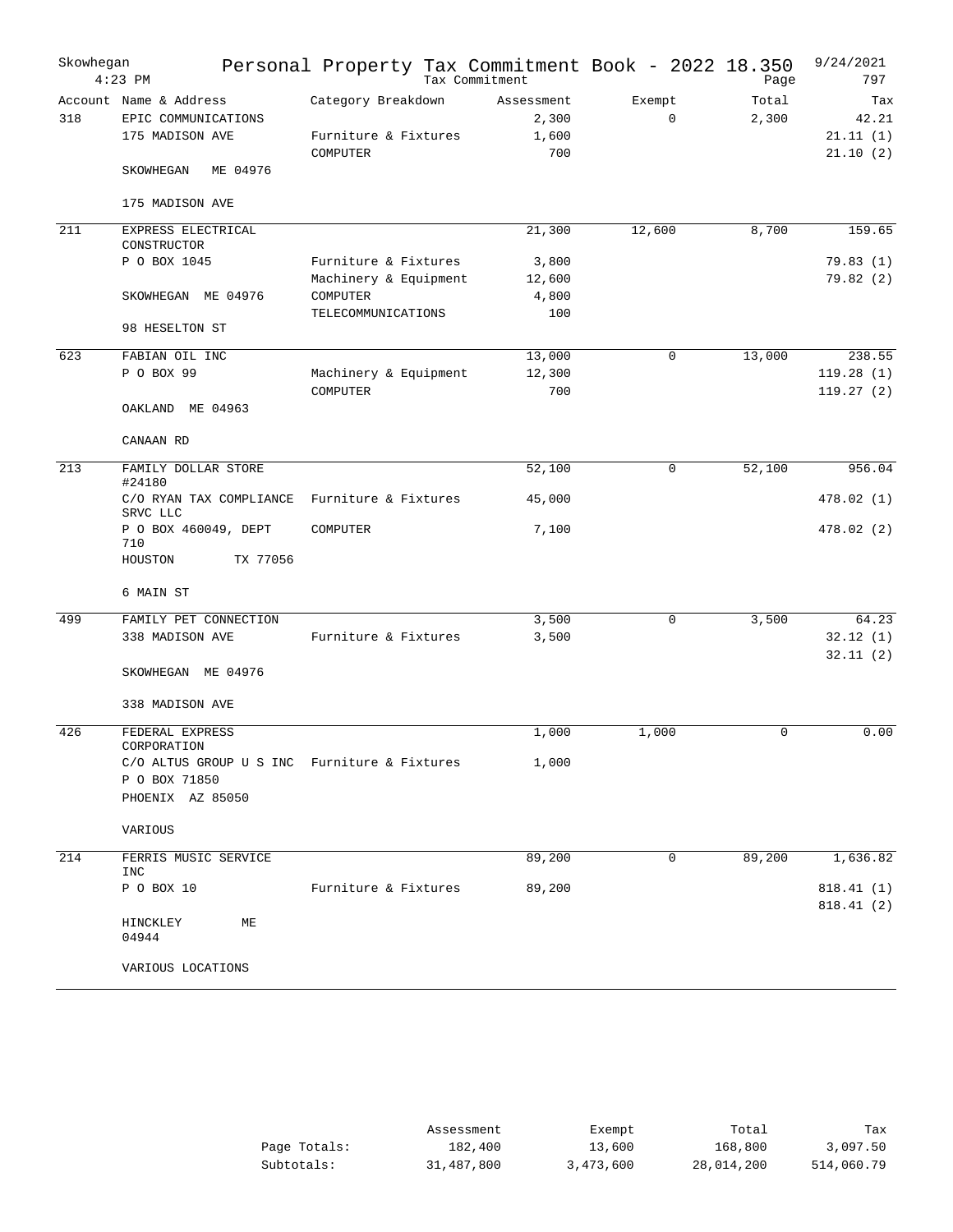# Personal Property Tax Commitment Book - 2022 18.350

Skowhegan — Tax Commitment — 9/24/2021 4:23 PM — Page 797

| Account | Name & Address | Category Breakdown | Assessment | Exempt | Total | Tax |
|---|---|---|---|---|---|---|
| 318 | EPIC COMMUNICATIONS | | 2,300 | 0 | 2,300 | 42.21 |
| | 175 MADISON AVE | Furniture & Fixtures | 1,600 | | | 21.11 (1) |
| | | COMPUTER | 700 | | | 21.10 (2) |
| | SKOWHEGAN ME 04976 | | | | | |
| | 175 MADISON AVE | | | | | |
| 211 | EXPRESS ELECTRICAL CONSTRUCTOR | | 21,300 | 12,600 | 8,700 | 159.65 |
| | P O BOX 1045 | Furniture & Fixtures | 3,800 | | | 79.83 (1) |
| | | Machinery & Equipment | 12,600 | | | 79.82 (2) |
| | SKOWHEGAN ME 04976 | COMPUTER | 4,800 | | | |
| | | TELECOMMUNICATIONS | 100 | | | |
| | 98 HESELTON ST | | | | | |
| 623 | FABIAN OIL INC | | 13,000 | 0 | 13,000 | 238.55 |
| | P O BOX 99 | Machinery & Equipment | 12,300 | | | 119.28 (1) |
| | | COMPUTER | 700 | | | 119.27 (2) |
| | OAKLAND ME 04963 | | | | | |
| | CANAAN RD | | | | | |
| 213 | FAMILY DOLLAR STORE #24180 | | 52,100 | 0 | 52,100 | 956.04 |
| | C/O RYAN TAX COMPLIANCE SRVC LLC | Furniture & Fixtures | 45,000 | | | 478.02 (1) |
| | P O BOX 460049, DEPT 710 | COMPUTER | 7,100 | | | 478.02 (2) |
| | HOUSTON TX 77056 | | | | | |
| | 6 MAIN ST | | | | | |
| 499 | FAMILY PET CONNECTION | | 3,500 | 0 | 3,500 | 64.23 |
| | 338 MADISON AVE | Furniture & Fixtures | 3,500 | | | 32.12 (1) |
| | | | | | | 32.11 (2) |
| | SKOWHEGAN ME 04976 | | | | | |
| | 338 MADISON AVE | | | | | |
| 426 | FEDERAL EXPRESS CORPORATION | | 1,000 | 1,000 | 0 | 0.00 |
| | C/O ALTUS GROUP U S INC | Furniture & Fixtures | 1,000 | | | |
| | P O BOX 71850 | | | | | |
| | PHOENIX AZ 85050 | | | | | |
| | VARIOUS | | | | | |
| 214 | FERRIS MUSIC SERVICE INC | | 89,200 | 0 | 89,200 | 1,636.82 |
| | P O BOX 10 | Furniture & Fixtures | 89,200 | | | 818.41 (1) |
| | | | | | | 818.41 (2) |
| | HINCKLEY ME 04944 | | | | | |
| | VARIOUS LOCATIONS | | | | | |

| | Assessment | Exempt | Total | Tax |
|---|---|---|---|---|
| Page Totals: | 182,400 | 13,600 | 168,800 | 3,097.50 |
| Subtotals: | 31,487,800 | 3,473,600 | 28,014,200 | 514,060.79 |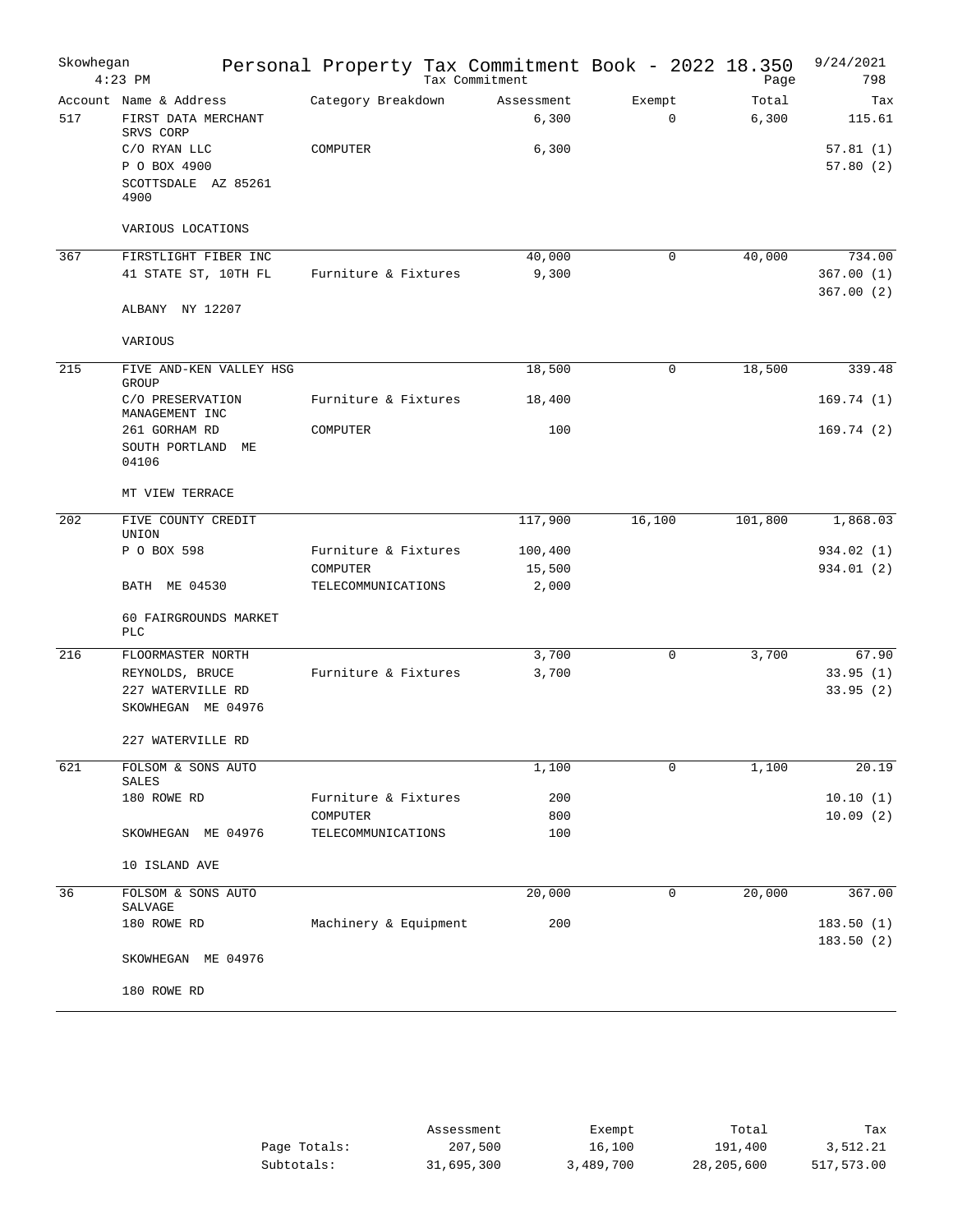# Skowhegan — Personal Property Tax Commitment Book - 2022 18.350

Tax Commitment — 4:23 PM — 9/24/2021

| Account | Name & Address | Category Breakdown | Assessment | Exempt | Total | Tax |
|---|---|---|---|---|---|---|
| 517 | FIRST DATA MERCHANT SRVS CORP | | 6,300 | 0 | 6,300 | 115.61 |
| | C/O RYAN LLC | COMPUTER | 6,300 | | | 57.81 (1) |
| | P O BOX 4900 | | | | | 57.80 (2) |
| | SCOTTSDALE AZ 85261 4900 | | | | | |
| | VARIOUS LOCATIONS | | | | | |
| 367 | FIRSTLIGHT FIBER INC | | 40,000 | 0 | 40,000 | 734.00 |
| | 41 STATE ST, 10TH FL | Furniture & Fixtures | 9,300 | | | 367.00 (1) |
| | | | | | | 367.00 (2) |
| | ALBANY NY 12207 | | | | | |
| | VARIOUS | | | | | |
| 215 | FIVE AND-KEN VALLEY HSG GROUP | | 18,500 | 0 | 18,500 | 339.48 |
| | C/O PRESERVATION MANAGEMENT INC | Furniture & Fixtures | 18,400 | | | 169.74 (1) |
| | 261 GORHAM RD | COMPUTER | 100 | | | 169.74 (2) |
| | SOUTH PORTLAND ME 04106 | | | | | |
| | MT VIEW TERRACE | | | | | |
| 202 | FIVE COUNTY CREDIT UNION | | 117,900 | 16,100 | 101,800 | 1,868.03 |
| | P O BOX 598 | Furniture & Fixtures | 100,400 | | | 934.02 (1) |
| | | COMPUTER | 15,500 | | | 934.01 (2) |
| | BATH ME 04530 | TELECOMMUNICATIONS | 2,000 | | | |
| | 60 FAIRGROUNDS MARKET PLC | | | | | |
| 216 | FLOORMASTER NORTH | | 3,700 | 0 | 3,700 | 67.90 |
| | REYNOLDS, BRUCE | Furniture & Fixtures | 3,700 | | | 33.95 (1) |
| | 227 WATERVILLE RD | | | | | 33.95 (2) |
| | SKOWHEGAN ME 04976 | | | | | |
| | 227 WATERVILLE RD | | | | | |
| 621 | FOLSOM & SONS AUTO SALES | | 1,100 | 0 | 1,100 | 20.19 |
| | 180 ROWE RD | Furniture & Fixtures | 200 | | | 10.10 (1) |
| | | COMPUTER | 800 | | | 10.09 (2) |
| | SKOWHEGAN ME 04976 | TELECOMMUNICATIONS | 100 | | | |
| | 10 ISLAND AVE | | | | | |
| 36 | FOLSOM & SONS AUTO SALVAGE | | 20,000 | 0 | 20,000 | 367.00 |
| | 180 ROWE RD | Machinery & Equipment | 200 | | | 183.50 (1) |
| | | | | | | 183.50 (2) |
| | SKOWHEGAN ME 04976 | | | | | |
| | 180 ROWE RD | | | | | |

| | Assessment | Exempt | Total | Tax |
|---|---|---|---|---|
| Page Totals: | 207,500 | 16,100 | 191,400 | 3,512.21 |
| Subtotals: | 31,695,300 | 3,489,700 | 28,205,600 | 517,573.00 |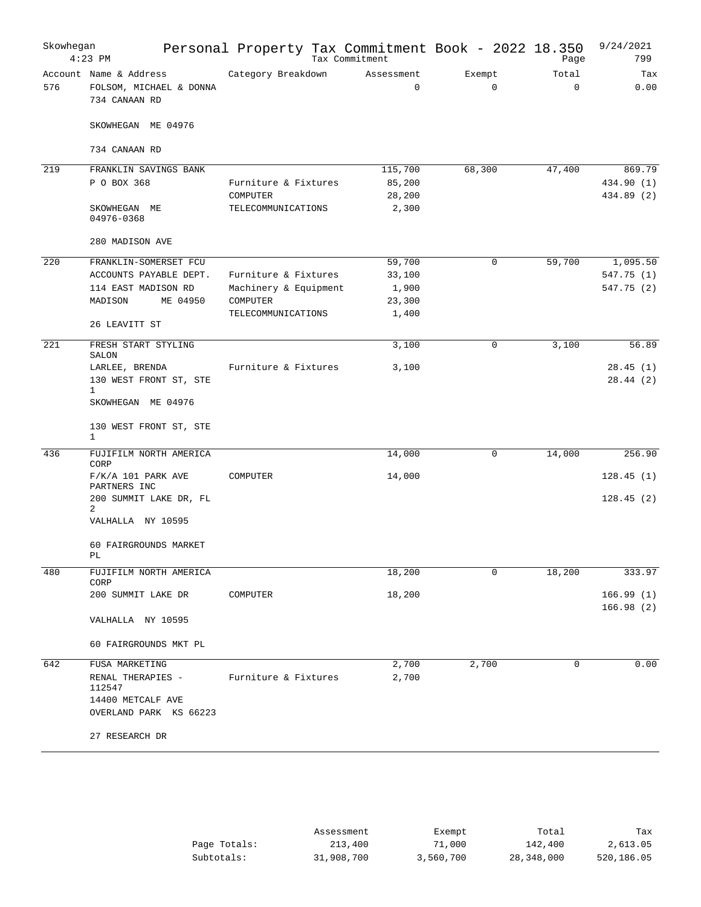# Personal Property Tax Commitment Book - 2022 18.350

Skowhegan
4:23 PM
Tax Commitment
9/24/2021

| Account | Name & Address | Category Breakdown | Assessment | Exempt | Total | Tax |
|---|---|---|---|---|---|---|
| 576 | FOLSOM, MICHAEL & DONNA<br>734 CANAAN RD<br><br>SKOWHEGAN ME 04976<br><br>734 CANAAN RD | | 0 | 0 | 0 | 0.00 |
| 219 | FRANKLIN SAVINGS BANK<br>P O BOX 368<br><br>SKOWHEGAN ME 04976-0368<br><br>280 MADISON AVE | <br>Furniture & Fixtures<br>COMPUTER<br>TELECOMMUNICATIONS | 115,700<br>85,200<br>28,200<br>2,300 | 68,300 | 47,400 | 869.79<br>434.90 (1)<br>434.89 (2) |
| 220 | FRANKLIN-SOMERSET FCU<br>ACCOUNTS PAYABLE DEPT.<br>114 EAST MADISON RD<br>MADISON ME 04950<br><br>26 LEAVITT ST | <br>Furniture & Fixtures<br>Machinery & Equipment<br>COMPUTER<br>TELECOMMUNICATIONS | 59,700<br>33,100<br>1,900<br>23,300<br>1,400 | 0 | 59,700 | 1,095.50<br>547.75 (1)<br>547.75 (2) |
| 221 | FRESH START STYLING SALON<br>LARLEE, BRENDA<br>130 WEST FRONT ST, STE 1<br>SKOWHEGAN ME 04976<br><br>130 WEST FRONT ST, STE 1 | <br>Furniture & Fixtures | 3,100<br>3,100 | 0 | 3,100 | 56.89<br>28.45 (1)<br>28.44 (2) |
| 436 | FUJIFILM NORTH AMERICA CORP<br>F/K/A 101 PARK AVE PARTNERS INC<br>200 SUMMIT LAKE DR, FL 2<br>VALHALLA NY 10595<br><br>60 FAIRGROUNDS MARKET PL | <br>COMPUTER | 14,000<br>14,000 | 0 | 14,000 | 256.90<br>128.45 (1)<br>128.45 (2) |
| 480 | FUJIFILM NORTH AMERICA CORP<br>200 SUMMIT LAKE DR<br><br>VALHALLA NY 10595<br><br>60 FAIRGROUNDS MKT PL | <br>COMPUTER | 18,200<br>18,200 | 0 | 18,200 | 333.97<br>166.99 (1)<br>166.98 (2) |
| 642 | FUSA MARKETING<br>RENAL THERAPIES - 112547<br>14400 METCALF AVE<br>OVERLAND PARK KS 66223<br><br>27 RESEARCH DR | <br>Furniture & Fixtures | 2,700<br>2,700 | 2,700 | 0 | 0.00 |

| | Assessment | Exempt | Total | Tax |
|---|---|---|---|---|
| Page Totals: | 213,400 | 71,000 | 142,400 | 2,613.05 |
| Subtotals: | 31,908,700 | 3,560,700 | 28,348,000 | 520,186.05 |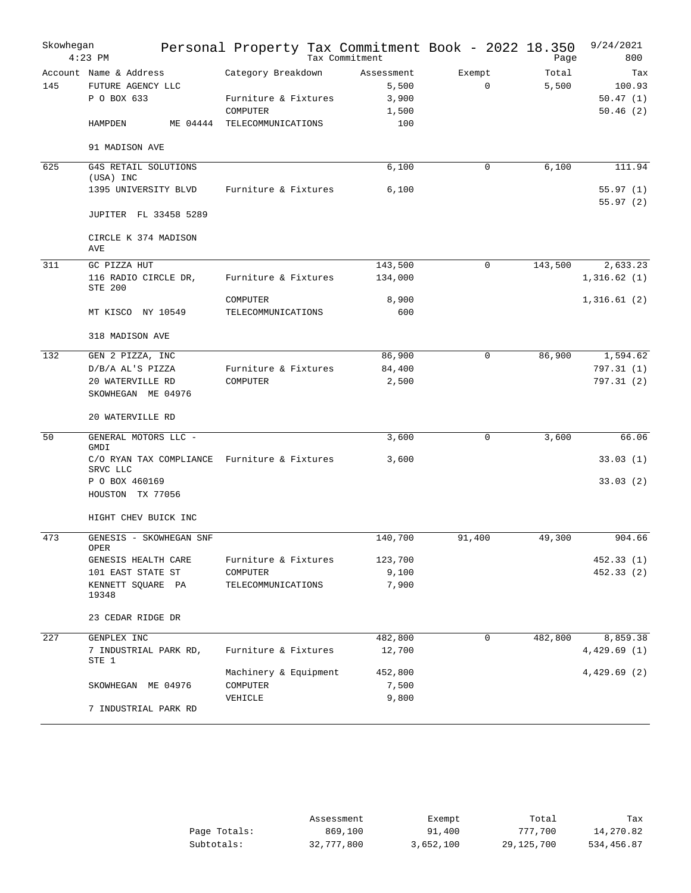Skowhegan 4:23 PM

# Personal Property Tax Commitment Book - 2022 18.350

Tax Commitment

9/24/2021 Page 800

| Account | Name & Address | Category Breakdown | Assessment | Exempt | Total | Tax |
|---|---|---|---|---|---|---|
| 145 | FUTURE AGENCY LLC | | 5,500 | 0 | 5,500 | 100.93 |
| | P O BOX 633 | Furniture & Fixtures | 3,900 | | | 50.47 (1) |
| | | COMPUTER | 1,500 | | | 50.46 (2) |
| | HAMPDEN ME 04444 | TELECOMMUNICATIONS | 100 | | | |
| | 91 MADISON AVE | | | | | |
| 625 | G4S RETAIL SOLUTIONS (USA) INC | | 6,100 | 0 | 6,100 | 111.94 |
| | 1395 UNIVERSITY BLVD | Furniture & Fixtures | 6,100 | | | 55.97 (1) |
| | | | | | | 55.97 (2) |
| | JUPITER FL 33458 5289 | | | | | |
| | CIRCLE K 374 MADISON AVE | | | | | |
| 311 | GC PIZZA HUT | | 143,500 | 0 | 143,500 | 2,633.23 |
| | 116 RADIO CIRCLE DR, STE 200 | Furniture & Fixtures | 134,000 | | | 1,316.62 (1) |
| | | COMPUTER | 8,900 | | | 1,316.61 (2) |
| | MT KISCO NY 10549 | TELECOMMUNICATIONS | 600 | | | |
| | 318 MADISON AVE | | | | | |
| 132 | GEN 2 PIZZA, INC | | 86,900 | 0 | 86,900 | 1,594.62 |
| | D/B/A AL'S PIZZA | Furniture & Fixtures | 84,400 | | | 797.31 (1) |
| | 20 WATERVILLE RD | COMPUTER | 2,500 | | | 797.31 (2) |
| | SKOWHEGAN ME 04976 | | | | | |
| | 20 WATERVILLE RD | | | | | |
| 50 | GENERAL MOTORS LLC - GMDI | | 3,600 | 0 | 3,600 | 66.06 |
| | C/O RYAN TAX COMPLIANCE SRVC LLC | Furniture & Fixtures | 3,600 | | | 33.03 (1) |
| | P O BOX 460169 | | | | | 33.03 (2) |
| | HOUSTON TX 77056 | | | | | |
| | HIGHT CHEV BUICK INC | | | | | |
| 473 | GENESIS - SKOWHEGAN SNF OPER | | 140,700 | 91,400 | 49,300 | 904.66 |
| | GENESIS HEALTH CARE | Furniture & Fixtures | 123,700 | | | 452.33 (1) |
| | 101 EAST STATE ST | COMPUTER | 9,100 | | | 452.33 (2) |
| | KENNETT SQUARE PA 19348 | TELECOMMUNICATIONS | 7,900 | | | |
| | 23 CEDAR RIDGE DR | | | | | |
| 227 | GENPLEX INC | | 482,800 | 0 | 482,800 | 8,859.38 |
| | 7 INDUSTRIAL PARK RD, STE 1 | Furniture & Fixtures | 12,700 | | | 4,429.69 (1) |
| | | Machinery & Equipment | 452,800 | | | 4,429.69 (2) |
| | SKOWHEGAN ME 04976 | COMPUTER | 7,500 | | | |
| | | VEHICLE | 9,800 | | | |
| | 7 INDUSTRIAL PARK RD | | | | | |

| | Assessment | Exempt | Total | Tax |
|---|---|---|---|---|
| Page Totals: | 869,100 | 91,400 | 777,700 | 14,270.82 |
| Subtotals: | 32,777,800 | 3,652,100 | 29,125,700 | 534,456.87 |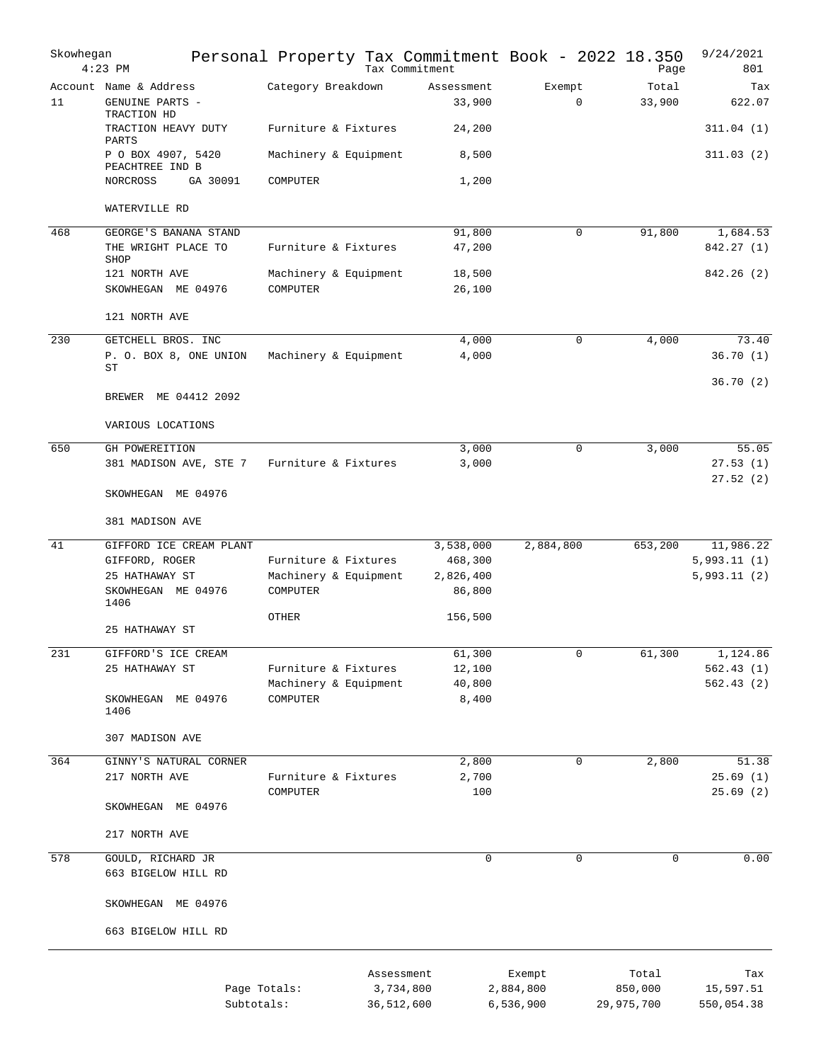Skowhegan 4:23 PM — Personal Property Tax Commitment Book - 2022 18.350 — Tax Commitment — 9/24/2021 — Page 801

| Account | Name & Address | Category Breakdown | Assessment | Exempt | Total | Tax |
|---|---|---|---|---|---|---|
| 11 | GENUINE PARTS - TRACTION HD | | 33,900 | 0 | 33,900 | 622.07 |
| | TRACTION HEAVY DUTY PARTS | Furniture & Fixtures | 24,200 | | | 311.04 (1) |
| | P O BOX 4907, 5420 PEACHTREE IND B | Machinery & Equipment | 8,500 | | | 311.03 (2) |
| | NORCROSS GA 30091 | COMPUTER | 1,200 | | | |
| | WATERVILLE RD | | | | | |
| 468 | GEORGE'S BANANA STAND | | 91,800 | 0 | 91,800 | 1,684.53 |
| | THE WRIGHT PLACE TO SHOP | Furniture & Fixtures | 47,200 | | | 842.27 (1) |
| | 121 NORTH AVE | Machinery & Equipment | 18,500 | | | 842.26 (2) |
| | SKOWHEGAN ME 04976 | COMPUTER | 26,100 | | | |
| | 121 NORTH AVE | | | | | |
| 230 | GETCHELL BROS. INC | | 4,000 | 0 | 4,000 | 73.40 |
| | P. O. BOX 8, ONE UNION ST | Machinery & Equipment | 4,000 | | | 36.70 (1) |
| | | | | | | 36.70 (2) |
| | BREWER ME 04412 2092 | | | | | |
| | VARIOUS LOCATIONS | | | | | |
| 650 | GH POWEREITION | | 3,000 | 0 | 3,000 | 55.05 |
| | 381 MADISON AVE, STE 7 | Furniture & Fixtures | 3,000 | | | 27.53 (1) |
| | | | | | | 27.52 (2) |
| | SKOWHEGAN ME 04976 | | | | | |
| | 381 MADISON AVE | | | | | |
| 41 | GIFFORD ICE CREAM PLANT | | 3,538,000 | 2,884,800 | 653,200 | 11,986.22 |
| | GIFFORD, ROGER | Furniture & Fixtures | 468,300 | | | 5,993.11 (1) |
| | 25 HATHAWAY ST | Machinery & Equipment | 2,826,400 | | | 5,993.11 (2) |
| | SKOWHEGAN ME 04976 1406 | COMPUTER | 86,800 | | | |
| | | OTHER | 156,500 | | | |
| | 25 HATHAWAY ST | | | | | |
| 231 | GIFFORD'S ICE CREAM | | 61,300 | 0 | 61,300 | 1,124.86 |
| | 25 HATHAWAY ST | Furniture & Fixtures | 12,100 | | | 562.43 (1) |
| | | Machinery & Equipment | 40,800 | | | 562.43 (2) |
| | SKOWHEGAN ME 04976 1406 | COMPUTER | 8,400 | | | |
| | 307 MADISON AVE | | | | | |
| 364 | GINNY'S NATURAL CORNER | | 2,800 | 0 | 2,800 | 51.38 |
| | 217 NORTH AVE | Furniture & Fixtures | 2,700 | | | 25.69 (1) |
| | | COMPUTER | 100 | | | 25.69 (2) |
| | SKOWHEGAN ME 04976 | | | | | |
| | 217 NORTH AVE | | | | | |
| 578 | GOULD, RICHARD JR | | 0 | 0 | 0 | 0.00 |
| | 663 BIGELOW HILL RD | | | | | |
| | SKOWHEGAN ME 04976 | | | | | |
| | 663 BIGELOW HILL RD | | | | | |

| | Assessment | Exempt | Total | Tax |
|---|---|---|---|---|
| Page Totals: | 3,734,800 | 2,884,800 | 850,000 | 15,597.51 |
| Subtotals: | 36,512,600 | 6,536,900 | 29,975,700 | 550,054.38 |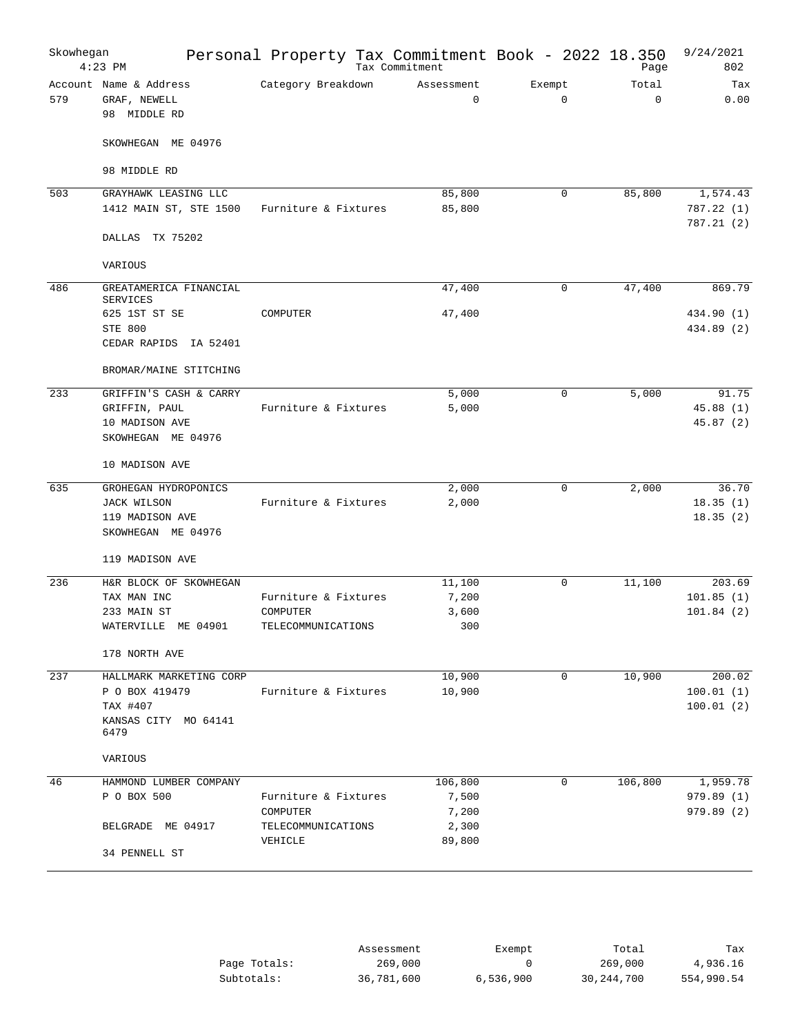# Personal Property Tax Commitment Book - 2022 18.350

Skowhegan — Tax Commitment — 9/24/2021, 4:23 PM

| Account | Name & Address | Category Breakdown | Assessment | Exempt | Total | Tax |
|---|---|---|---|---|---|---|
| 579 | GRAF, NEWELL | | 0 | 0 | 0 | 0.00 |
| | 98 MIDDLE RD | | | | | |
| | SKOWHEGAN ME 04976 | | | | | |
| | 98 MIDDLE RD | | | | | |
| 503 | GRAYHAWK LEASING LLC | | 85,800 | 0 | 85,800 | 1,574.43 |
| | 1412 MAIN ST, STE 1500 | Furniture & Fixtures | 85,800 | | | 787.22 (1) |
| | | | | | | 787.21 (2) |
| | DALLAS TX 75202 | | | | | |
| | VARIOUS | | | | | |
| 486 | GREATAMERICA FINANCIAL SERVICES | | 47,400 | 0 | 47,400 | 869.79 |
| | 625 1ST ST SE | COMPUTER | 47,400 | | | 434.90 (1) |
| | STE 800 | | | | | 434.89 (2) |
| | CEDAR RAPIDS IA 52401 | | | | | |
| | BROMAR/MAINE STITCHING | | | | | |
| 233 | GRIFFIN'S CASH & CARRY | | 5,000 | 0 | 5,000 | 91.75 |
| | GRIFFIN, PAUL | Furniture & Fixtures | 5,000 | | | 45.88 (1) |
| | 10 MADISON AVE | | | | | 45.87 (2) |
| | SKOWHEGAN ME 04976 | | | | | |
| | 10 MADISON AVE | | | | | |
| 635 | GROHEGAN HYDROPONICS | | 2,000 | 0 | 2,000 | 36.70 |
| | JACK WILSON | Furniture & Fixtures | 2,000 | | | 18.35 (1) |
| | 119 MADISON AVE | | | | | 18.35 (2) |
| | SKOWHEGAN ME 04976 | | | | | |
| | 119 MADISON AVE | | | | | |
| 236 | H&R BLOCK OF SKOWHEGAN | | 11,100 | 0 | 11,100 | 203.69 |
| | TAX MAN INC | Furniture & Fixtures | 7,200 | | | 101.85 (1) |
| | 233 MAIN ST | COMPUTER | 3,600 | | | 101.84 (2) |
| | WATERVILLE ME 04901 | TELECOMMUNICATIONS | 300 | | | |
| | 178 NORTH AVE | | | | | |
| 237 | HALLMARK MARKETING CORP | | 10,900 | 0 | 10,900 | 200.02 |
| | P O BOX 419479 | Furniture & Fixtures | 10,900 | | | 100.01 (1) |
| | TAX #407 | | | | | 100.01 (2) |
| | KANSAS CITY MO 64141 6479 | | | | | |
| | VARIOUS | | | | | |
| 46 | HAMMOND LUMBER COMPANY | | 106,800 | 0 | 106,800 | 1,959.78 |
| | P O BOX 500 | Furniture & Fixtures | 7,500 | | | 979.89 (1) |
| | | COMPUTER | 7,200 | | | 979.89 (2) |
| | BELGRADE ME 04917 | TELECOMMUNICATIONS | 2,300 | | | |
| | | VEHICLE | 89,800 | | | |
| | 34 PENNELL ST | | | | | |

| | Assessment | Exempt | Total | Tax |
|---|---|---|---|---|
| Page Totals: | 269,000 | 0 | 269,000 | 4,936.16 |
| Subtotals: | 36,781,600 | 6,536,900 | 30,244,700 | 554,990.54 |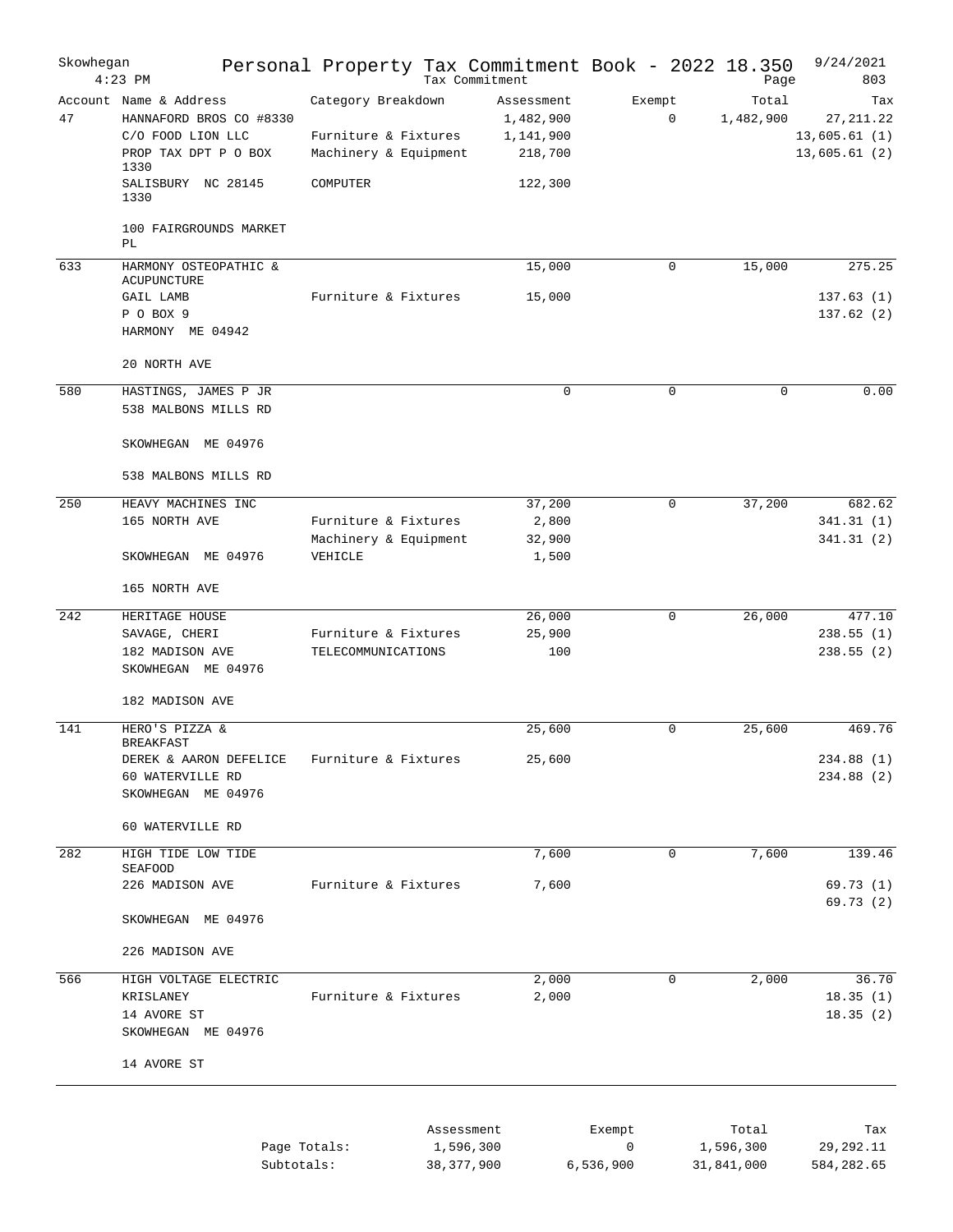Skowhegan 4:23 PM

# Personal Property Tax Commitment Book - 2022 18.350

Tax Commitment

9/24/2021

| Account | Name & Address | Category Breakdown | Assessment | Exempt | Total | Tax |
|---|---|---|---|---|---|---|
| 47 | HANNAFORD BROS CO #8330 | | 1,482,900 | 0 | 1,482,900 | 27,211.22 |
| | C/O FOOD LION LLC | Furniture & Fixtures | 1,141,900 | | | 13,605.61 (1) |
| | PROP TAX DPT P O BOX 1330 | Machinery & Equipment | 218,700 | | | 13,605.61 (2) |
| | SALISBURY NC 28145 1330 | COMPUTER | 122,300 | | | |
| | 100 FAIRGROUNDS MARKET PL | | | | | |
| 633 | HARMONY OSTEOPATHIC & ACUPUNCTURE | | 15,000 | 0 | 15,000 | 275.25 |
| | GAIL LAMB | Furniture & Fixtures | 15,000 | | | 137.63 (1) |
| | P O BOX 9 | | | | | 137.62 (2) |
| | HARMONY ME 04942 | | | | | |
| | 20 NORTH AVE | | | | | |
| 580 | HASTINGS, JAMES P JR | | 0 | 0 | 0 | 0.00 |
| | 538 MALBONS MILLS RD | | | | | |
| | SKOWHEGAN ME 04976 | | | | | |
| | 538 MALBONS MILLS RD | | | | | |
| 250 | HEAVY MACHINES INC | | 37,200 | 0 | 37,200 | 682.62 |
| | 165 NORTH AVE | Furniture & Fixtures | 2,800 | | | 341.31 (1) |
| | | Machinery & Equipment | 32,900 | | | 341.31 (2) |
| | SKOWHEGAN ME 04976 | VEHICLE | 1,500 | | | |
| | 165 NORTH AVE | | | | | |
| 242 | HERITAGE HOUSE | | 26,000 | 0 | 26,000 | 477.10 |
| | SAVAGE, CHERI | Furniture & Fixtures | 25,900 | | | 238.55 (1) |
| | 182 MADISON AVE | TELECOMMUNICATIONS | 100 | | | 238.55 (2) |
| | SKOWHEGAN ME 04976 | | | | | |
| | 182 MADISON AVE | | | | | |
| 141 | HERO'S PIZZA & BREAKFAST | | 25,600 | 0 | 25,600 | 469.76 |
| | DEREK & AARON DEFELICE | Furniture & Fixtures | 25,600 | | | 234.88 (1) |
| | 60 WATERVILLE RD | | | | | 234.88 (2) |
| | SKOWHEGAN ME 04976 | | | | | |
| | 60 WATERVILLE RD | | | | | |
| 282 | HIGH TIDE LOW TIDE SEAFOOD | | 7,600 | 0 | 7,600 | 139.46 |
| | 226 MADISON AVE | Furniture & Fixtures | 7,600 | | | 69.73 (1) |
| | | | | | | 69.73 (2) |
| | SKOWHEGAN ME 04976 | | | | | |
| | 226 MADISON AVE | | | | | |
| 566 | HIGH VOLTAGE ELECTRIC | | 2,000 | 0 | 2,000 | 36.70 |
| | KRISLANEY | Furniture & Fixtures | 2,000 | | | 18.35 (1) |
| | 14 AVORE ST | | | | | 18.35 (2) |
| | SKOWHEGAN ME 04976 | | | | | |
| | 14 AVORE ST | | | | | |

| | Assessment | Exempt | Total | Tax |
|---|---|---|---|---|
| Page Totals: | 1,596,300 | 0 | 1,596,300 | 29,292.11 |
| Subtotals: | 38,377,900 | 6,536,900 | 31,841,000 | 584,282.65 |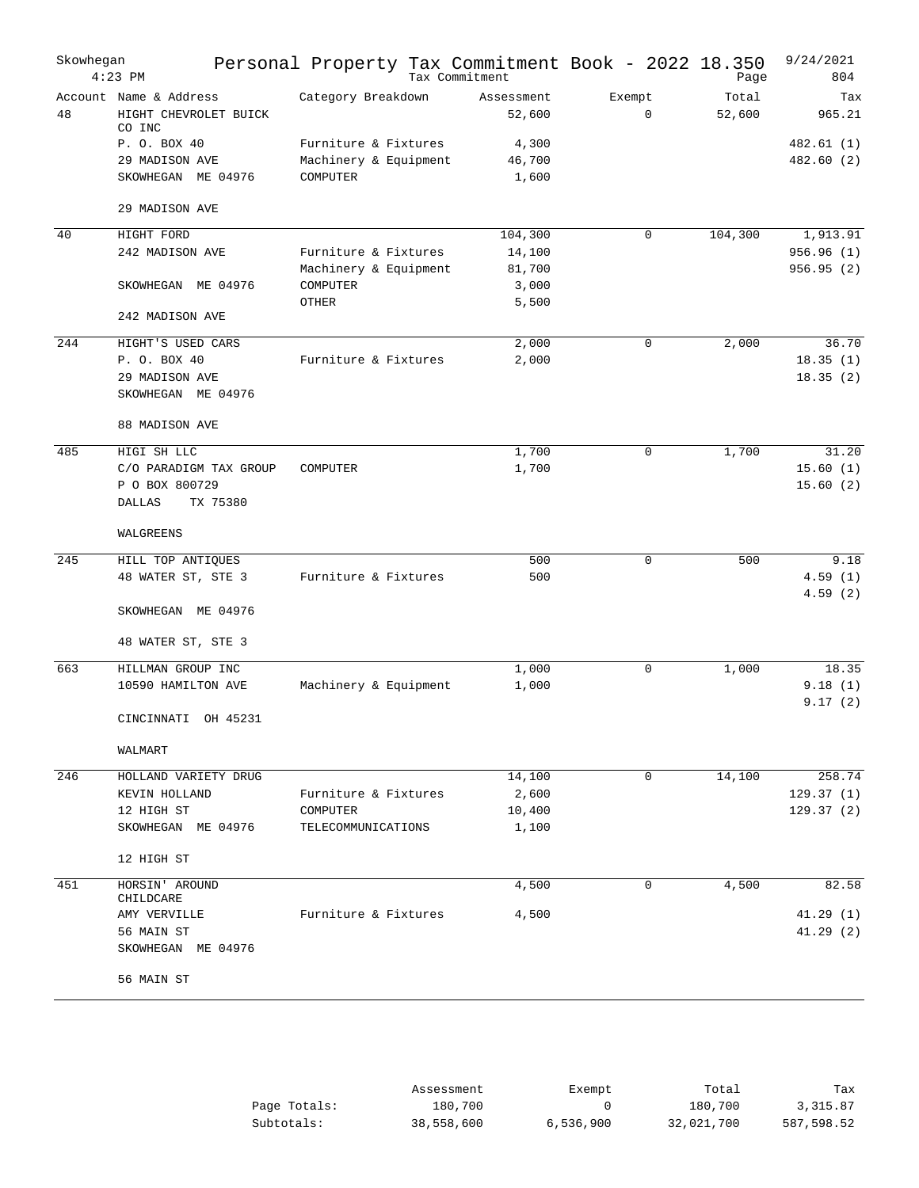# Personal Property Tax Commitment Book - 2022 18.350

Skowhegan 4:23 PM — Tax Commitment — 9/24/2021 — Page 804

| Account | Name & Address | Category Breakdown | Assessment | Exempt | Total | Tax |
|---|---|---|---|---|---|---|
| 48 | HIGHT CHEVROLET BUICK CO INC | | 52,600 | 0 | 52,600 | 965.21 |
| | P. O. BOX 40 | Furniture & Fixtures | 4,300 | | | 482.61 (1) |
| | 29 MADISON AVE | Machinery & Equipment | 46,700 | | | 482.60 (2) |
| | SKOWHEGAN ME 04976 | COMPUTER | 1,600 | | | |
| | 29 MADISON AVE | | | | | |
| 40 | HIGHT FORD | | 104,300 | 0 | 104,300 | 1,913.91 |
| | 242 MADISON AVE | Furniture & Fixtures | 14,100 | | | 956.96 (1) |
| | | Machinery & Equipment | 81,700 | | | 956.95 (2) |
| | SKOWHEGAN ME 04976 | COMPUTER | 3,000 | | | |
| | | OTHER | 5,500 | | | |
| | 242 MADISON AVE | | | | | |
| 244 | HIGHT'S USED CARS | | 2,000 | 0 | 2,000 | 36.70 |
| | P. O. BOX 40 | Furniture & Fixtures | 2,000 | | | 18.35 (1) |
| | 29 MADISON AVE | | | | | 18.35 (2) |
| | SKOWHEGAN ME 04976 | | | | | |
| | 88 MADISON AVE | | | | | |
| 485 | HIGI SH LLC | | 1,700 | 0 | 1,700 | 31.20 |
| | C/O PARADIGM TAX GROUP | COMPUTER | 1,700 | | | 15.60 (1) |
| | P O BOX 800729 | | | | | 15.60 (2) |
| | DALLAS TX 75380 | | | | | |
| | WALGREENS | | | | | |
| 245 | HILL TOP ANTIQUES | | 500 | 0 | 500 | 9.18 |
| | 48 WATER ST, STE 3 | Furniture & Fixtures | 500 | | | 4.59 (1) |
| | | | | | | 4.59 (2) |
| | SKOWHEGAN ME 04976 | | | | | |
| | 48 WATER ST, STE 3 | | | | | |
| 663 | HILLMAN GROUP INC | | 1,000 | 0 | 1,000 | 18.35 |
| | 10590 HAMILTON AVE | Machinery & Equipment | 1,000 | | | 9.18 (1) |
| | | | | | | 9.17 (2) |
| | CINCINNATI OH 45231 | | | | | |
| | WALMART | | | | | |
| 246 | HOLLAND VARIETY DRUG | | 14,100 | 0 | 14,100 | 258.74 |
| | KEVIN HOLLAND | Furniture & Fixtures | 2,600 | | | 129.37 (1) |
| | 12 HIGH ST | COMPUTER | 10,400 | | | 129.37 (2) |
| | SKOWHEGAN ME 04976 | TELECOMMUNICATIONS | 1,100 | | | |
| | 12 HIGH ST | | | | | |
| 451 | HORSIN' AROUND CHILDCARE | | 4,500 | 0 | 4,500 | 82.58 |
| | AMY VERVILLE | Furniture & Fixtures | 4,500 | | | 41.29 (1) |
| | 56 MAIN ST | | | | | 41.29 (2) |
| | SKOWHEGAN ME 04976 | | | | | |
| | 56 MAIN ST | | | | | |

| | Assessment | Exempt | Total | Tax |
|---|---|---|---|---|
| Page Totals: | 180,700 | 0 | 180,700 | 3,315.87 |
| Subtotals: | 38,558,600 | 6,536,900 | 32,021,700 | 587,598.52 |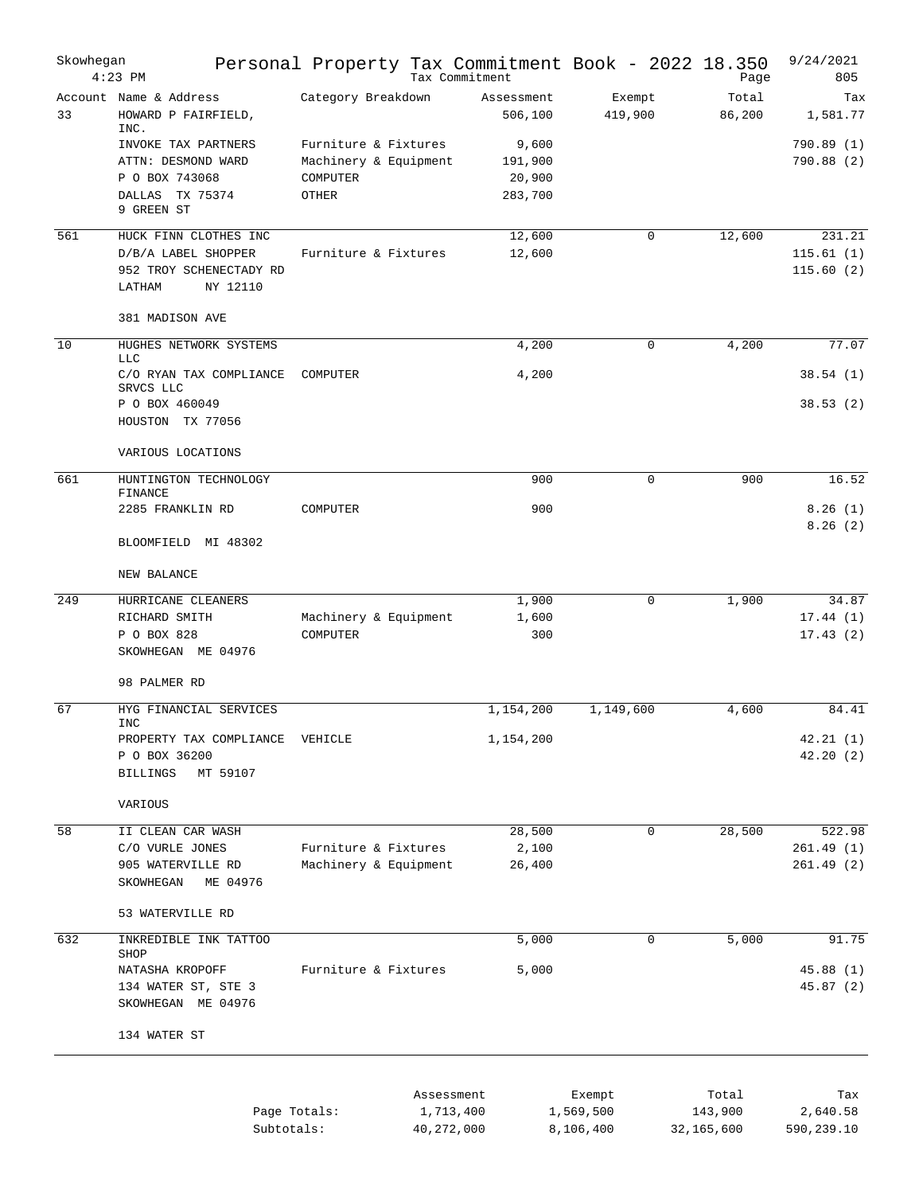# Personal Property Tax Commitment Book - 2022 18.350

Skowhegan 4:23 PM — Tax Commitment — 9/24/2021 — Page 805

| Account | Name & Address | Category Breakdown | Assessment | Exempt | Total | Tax |
|---|---|---|---|---|---|---|
| 33 | HOWARD P FAIRFIELD, INC. | | 506,100 | 419,900 | 86,200 | 1,581.77 |
| | INVOKE TAX PARTNERS | Furniture & Fixtures | 9,600 | | | 790.89 (1) |
| | ATTN: DESMOND WARD | Machinery & Equipment | 191,900 | | | 790.88 (2) |
| | P O BOX 743068 | COMPUTER | 20,900 | | | |
| | DALLAS TX 75374 | OTHER | 283,700 | | | |
| | 9 GREEN ST | | | | | |
| 561 | HUCK FINN CLOTHES INC | | 12,600 | 0 | 12,600 | 231.21 |
| | D/B/A LABEL SHOPPER | Furniture & Fixtures | 12,600 | | | 115.61 (1) |
| | 952 TROY SCHENECTADY RD | | | | | 115.60 (2) |
| | LATHAM NY 12110 | | | | | |
| | 381 MADISON AVE | | | | | |
| 10 | HUGHES NETWORK SYSTEMS LLC | | 4,200 | 0 | 4,200 | 77.07 |
| | C/O RYAN TAX COMPLIANCE SRVCS LLC | COMPUTER | 4,200 | | | 38.54 (1) |
| | P O BOX 460049 | | | | | 38.53 (2) |
| | HOUSTON TX 77056 | | | | | |
| | VARIOUS LOCATIONS | | | | | |
| 661 | HUNTINGTON TECHNOLOGY FINANCE | | 900 | 0 | 900 | 16.52 |
| | 2285 FRANKLIN RD | COMPUTER | 900 | | | 8.26 (1) |
| | | | | | | 8.26 (2) |
| | BLOOMFIELD MI 48302 | | | | | |
| | NEW BALANCE | | | | | |
| 249 | HURRICANE CLEANERS | | 1,900 | 0 | 1,900 | 34.87 |
| | RICHARD SMITH | Machinery & Equipment | 1,600 | | | 17.44 (1) |
| | P O BOX 828 | COMPUTER | 300 | | | 17.43 (2) |
| | SKOWHEGAN ME 04976 | | | | | |
| | 98 PALMER RD | | | | | |
| 67 | HYG FINANCIAL SERVICES INC | | 1,154,200 | 1,149,600 | 4,600 | 84.41 |
| | PROPERTY TAX COMPLIANCE | VEHICLE | 1,154,200 | | | 42.21 (1) |
| | P O BOX 36200 | | | | | 42.20 (2) |
| | BILLINGS MT 59107 | | | | | |
| | VARIOUS | | | | | |
| 58 | II CLEAN CAR WASH | | 28,500 | 0 | 28,500 | 522.98 |
| | C/O VURLE JONES | Furniture & Fixtures | 2,100 | | | 261.49 (1) |
| | 905 WATERVILLE RD | Machinery & Equipment | 26,400 | | | 261.49 (2) |
| | SKOWHEGAN ME 04976 | | | | | |
| | 53 WATERVILLE RD | | | | | |
| 632 | INKREDIBLE INK TATTOO SHOP | | 5,000 | 0 | 5,000 | 91.75 |
| | NATASHA KROPOFF | Furniture & Fixtures | 5,000 | | | 45.88 (1) |
| | 134 WATER ST, STE 3 | | | | | 45.87 (2) |
| | SKOWHEGAN ME 04976 | | | | | |
| | 134 WATER ST | | | | | |

| | Assessment | Exempt | Total | Tax |
|---|---|---|---|---|
| Page Totals: | 1,713,400 | 1,569,500 | 143,900 | 2,640.58 |
| Subtotals: | 40,272,000 | 8,106,400 | 32,165,600 | 590,239.10 |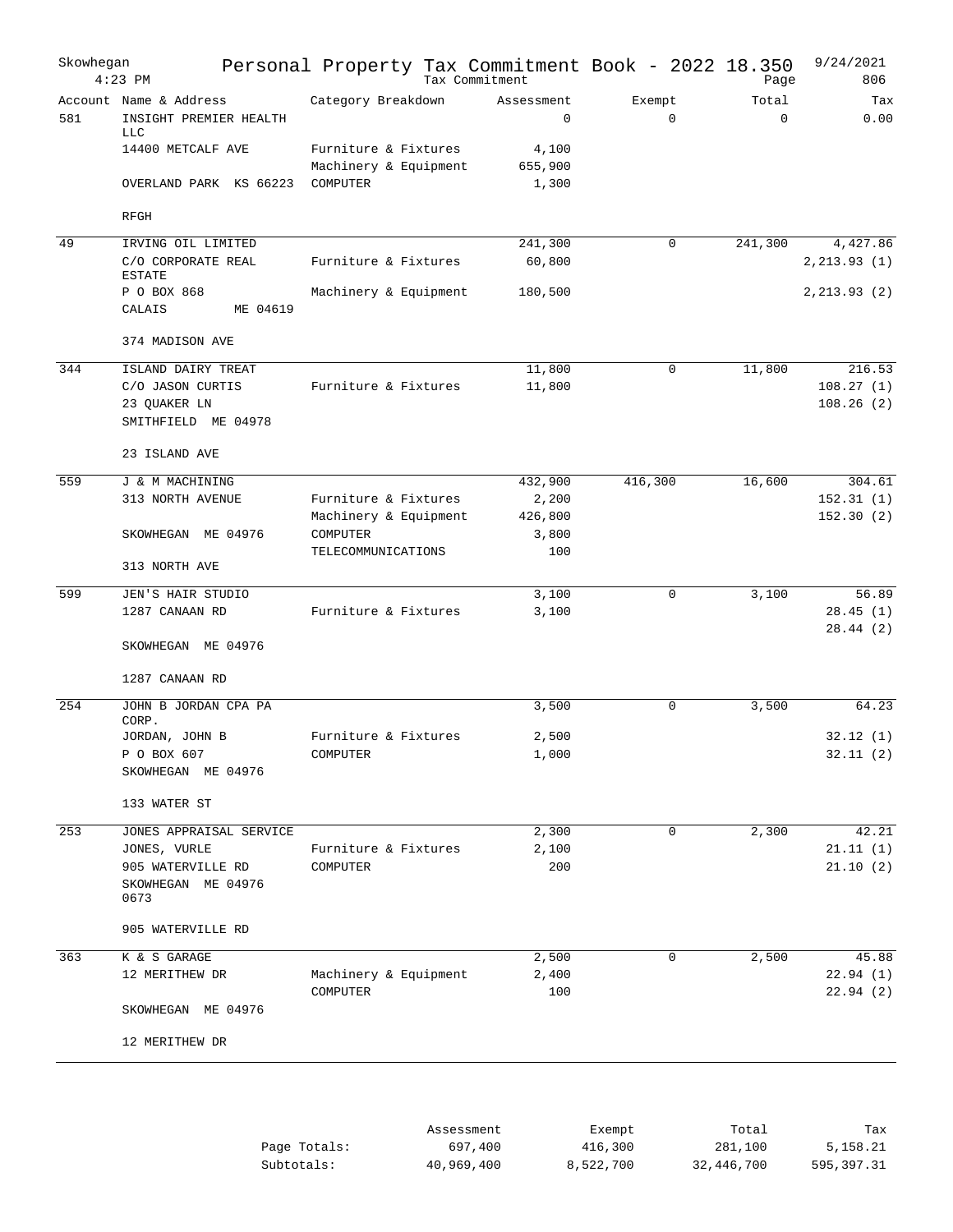# Skowhegan — Personal Property Tax Commitment Book - 2022 18.350

Tax Commitment — 4:23 PM — 9/24/2021 — Page 806

| Account | Name & Address | Category Breakdown | Assessment | Exempt | Total | Tax |
|---|---|---|---|---|---|---|
| 581 | INSIGHT PREMIER HEALTH LLC | | 0 | 0 | 0 | 0.00 |
| | 14400 METCALF AVE | Furniture & Fixtures | 4,100 | | | |
| | | Machinery & Equipment | 655,900 | | | |
| | OVERLAND PARK KS 66223 | COMPUTER | 1,300 | | | |
| | RFGH | | | | | |
| 49 | IRVING OIL LIMITED | | 241,300 | 0 | 241,300 | 4,427.86 |
| | C/O CORPORATE REAL ESTATE | Furniture & Fixtures | 60,800 | | | 2,213.93 (1) |
| | P O BOX 868 | Machinery & Equipment | 180,500 | | | 2,213.93 (2) |
| | CALAIS ME 04619 | | | | | |
| | 374 MADISON AVE | | | | | |
| 344 | ISLAND DAIRY TREAT | | 11,800 | 0 | 11,800 | 216.53 |
| | C/O JASON CURTIS | Furniture & Fixtures | 11,800 | | | 108.27 (1) |
| | 23 QUAKER LN | | | | | 108.26 (2) |
| | SMITHFIELD ME 04978 | | | | | |
| | 23 ISLAND AVE | | | | | |
| 559 | J & M MACHINING | | 432,900 | 416,300 | 16,600 | 304.61 |
| | 313 NORTH AVENUE | Furniture & Fixtures | 2,200 | | | 152.31 (1) |
| | | Machinery & Equipment | 426,800 | | | 152.30 (2) |
| | SKOWHEGAN ME 04976 | COMPUTER | 3,800 | | | |
| | | TELECOMMUNICATIONS | 100 | | | |
| | 313 NORTH AVE | | | | | |
| 599 | JEN'S HAIR STUDIO | | 3,100 | 0 | 3,100 | 56.89 |
| | 1287 CANAAN RD | Furniture & Fixtures | 3,100 | | | 28.45 (1) |
| | | | | | | 28.44 (2) |
| | SKOWHEGAN ME 04976 | | | | | |
| | 1287 CANAAN RD | | | | | |
| 254 | JOHN B JORDAN CPA PA CORP. | | 3,500 | 0 | 3,500 | 64.23 |
| | JORDAN, JOHN B | Furniture & Fixtures | 2,500 | | | 32.12 (1) |
| | P O BOX 607 | COMPUTER | 1,000 | | | 32.11 (2) |
| | SKOWHEGAN ME 04976 | | | | | |
| | 133 WATER ST | | | | | |
| 253 | JONES APPRAISAL SERVICE | | 2,300 | 0 | 2,300 | 42.21 |
| | JONES, VURLE | Furniture & Fixtures | 2,100 | | | 21.11 (1) |
| | 905 WATERVILLE RD | COMPUTER | 200 | | | 21.10 (2) |
| | SKOWHEGAN ME 04976 0673 | | | | | |
| | 905 WATERVILLE RD | | | | | |
| 363 | K & S GARAGE | | 2,500 | 0 | 2,500 | 45.88 |
| | 12 MERITHEW DR | Machinery & Equipment | 2,400 | | | 22.94 (1) |
| | | COMPUTER | 100 | | | 22.94 (2) |
| | SKOWHEGAN ME 04976 | | | | | |
| | 12 MERITHEW DR | | | | | |

| | Assessment | Exempt | Total | Tax |
|---|---|---|---|---|
| Page Totals: | 697,400 | 416,300 | 281,100 | 5,158.21 |
| Subtotals: | 40,969,400 | 8,522,700 | 32,446,700 | 595,397.31 |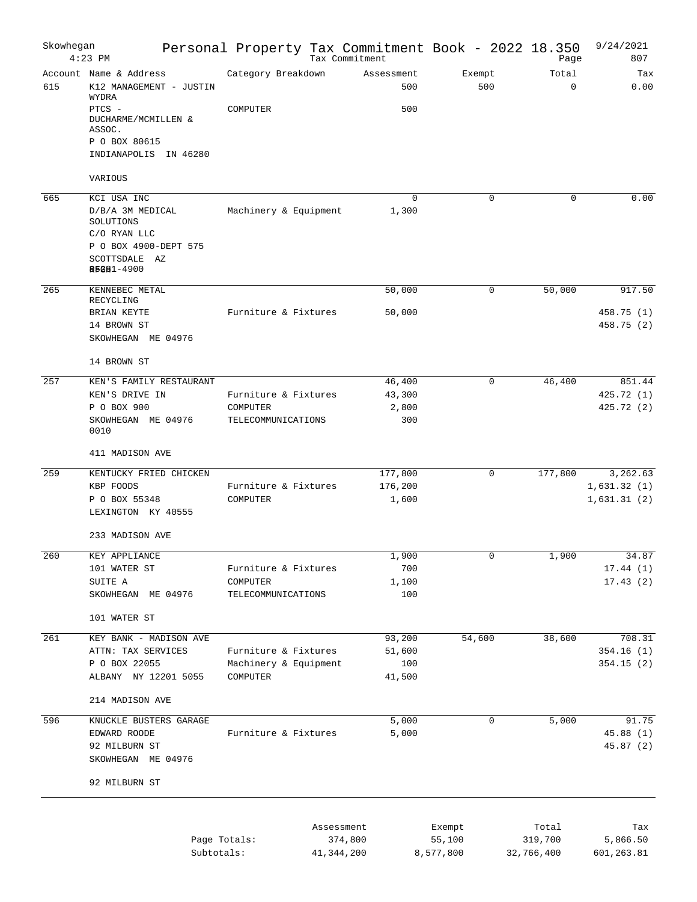Skowhegan 4:23 PM

# Personal Property Tax Commitment Book - 2022 18.350

Tax Commitment

9/24/2021 Page 807

| Account | Name & Address | Category Breakdown | Assessment | Exempt | Total | Tax |
|---|---|---|---|---|---|---|
| 615 | K12 MANAGEMENT - JUSTIN WYDRA | | 500 | 500 | 0 | 0.00 |
| | PTCS - DUCHARME/MCMILLEN & ASSOC. | COMPUTER | 500 | | | |
| | P O BOX 80615 | | | | | |
| | INDIANAPOLIS IN 46280 | | | | | |
| | VARIOUS | | | | | |
| 665 | KCI USA INC | | 0 | 0 | 0 | 0.00 |
| | D/B/A 3M MEDICAL SOLUTIONS | Machinery & Equipment | 1,300 | | | |
| | C/O RYAN LLC | | | | | |
| | P O BOX 4900-DEPT 575 | | | | | |
| | SCOTTSDALE AZ 85261-4900 | | | | | |
| 265 | KENNEBEC METAL RECYCLING | | 50,000 | 0 | 50,000 | 917.50 |
| | BRIAN KEYTE | Furniture & Fixtures | 50,000 | | | 458.75 (1) |
| | 14 BROWN ST | | | | | 458.75 (2) |
| | SKOWHEGAN ME 04976 | | | | | |
| | 14 BROWN ST | | | | | |
| 257 | KEN'S FAMILY RESTAURANT | | 46,400 | 0 | 46,400 | 851.44 |
| | KEN'S DRIVE IN | Furniture & Fixtures | 43,300 | | | 425.72 (1) |
| | P O BOX 900 | COMPUTER | 2,800 | | | 425.72 (2) |
| | SKOWHEGAN ME 04976 0010 | TELECOMMUNICATIONS | 300 | | | |
| | 411 MADISON AVE | | | | | |
| 259 | KENTUCKY FRIED CHICKEN | | 177,800 | 0 | 177,800 | 3,262.63 |
| | KBP FOODS | Furniture & Fixtures | 176,200 | | | 1,631.32 (1) |
| | P O BOX 55348 | COMPUTER | 1,600 | | | 1,631.31 (2) |
| | LEXINGTON KY 40555 | | | | | |
| | 233 MADISON AVE | | | | | |
| 260 | KEY APPLIANCE | | 1,900 | 0 | 1,900 | 34.87 |
| | 101 WATER ST | Furniture & Fixtures | 700 | | | 17.44 (1) |
| | SUITE A | COMPUTER | 1,100 | | | 17.43 (2) |
| | SKOWHEGAN ME 04976 | TELECOMMUNICATIONS | 100 | | | |
| | 101 WATER ST | | | | | |
| 261 | KEY BANK - MADISON AVE | | 93,200 | 54,600 | 38,600 | 708.31 |
| | ATTN: TAX SERVICES | Furniture & Fixtures | 51,600 | | | 354.16 (1) |
| | P O BOX 22055 | Machinery & Equipment | 100 | | | 354.15 (2) |
| | ALBANY NY 12201 5055 | COMPUTER | 41,500 | | | |
| | 214 MADISON AVE | | | | | |
| 596 | KNUCKLE BUSTERS GARAGE | | 5,000 | 0 | 5,000 | 91.75 |
| | EDWARD ROODE | Furniture & Fixtures | 5,000 | | | 45.88 (1) |
| | 92 MILBURN ST | | | | | 45.87 (2) |
| | SKOWHEGAN ME 04976 | | | | | |
| | 92 MILBURN ST | | | | | |

| | Assessment | Exempt | Total | Tax |
|---|---|---|---|---|
| Page Totals: | 374,800 | 55,100 | 319,700 | 5,866.50 |
| Subtotals: | 41,344,200 | 8,577,800 | 32,766,400 | 601,263.81 |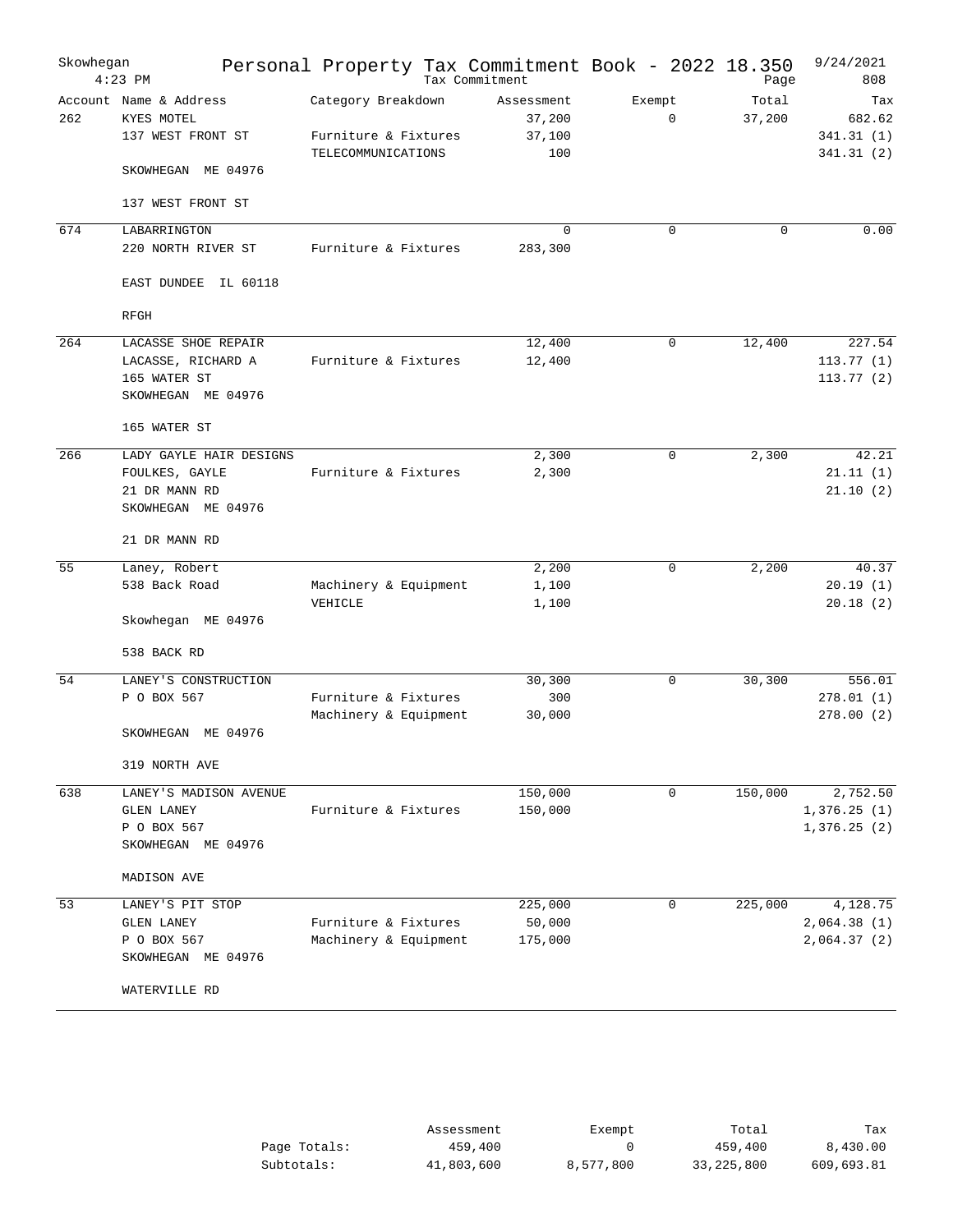Skowhegan
4:23 PM

# Personal Property Tax Commitment Book - 2022 18.350

Tax Commitment

9/24/2021
Page 808

| Account | Name & Address | Category Breakdown | Assessment | Exempt | Total | Tax |
|---|---|---|---|---|---|---|
| 262 | KYES MOTEL | | 37,200 | 0 | 37,200 | 682.62 |
| | 137 WEST FRONT ST | Furniture & Fixtures | 37,100 | | | 341.31 (1) |
| | | TELECOMMUNICATIONS | 100 | | | 341.31 (2) |
| | SKOWHEGAN ME 04976 | | | | | |
| | 137 WEST FRONT ST | | | | | |
| 674 | LABARRINGTON | | 0 | 0 | 0 | 0.00 |
| | 220 NORTH RIVER ST | Furniture & Fixtures | 283,300 | | | |
| | EAST DUNDEE IL 60118 | | | | | |
| | RFGH | | | | | |
| 264 | LACASSE SHOE REPAIR | | 12,400 | 0 | 12,400 | 227.54 |
| | LACASSE, RICHARD A | Furniture & Fixtures | 12,400 | | | 113.77 (1) |
| | 165 WATER ST | | | | | 113.77 (2) |
| | SKOWHEGAN ME 04976 | | | | | |
| | 165 WATER ST | | | | | |
| 266 | LADY GAYLE HAIR DESIGNS | | 2,300 | 0 | 2,300 | 42.21 |
| | FOULKES, GAYLE | Furniture & Fixtures | 2,300 | | | 21.11 (1) |
| | 21 DR MANN RD | | | | | 21.10 (2) |
| | SKOWHEGAN ME 04976 | | | | | |
| | 21 DR MANN RD | | | | | |
| 55 | Laney, Robert | | 2,200 | 0 | 2,200 | 40.37 |
| | 538 Back Road | Machinery & Equipment | 1,100 | | | 20.19 (1) |
| | | VEHICLE | 1,100 | | | 20.18 (2) |
| | Skowhegan ME 04976 | | | | | |
| | 538 BACK RD | | | | | |
| 54 | LANEY'S CONSTRUCTION | | 30,300 | 0 | 30,300 | 556.01 |
| | P O BOX 567 | Furniture & Fixtures | 300 | | | 278.01 (1) |
| | | Machinery & Equipment | 30,000 | | | 278.00 (2) |
| | SKOWHEGAN ME 04976 | | | | | |
| | 319 NORTH AVE | | | | | |
| 638 | LANEY'S MADISON AVENUE | | 150,000 | 0 | 150,000 | 2,752.50 |
| | GLEN LANEY | Furniture & Fixtures | 150,000 | | | 1,376.25 (1) |
| | P O BOX 567 | | | | | 1,376.25 (2) |
| | SKOWHEGAN ME 04976 | | | | | |
| | MADISON AVE | | | | | |
| 53 | LANEY'S PIT STOP | | 225,000 | 0 | 225,000 | 4,128.75 |
| | GLEN LANEY | Furniture & Fixtures | 50,000 | | | 2,064.38 (1) |
| | P O BOX 567 | Machinery & Equipment | 175,000 | | | 2,064.37 (2) |
| | SKOWHEGAN ME 04976 | | | | | |
| | WATERVILLE RD | | | | | |

| | Assessment | Exempt | Total | Tax |
|---|---|---|---|---|
| Page Totals: | 459,400 | 0 | 459,400 | 8,430.00 |
| Subtotals: | 41,803,600 | 8,577,800 | 33,225,800 | 609,693.81 |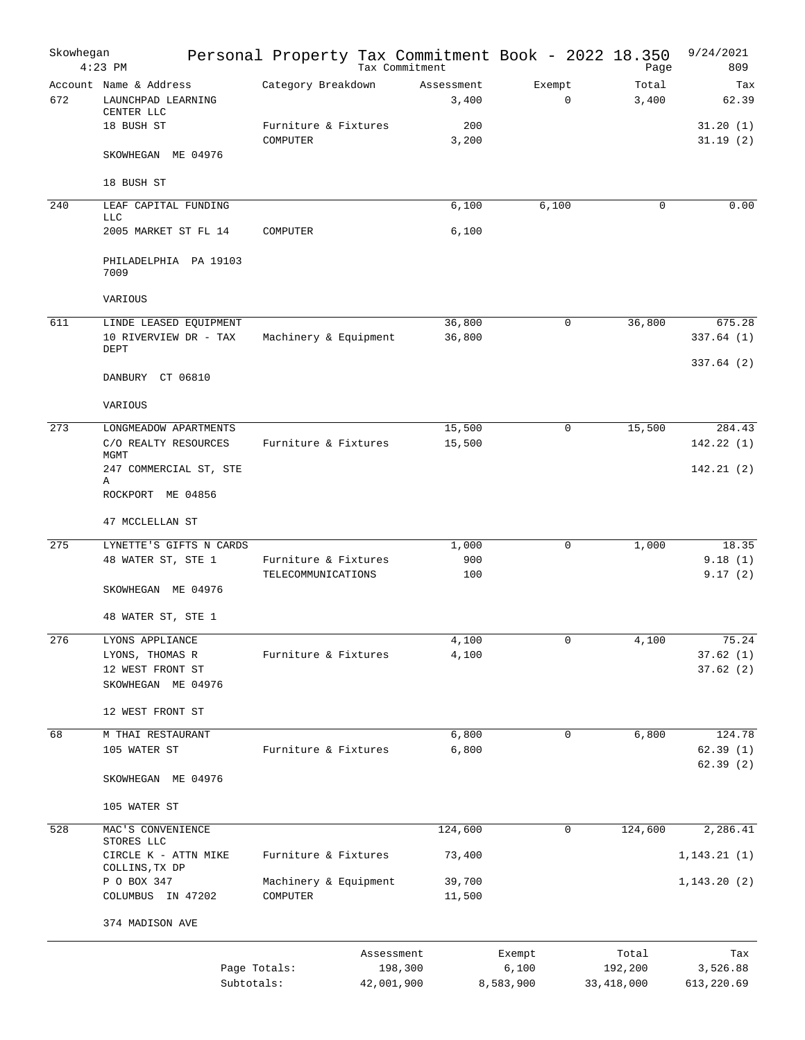Skowhegan 4:23 PM

# Personal Property Tax Commitment Book - 2022 18.350

Tax Commitment

9/24/2021 Page 809

| Account | Name & Address | Category Breakdown | Assessment | Exempt | Total | Tax |
|---|---|---|---|---|---|---|
| 672 | LAUNCHPAD LEARNING CENTER LLC | | 3,400 | 0 | 3,400 | 62.39 |
| | 18 BUSH ST | Furniture & Fixtures | 200 | | | 31.20 (1) |
| | | COMPUTER | 3,200 | | | 31.19 (2) |
| | SKOWHEGAN ME 04976 | | | | | |
| | 18 BUSH ST | | | | | |
| 240 | LEAF CAPITAL FUNDING LLC | | 6,100 | 6,100 | 0 | 0.00 |
| | 2005 MARKET ST FL 14 | COMPUTER | 6,100 | | | |
| | PHILADELPHIA PA 19103 7009 | | | | | |
| | VARIOUS | | | | | |
| 611 | LINDE LEASED EQUIPMENT | | 36,800 | 0 | 36,800 | 675.28 |
| | 10 RIVERVIEW DR - TAX DEPT | Machinery & Equipment | 36,800 | | | 337.64 (1) |
| | | | | | | 337.64 (2) |
| | DANBURY CT 06810 | | | | | |
| | VARIOUS | | | | | |
| 273 | LONGMEADOW APARTMENTS | | 15,500 | 0 | 15,500 | 284.43 |
| | C/O REALTY RESOURCES MGMT | Furniture & Fixtures | 15,500 | | | 142.22 (1) |
| | 247 COMMERCIAL ST, STE A | | | | | 142.21 (2) |
| | ROCKPORT ME 04856 | | | | | |
| | 47 MCCLELLAN ST | | | | | |
| 275 | LYNETTE'S GIFTS N CARDS | | 1,000 | 0 | 1,000 | 18.35 |
| | 48 WATER ST, STE 1 | Furniture & Fixtures | 900 | | | 9.18 (1) |
| | | TELECOMMUNICATIONS | 100 | | | 9.17 (2) |
| | SKOWHEGAN ME 04976 | | | | | |
| | 48 WATER ST, STE 1 | | | | | |
| 276 | LYONS APPLIANCE | | 4,100 | 0 | 4,100 | 75.24 |
| | LYONS, THOMAS R | Furniture & Fixtures | 4,100 | | | 37.62 (1) |
| | 12 WEST FRONT ST | | | | | 37.62 (2) |
| | SKOWHEGAN ME 04976 | | | | | |
| | 12 WEST FRONT ST | | | | | |
| 68 | M THAI RESTAURANT | | 6,800 | 0 | 6,800 | 124.78 |
| | 105 WATER ST | Furniture & Fixtures | 6,800 | | | 62.39 (1) |
| | | | | | | 62.39 (2) |
| | SKOWHEGAN ME 04976 | | | | | |
| | 105 WATER ST | | | | | |
| 528 | MAC'S CONVENIENCE STORES LLC | | 124,600 | 0 | 124,600 | 2,286.41 |
| | CIRCLE K - ATTN MIKE COLLINS,TX DP | Furniture & Fixtures | 73,400 | | | 1,143.21 (1) |
| | P O BOX 347 | Machinery & Equipment | 39,700 | | | 1,143.20 (2) |
| | COLUMBUS IN 47202 | COMPUTER | 11,500 | | | |
| | 374 MADISON AVE | | | | | |

| | Assessment | Exempt | Total | Tax |
|---|---|---|---|---|
| Page Totals: | 198,300 | 6,100 | 192,200 | 3,526.88 |
| Subtotals: | 42,001,900 | 8,583,900 | 33,418,000 | 613,220.69 |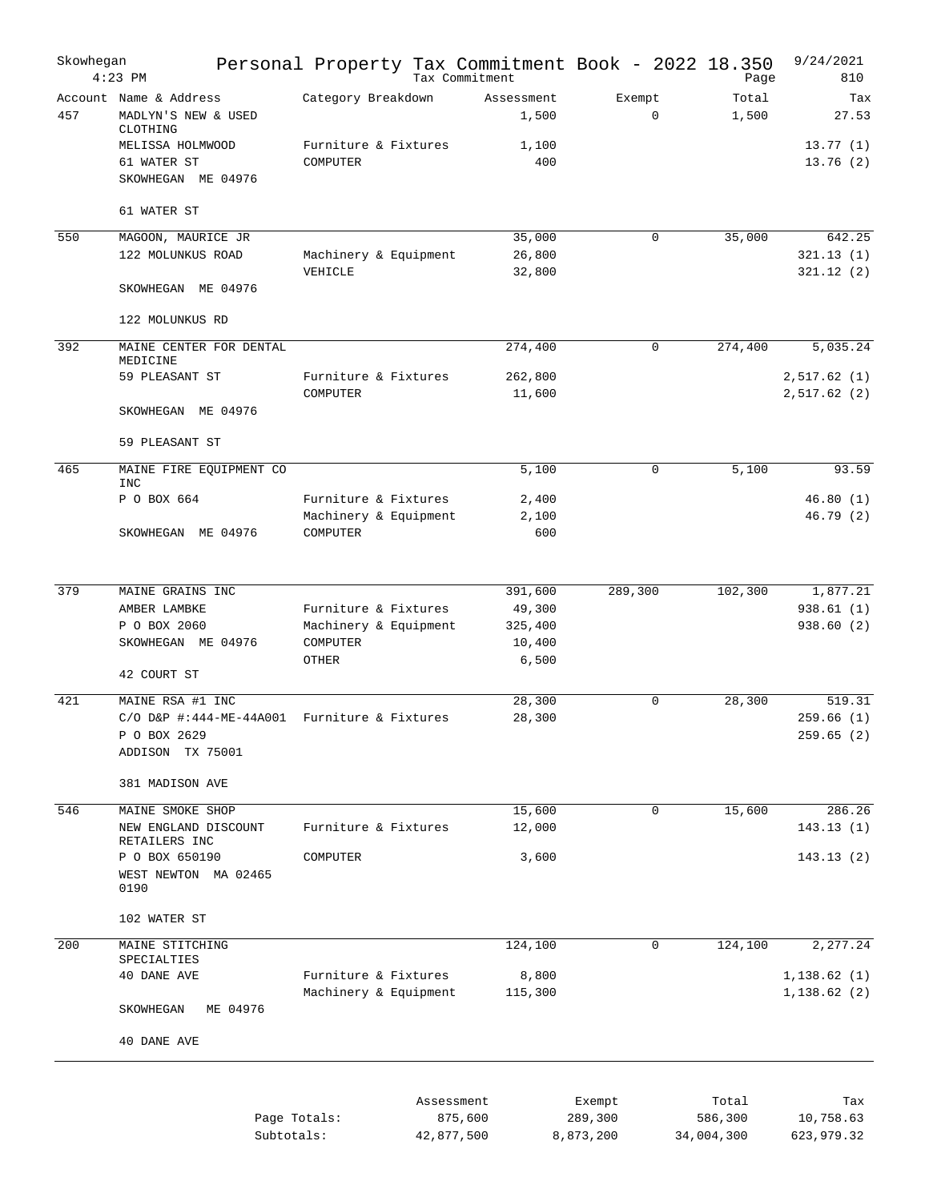Skowhegan 4:23 PM — Personal Property Tax Commitment Book - 2022 18.350 — Tax Commitment — 9/24/2021 — Page 810

| Account | Name & Address | Category Breakdown | Assessment | Exempt | Total | Tax |
|---|---|---|---|---|---|---|
| 457 | MADLYN'S NEW & USED CLOTHING | | 1,500 | 0 | 1,500 | 27.53 |
| | MELISSA HOLMWOOD | Furniture & Fixtures | 1,100 | | | 13.77 (1) |
| | 61 WATER ST | COMPUTER | 400 | | | 13.76 (2) |
| | SKOWHEGAN ME 04976 | | | | | |
| | 61 WATER ST | | | | | |
| 550 | MAGOON, MAURICE JR | | 35,000 | 0 | 35,000 | 642.25 |
| | 122 MOLUNKUS ROAD | Machinery & Equipment | 26,800 | | | 321.13 (1) |
| | | VEHICLE | 32,800 | | | 321.12 (2) |
| | SKOWHEGAN ME 04976 | | | | | |
| | 122 MOLUNKUS RD | | | | | |
| 392 | MAINE CENTER FOR DENTAL MEDICINE | | 274,400 | 0 | 274,400 | 5,035.24 |
| | 59 PLEASANT ST | Furniture & Fixtures | 262,800 | | | 2,517.62 (1) |
| | | COMPUTER | 11,600 | | | 2,517.62 (2) |
| | SKOWHEGAN ME 04976 | | | | | |
| | 59 PLEASANT ST | | | | | |
| 465 | MAINE FIRE EQUIPMENT CO INC | | 5,100 | 0 | 5,100 | 93.59 |
| | P O BOX 664 | Furniture & Fixtures | 2,400 | | | 46.80 (1) |
| | | Machinery & Equipment | 2,100 | | | 46.79 (2) |
| | SKOWHEGAN ME 04976 | COMPUTER | 600 | | | |
| 379 | MAINE GRAINS INC | | 391,600 | 289,300 | 102,300 | 1,877.21 |
| | AMBER LAMBKE | Furniture & Fixtures | 49,300 | | | 938.61 (1) |
| | P O BOX 2060 | Machinery & Equipment | 325,400 | | | 938.60 (2) |
| | SKOWHEGAN ME 04976 | COMPUTER | 10,400 | | | |
| | | OTHER | 6,500 | | | |
| | 42 COURT ST | | | | | |
| 421 | MAINE RSA #1 INC | | 28,300 | 0 | 28,300 | 519.31 |
| | C/O D&P #:444-ME-44A001 | Furniture & Fixtures | 28,300 | | | 259.66 (1) |
| | P O BOX 2629 | | | | | 259.65 (2) |
| | ADDISON TX 75001 | | | | | |
| | 381 MADISON AVE | | | | | |
| 546 | MAINE SMOKE SHOP | | 15,600 | 0 | 15,600 | 286.26 |
| | NEW ENGLAND DISCOUNT RETAILERS INC | Furniture & Fixtures | 12,000 | | | 143.13 (1) |
| | P O BOX 650190 | COMPUTER | 3,600 | | | 143.13 (2) |
| | WEST NEWTON MA 02465 0190 | | | | | |
| | 102 WATER ST | | | | | |
| 200 | MAINE STITCHING SPECIALTIES | | 124,100 | 0 | 124,100 | 2,277.24 |
| | 40 DANE AVE | Furniture & Fixtures | 8,800 | | | 1,138.62 (1) |
| | | Machinery & Equipment | 115,300 | | | 1,138.62 (2) |
| | SKOWHEGAN ME 04976 | | | | | |
| | 40 DANE AVE | | | | | |

| | Assessment | Exempt | Total | Tax |
|---|---|---|---|---|
| Page Totals: | 875,600 | 289,300 | 586,300 | 10,758.63 |
| Subtotals: | 42,877,500 | 8,873,200 | 34,004,300 | 623,979.32 |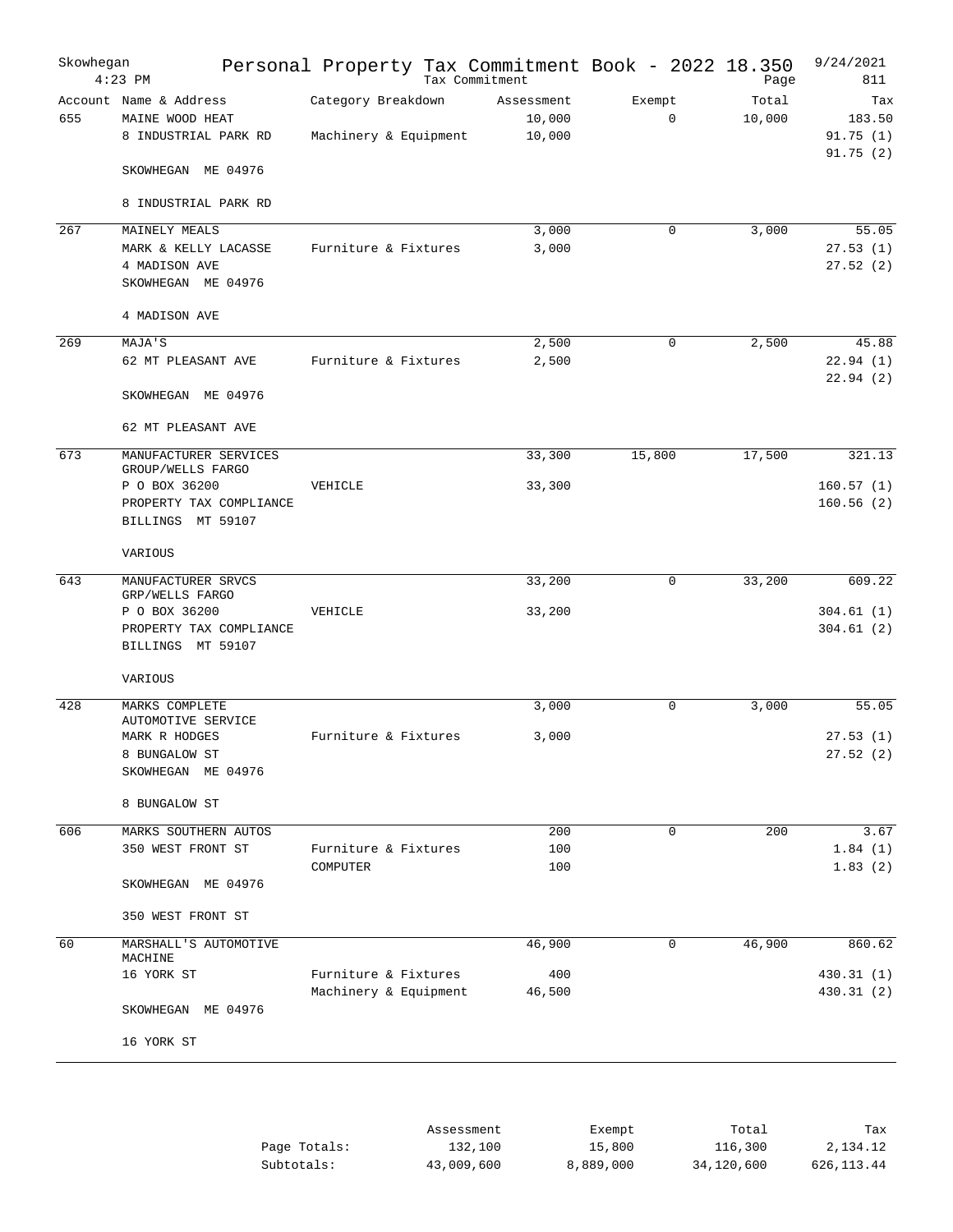# Skowhegan — Personal Property Tax Commitment Book - 2022 18.350

Tax Commitment — 4:23 PM — 9/24/2021 — Page 811

| Account | Name & Address | Category Breakdown | Assessment | Exempt | Total | Tax |
|---|---|---|---|---|---|---|
| 655 | MAINE WOOD HEAT | | 10,000 | 0 | 10,000 | 183.50 |
| | 8 INDUSTRIAL PARK RD | Machinery & Equipment | 10,000 | | | 91.75 (1) |
| | | | | | | 91.75 (2) |
| | SKOWHEGAN ME 04976 | | | | | |
| | 8 INDUSTRIAL PARK RD | | | | | |
| 267 | MAINELY MEALS | | 3,000 | 0 | 3,000 | 55.05 |
| | MARK & KELLY LACASSE | Furniture & Fixtures | 3,000 | | | 27.53 (1) |
| | 4 MADISON AVE | | | | | 27.52 (2) |
| | SKOWHEGAN ME 04976 | | | | | |
| | 4 MADISON AVE | | | | | |
| 269 | MAJA'S | | 2,500 | 0 | 2,500 | 45.88 |
| | 62 MT PLEASANT AVE | Furniture & Fixtures | 2,500 | | | 22.94 (1) |
| | | | | | | 22.94 (2) |
| | SKOWHEGAN ME 04976 | | | | | |
| | 62 MT PLEASANT AVE | | | | | |
| 673 | MANUFACTURER SERVICES GROUP/WELLS FARGO | | 33,300 | 15,800 | 17,500 | 321.13 |
| | P O BOX 36200 | VEHICLE | 33,300 | | | 160.57 (1) |
| | PROPERTY TAX COMPLIANCE | | | | | 160.56 (2) |
| | BILLINGS MT 59107 | | | | | |
| | VARIOUS | | | | | |
| 643 | MANUFACTURER SRVCS GRP/WELLS FARGO | | 33,200 | 0 | 33,200 | 609.22 |
| | P O BOX 36200 | VEHICLE | 33,200 | | | 304.61 (1) |
| | PROPERTY TAX COMPLIANCE | | | | | 304.61 (2) |
| | BILLINGS MT 59107 | | | | | |
| | VARIOUS | | | | | |
| 428 | MARKS COMPLETE AUTOMOTIVE SERVICE | | 3,000 | 0 | 3,000 | 55.05 |
| | MARK R HODGES | Furniture & Fixtures | 3,000 | | | 27.53 (1) |
| | 8 BUNGALOW ST | | | | | 27.52 (2) |
| | SKOWHEGAN ME 04976 | | | | | |
| | 8 BUNGALOW ST | | | | | |
| 606 | MARKS SOUTHERN AUTOS | | 200 | 0 | 200 | 3.67 |
| | 350 WEST FRONT ST | Furniture & Fixtures | 100 | | | 1.84 (1) |
| | | COMPUTER | 100 | | | 1.83 (2) |
| | SKOWHEGAN ME 04976 | | | | | |
| | 350 WEST FRONT ST | | | | | |
| 60 | MARSHALL'S AUTOMOTIVE MACHINE | | 46,900 | 0 | 46,900 | 860.62 |
| | 16 YORK ST | Furniture & Fixtures | 400 | | | 430.31 (1) |
| | | Machinery & Equipment | 46,500 | | | 430.31 (2) |
| | SKOWHEGAN ME 04976 | | | | | |
| | 16 YORK ST | | | | | |

| | Assessment | Exempt | Total | Tax |
|---|---|---|---|---|
| Page Totals: | 132,100 | 15,800 | 116,300 | 2,134.12 |
| Subtotals: | 43,009,600 | 8,889,000 | 34,120,600 | 626,113.44 |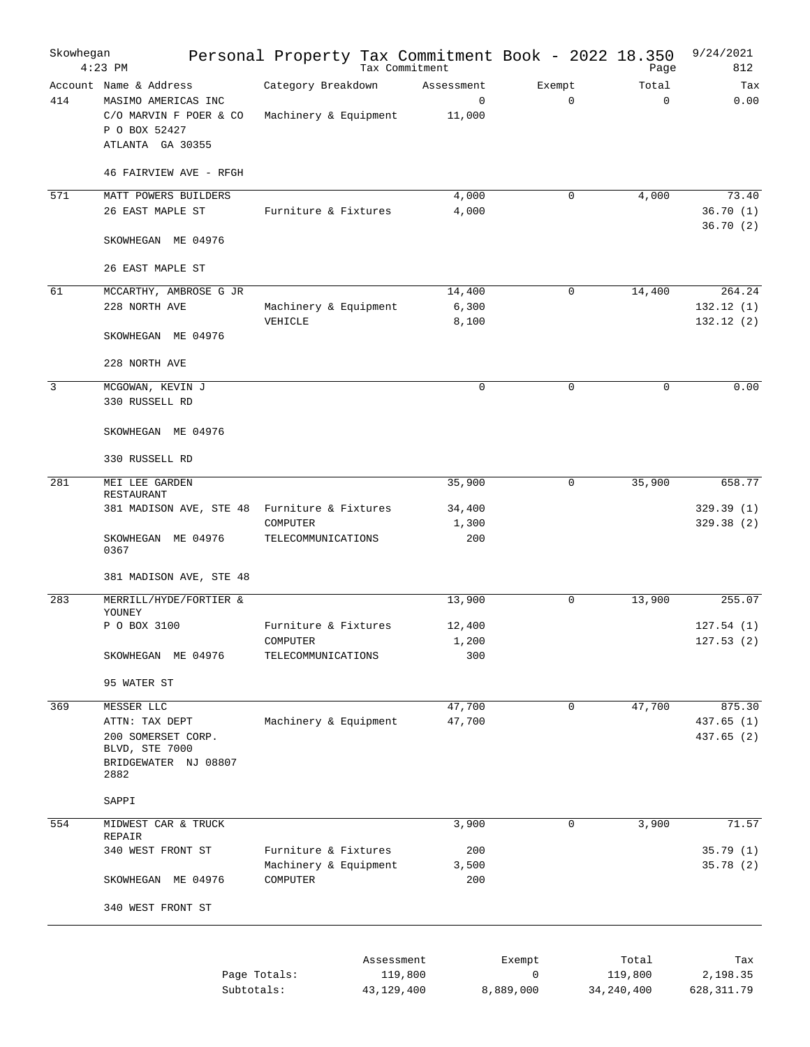Skowhegan 4:23 PM

# Personal Property Tax Commitment Book - 2022 18.350

Tax Commitment

9/24/2021

| Account | Name & Address | Category Breakdown | Assessment | Exempt | Total | Tax |
|---|---|---|---|---|---|---|
| 414 | MASIMO AMERICAS INC | | 0 | 0 | 0 | 0.00 |
| | C/O MARVIN F POER & CO | Machinery & Equipment | 11,000 | | | |
| | P O BOX 52427 | | | | | |
| | ATLANTA GA 30355 | | | | | |
| | 46 FAIRVIEW AVE - RFGH | | | | | |
| 571 | MATT POWERS BUILDERS | | 4,000 | 0 | 4,000 | 73.40 |
| | 26 EAST MAPLE ST | Furniture & Fixtures | 4,000 | | | 36.70 (1) |
| | | | | | | 36.70 (2) |
| | SKOWHEGAN ME 04976 | | | | | |
| | 26 EAST MAPLE ST | | | | | |
| 61 | MCCARTHY, AMBROSE G JR | | 14,400 | 0 | 14,400 | 264.24 |
| | 228 NORTH AVE | Machinery & Equipment | 6,300 | | | 132.12 (1) |
| | | VEHICLE | 8,100 | | | 132.12 (2) |
| | SKOWHEGAN ME 04976 | | | | | |
| | 228 NORTH AVE | | | | | |
| 3 | MCGOWAN, KEVIN J | | 0 | 0 | 0 | 0.00 |
| | 330 RUSSELL RD | | | | | |
| | SKOWHEGAN ME 04976 | | | | | |
| | 330 RUSSELL RD | | | | | |
| 281 | MEI LEE GARDEN RESTAURANT | | 35,900 | 0 | 35,900 | 658.77 |
| | 381 MADISON AVE, STE 48 | Furniture & Fixtures | 34,400 | | | 329.39 (1) |
| | | COMPUTER | 1,300 | | | 329.38 (2) |
| | SKOWHEGAN ME 04976 0367 | TELECOMMUNICATIONS | 200 | | | |
| | 381 MADISON AVE, STE 48 | | | | | |
| 283 | MERRILL/HYDE/FORTIER & YOUNEY | | 13,900 | 0 | 13,900 | 255.07 |
| | P O BOX 3100 | Furniture & Fixtures | 12,400 | | | 127.54 (1) |
| | | COMPUTER | 1,200 | | | 127.53 (2) |
| | SKOWHEGAN ME 04976 | TELECOMMUNICATIONS | 300 | | | |
| | 95 WATER ST | | | | | |
| 369 | MESSER LLC | | 47,700 | 0 | 47,700 | 875.30 |
| | ATTN: TAX DEPT | Machinery & Equipment | 47,700 | | | 437.65 (1) |
| | 200 SOMERSET CORP. BLVD, STE 7000 | | | | | 437.65 (2) |
| | BRIDGEWATER NJ 08807 2882 | | | | | |
| | SAPPI | | | | | |
| 554 | MIDWEST CAR & TRUCK REPAIR | | 3,900 | 0 | 3,900 | 71.57 |
| | 340 WEST FRONT ST | Furniture & Fixtures | 200 | | | 35.79 (1) |
| | | Machinery & Equipment | 3,500 | | | 35.78 (2) |
| | SKOWHEGAN ME 04976 | COMPUTER | 200 | | | |
| | 340 WEST FRONT ST | | | | | |

| | Assessment | Exempt | Total | Tax |
|---|---|---|---|---|
| Page Totals: | 119,800 | 0 | 119,800 | 2,198.35 |
| Subtotals: | 43,129,400 | 8,889,000 | 34,240,400 | 628,311.79 |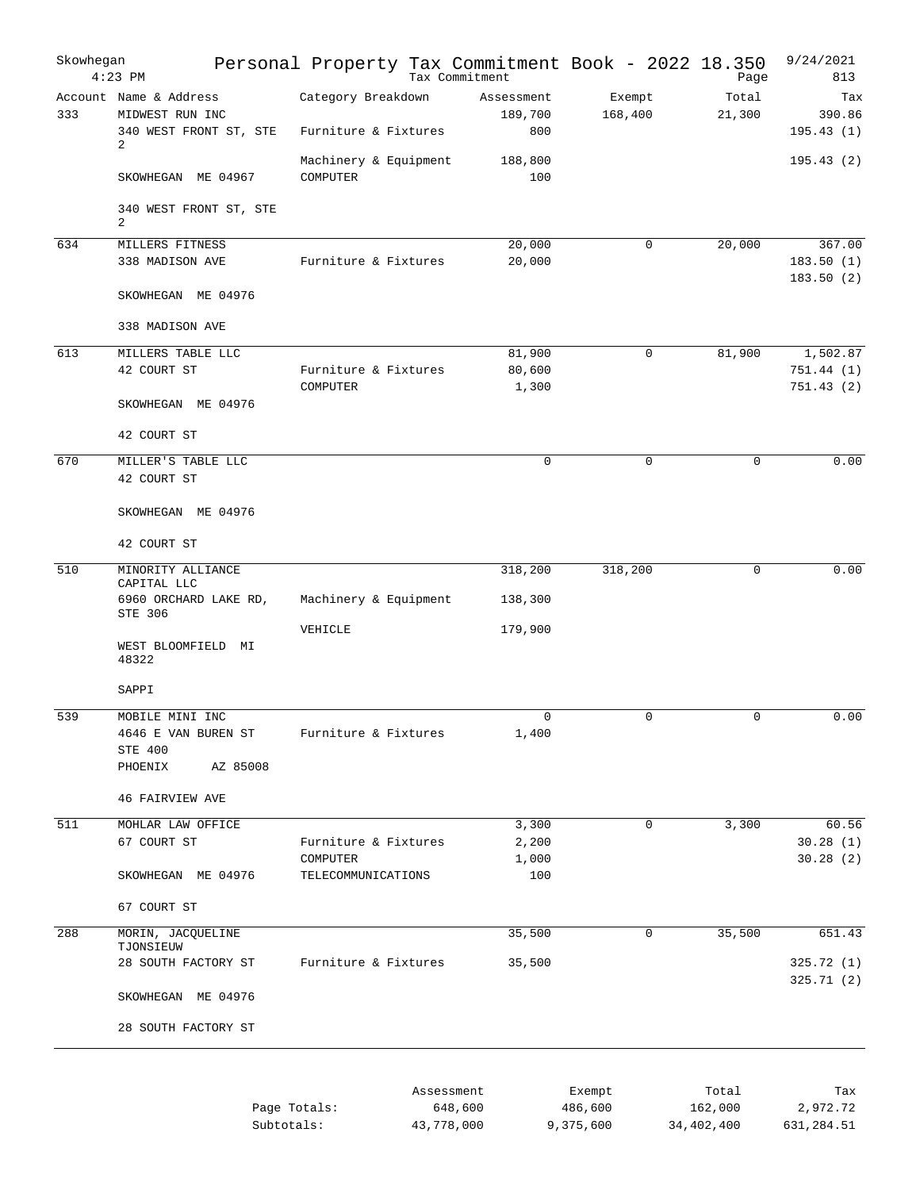# Personal Property Tax Commitment Book - 2022 18.350

Skowhegan
4:23 PM

Tax Commitment

9/24/2021
Page 813

| Account | Name & Address | Category Breakdown | Assessment | Exempt | Total | Tax |
|---|---|---|---|---|---|---|
| 333 | MIDWEST RUN INC | | 189,700 | 168,400 | 21,300 | 390.86 |
| | 340 WEST FRONT ST, STE 2 | Furniture & Fixtures | 800 | | | 195.43 (1) |
| | | Machinery & Equipment | 188,800 | | | 195.43 (2) |
| | SKOWHEGAN ME 04967 | COMPUTER | 100 | | | |
| | 340 WEST FRONT ST, STE 2 | | | | | |
| 634 | MILLERS FITNESS | | 20,000 | 0 | 20,000 | 367.00 |
| | 338 MADISON AVE | Furniture & Fixtures | 20,000 | | | 183.50 (1) |
| | | | | | | 183.50 (2) |
| | SKOWHEGAN ME 04976 | | | | | |
| | 338 MADISON AVE | | | | | |
| 613 | MILLERS TABLE LLC | | 81,900 | 0 | 81,900 | 1,502.87 |
| | 42 COURT ST | Furniture & Fixtures | 80,600 | | | 751.44 (1) |
| | | COMPUTER | 1,300 | | | 751.43 (2) |
| | SKOWHEGAN ME 04976 | | | | | |
| | 42 COURT ST | | | | | |
| 670 | MILLER'S TABLE LLC | | 0 | 0 | 0 | 0.00 |
| | 42 COURT ST | | | | | |
| | SKOWHEGAN ME 04976 | | | | | |
| | 42 COURT ST | | | | | |
| 510 | MINORITY ALLIANCE CAPITAL LLC | | 318,200 | 318,200 | 0 | 0.00 |
| | 6960 ORCHARD LAKE RD, STE 306 | Machinery & Equipment | 138,300 | | | |
| | | VEHICLE | 179,900 | | | |
| | WEST BLOOMFIELD MI 48322 | | | | | |
| | SAPPI | | | | | |
| 539 | MOBILE MINI INC | | 0 | 0 | 0 | 0.00 |
| | 4646 E VAN BUREN ST | Furniture & Fixtures | 1,400 | | | |
| | STE 400 | | | | | |
| | PHOENIX AZ 85008 | | | | | |
| | 46 FAIRVIEW AVE | | | | | |
| 511 | MOHLAR LAW OFFICE | | 3,300 | 0 | 3,300 | 60.56 |
| | 67 COURT ST | Furniture & Fixtures | 2,200 | | | 30.28 (1) |
| | | COMPUTER | 1,000 | | | 30.28 (2) |
| | SKOWHEGAN ME 04976 | TELECOMMUNICATIONS | 100 | | | |
| | 67 COURT ST | | | | | |
| 288 | MORIN, JACQUELINE TJONSIEUW | | 35,500 | 0 | 35,500 | 651.43 |
| | 28 SOUTH FACTORY ST | Furniture & Fixtures | 35,500 | | | 325.72 (1) |
| | | | | | | 325.71 (2) |
| | SKOWHEGAN ME 04976 | | | | | |
| | 28 SOUTH FACTORY ST | | | | | |

| | Assessment | Exempt | Total | Tax |
|---|---|---|---|---|
| Page Totals: | 648,600 | 486,600 | 162,000 | 2,972.72 |
| Subtotals: | 43,778,000 | 9,375,600 | 34,402,400 | 631,284.51 |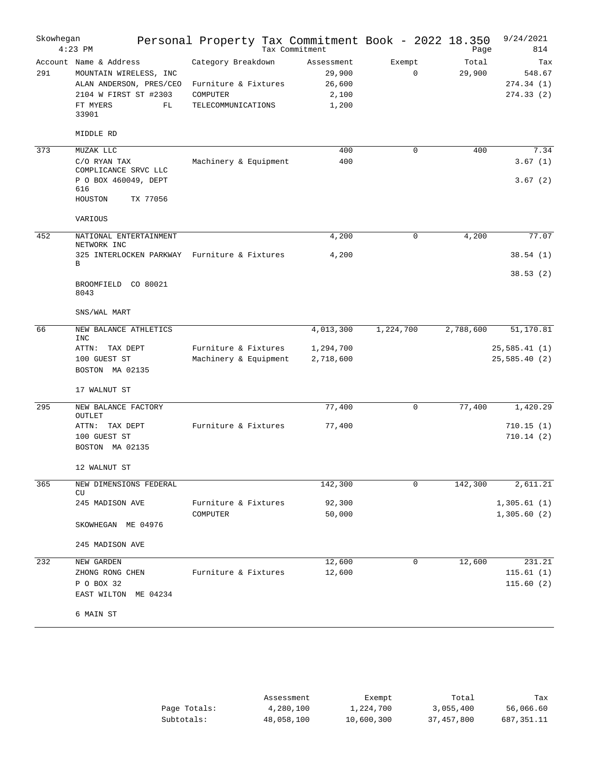# Skowhegan — Personal Property Tax Commitment Book - 2022 18.350

Tax Commitment

9/24/2021 4:23 PM — Page 814

| Account | Name & Address | Category Breakdown | Assessment | Exempt | Total | Tax |
|---|---|---|---|---|---|---|
| 291 | MOUNTAIN WIRELESS, INC | | 29,900 | 0 | 29,900 | 548.67 |
| | ALAN ANDERSON, PRES/CEO | Furniture & Fixtures | 26,600 | | | 274.34 (1) |
| | 2104 W FIRST ST #2303 | COMPUTER | 2,100 | | | 274.33 (2) |
| | FT MYERS FL 33901 | TELECOMMUNICATIONS | 1,200 | | | |
| | MIDDLE RD | | | | | |
| 373 | MUZAK LLC | | 400 | 0 | 400 | 7.34 |
| | C/O RYAN TAX COMPLICANCE SRVC LLC | Machinery & Equipment | 400 | | | 3.67 (1) |
| | P O BOX 460049, DEPT 616 | | | | | 3.67 (2) |
| | HOUSTON TX 77056 | | | | | |
| | VARIOUS | | | | | |
| 452 | NATIONAL ENTERTAINMENT NETWORK INC | | 4,200 | 0 | 4,200 | 77.07 |
| | 325 INTERLOCKEN PARKWAY B | Furniture & Fixtures | 4,200 | | | 38.54 (1) |
| | | | | | | 38.53 (2) |
| | BROOMFIELD CO 80021 8043 | | | | | |
| | SNS/WAL MART | | | | | |
| 66 | NEW BALANCE ATHLETICS INC | | 4,013,300 | 1,224,700 | 2,788,600 | 51,170.81 |
| | ATTN: TAX DEPT | Furniture & Fixtures | 1,294,700 | | | 25,585.41 (1) |
| | 100 GUEST ST | Machinery & Equipment | 2,718,600 | | | 25,585.40 (2) |
| | BOSTON MA 02135 | | | | | |
| | 17 WALNUT ST | | | | | |
| 295 | NEW BALANCE FACTORY OUTLET | | 77,400 | 0 | 77,400 | 1,420.29 |
| | ATTN: TAX DEPT | Furniture & Fixtures | 77,400 | | | 710.15 (1) |
| | 100 GUEST ST | | | | | 710.14 (2) |
| | BOSTON MA 02135 | | | | | |
| | 12 WALNUT ST | | | | | |
| 365 | NEW DIMENSIONS FEDERAL CU | | 142,300 | 0 | 142,300 | 2,611.21 |
| | 245 MADISON AVE | Furniture & Fixtures | 92,300 | | | 1,305.61 (1) |
| | | COMPUTER | 50,000 | | | 1,305.60 (2) |
| | SKOWHEGAN ME 04976 | | | | | |
| | 245 MADISON AVE | | | | | |
| 232 | NEW GARDEN | | 12,600 | 0 | 12,600 | 231.21 |
| | ZHONG RONG CHEN | Furniture & Fixtures | 12,600 | | | 115.61 (1) |
| | P O BOX 32 | | | | | 115.60 (2) |
| | EAST WILTON ME 04234 | | | | | |
| | 6 MAIN ST | | | | | |

| | Assessment | Exempt | Total | Tax |
|---|---|---|---|---|
| Page Totals: | 4,280,100 | 1,224,700 | 3,055,400 | 56,066.60 |
| Subtotals: | 48,058,100 | 10,600,300 | 37,457,800 | 687,351.11 |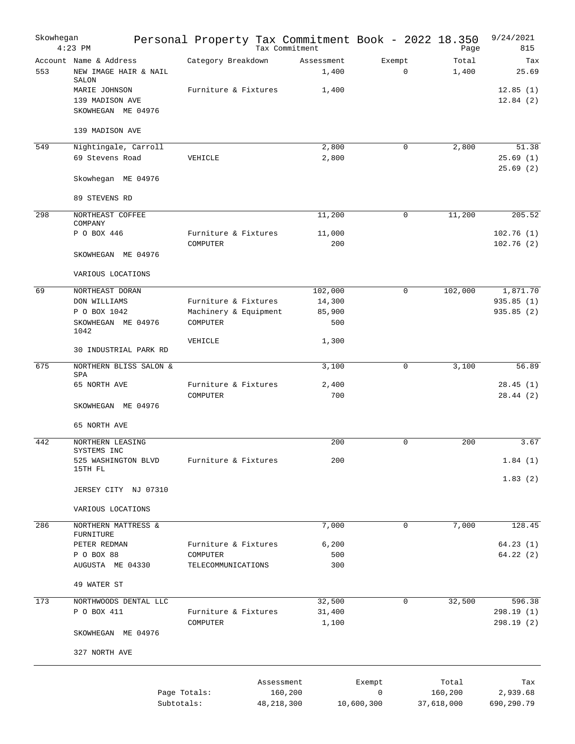# Skowhegan — Personal Property Tax Commitment Book - 2022 18.350

Tax Commitment — 4:23 PM — 9/24/2021 — Page 815

| Account | Name & Address | Category Breakdown | Assessment | Exempt | Total | Tax |
|---|---|---|---|---|---|---|
| 553 | NEW IMAGE HAIR & NAIL SALON | | 1,400 | 0 | 1,400 | 25.69 |
| | MARIE JOHNSON | Furniture & Fixtures | 1,400 | | | 12.85 (1) |
| | 139 MADISON AVE | | | | | 12.84 (2) |
| | SKOWHEGAN ME 04976 | | | | | |
| | 139 MADISON AVE | | | | | |
| 549 | Nightingale, Carroll | | 2,800 | 0 | 2,800 | 51.38 |
| | 69 Stevens Road | VEHICLE | 2,800 | | | 25.69 (1) |
| | | | | | | 25.69 (2) |
| | Skowhegan ME 04976 | | | | | |
| | 89 STEVENS RD | | | | | |
| 298 | NORTHEAST COFFEE COMPANY | | 11,200 | 0 | 11,200 | 205.52 |
| | P O BOX 446 | Furniture & Fixtures | 11,000 | | | 102.76 (1) |
| | | COMPUTER | 200 | | | 102.76 (2) |
| | SKOWHEGAN ME 04976 | | | | | |
| | VARIOUS LOCATIONS | | | | | |
| 69 | NORTHEAST DORAN | | 102,000 | 0 | 102,000 | 1,871.70 |
| | DON WILLIAMS | Furniture & Fixtures | 14,300 | | | 935.85 (1) |
| | P O BOX 1042 | Machinery & Equipment | 85,900 | | | 935.85 (2) |
| | SKOWHEGAN ME 04976 1042 | COMPUTER | 500 | | | |
| | | VEHICLE | 1,300 | | | |
| | 30 INDUSTRIAL PARK RD | | | | | |
| 675 | NORTHERN BLISS SALON & SPA | | 3,100 | 0 | 3,100 | 56.89 |
| | 65 NORTH AVE | Furniture & Fixtures | 2,400 | | | 28.45 (1) |
| | | COMPUTER | 700 | | | 28.44 (2) |
| | SKOWHEGAN ME 04976 | | | | | |
| | 65 NORTH AVE | | | | | |
| 442 | NORTHERN LEASING SYSTEMS INC | | 200 | 0 | 200 | 3.67 |
| | 525 WASHINGTON BLVD 15TH FL | Furniture & Fixtures | 200 | | | 1.84 (1) |
| | | | | | | 1.83 (2) |
| | JERSEY CITY NJ 07310 | | | | | |
| | VARIOUS LOCATIONS | | | | | |
| 286 | NORTHERN MATTRESS & FURNITURE | | 7,000 | 0 | 7,000 | 128.45 |
| | PETER REDMAN | Furniture & Fixtures | 6,200 | | | 64.23 (1) |
| | P O BOX 88 | COMPUTER | 500 | | | 64.22 (2) |
| | AUGUSTA ME 04330 | TELECOMMUNICATIONS | 300 | | | |
| | 49 WATER ST | | | | | |
| 173 | NORTHWOODS DENTAL LLC | | 32,500 | 0 | 32,500 | 596.38 |
| | P O BOX 411 | Furniture & Fixtures | 31,400 | | | 298.19 (1) |
| | | COMPUTER | 1,100 | | | 298.19 (2) |
| | SKOWHEGAN ME 04976 | | | | | |
| | 327 NORTH AVE | | | | | |

| | Assessment | Exempt | Total | Tax |
|---|---|---|---|---|
| Page Totals: | 160,200 | 0 | 160,200 | 2,939.68 |
| Subtotals: | 48,218,300 | 10,600,300 | 37,618,000 | 690,290.79 |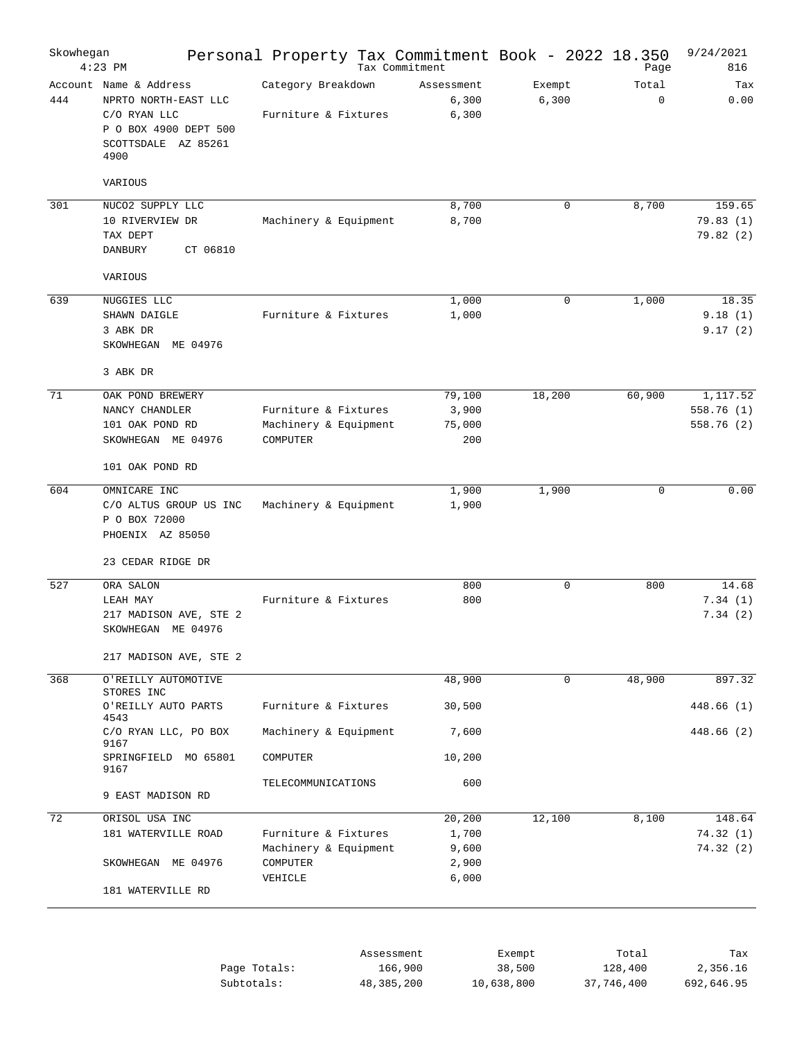# Skowhegan — Personal Property Tax Commitment Book - 2022 18.350

Tax Commitment — 4:23 PM — 9/24/2021 — Page 816

| Account | Name & Address | Category Breakdown | Assessment | Exempt | Total | Tax |
|---|---|---|---|---|---|---|
| 444 | NPRTO NORTH-EAST LLC | | 6,300 | 6,300 | 0 | 0.00 |
| | C/O RYAN LLC | Furniture & Fixtures | 6,300 | | | |
| | P O BOX 4900 DEPT 500 | | | | | |
| | SCOTTSDALE AZ 85261 4900 | | | | | |
| | VARIOUS | | | | | |
| 301 | NUCO2 SUPPLY LLC | | 8,700 | 0 | 8,700 | 159.65 |
| | 10 RIVERVIEW DR | Machinery & Equipment | 8,700 | | | 79.83 (1) |
| | TAX DEPT | | | | | 79.82 (2) |
| | DANBURY CT 06810 | | | | | |
| | VARIOUS | | | | | |
| 639 | NUGGIES LLC | | 1,000 | 0 | 1,000 | 18.35 |
| | SHAWN DAIGLE | Furniture & Fixtures | 1,000 | | | 9.18 (1) |
| | 3 ABK DR | | | | | 9.17 (2) |
| | SKOWHEGAN ME 04976 | | | | | |
| | 3 ABK DR | | | | | |
| 71 | OAK POND BREWERY | | 79,100 | 18,200 | 60,900 | 1,117.52 |
| | NANCY CHANDLER | Furniture & Fixtures | 3,900 | | | 558.76 (1) |
| | 101 OAK POND RD | Machinery & Equipment | 75,000 | | | 558.76 (2) |
| | SKOWHEGAN ME 04976 | COMPUTER | 200 | | | |
| | 101 OAK POND RD | | | | | |
| 604 | OMNICARE INC | | 1,900 | 1,900 | 0 | 0.00 |
| | C/O ALTUS GROUP US INC | Machinery & Equipment | 1,900 | | | |
| | P O BOX 72000 | | | | | |
| | PHOENIX AZ 85050 | | | | | |
| | 23 CEDAR RIDGE DR | | | | | |
| 527 | ORA SALON | | 800 | 0 | 800 | 14.68 |
| | LEAH MAY | Furniture & Fixtures | 800 | | | 7.34 (1) |
| | 217 MADISON AVE, STE 2 | | | | | 7.34 (2) |
| | SKOWHEGAN ME 04976 | | | | | |
| | 217 MADISON AVE, STE 2 | | | | | |
| 368 | O'REILLY AUTOMOTIVE STORES INC | | 48,900 | 0 | 48,900 | 897.32 |
| | O'REILLY AUTO PARTS 4543 | Furniture & Fixtures | 30,500 | | | 448.66 (1) |
| | C/O RYAN LLC, PO BOX 9167 | Machinery & Equipment | 7,600 | | | 448.66 (2) |
| | SPRINGFIELD MO 65801 9167 | COMPUTER | 10,200 | | | |
| | | TELECOMMUNICATIONS | 600 | | | |
| | 9 EAST MADISON RD | | | | | |
| 72 | ORISOL USA INC | | 20,200 | 12,100 | 8,100 | 148.64 |
| | 181 WATERVILLE ROAD | Furniture & Fixtures | 1,700 | | | 74.32 (1) |
| | | Machinery & Equipment | 9,600 | | | 74.32 (2) |
| | SKOWHEGAN ME 04976 | COMPUTER | 2,900 | | | |
| | | VEHICLE | 6,000 | | | |
| | 181 WATERVILLE RD | | | | | |

| | Assessment | Exempt | Total | Tax |
|---|---|---|---|---|
| Page Totals: | 166,900 | 38,500 | 128,400 | 2,356.16 |
| Subtotals: | 48,385,200 | 10,638,800 | 37,746,400 | 692,646.95 |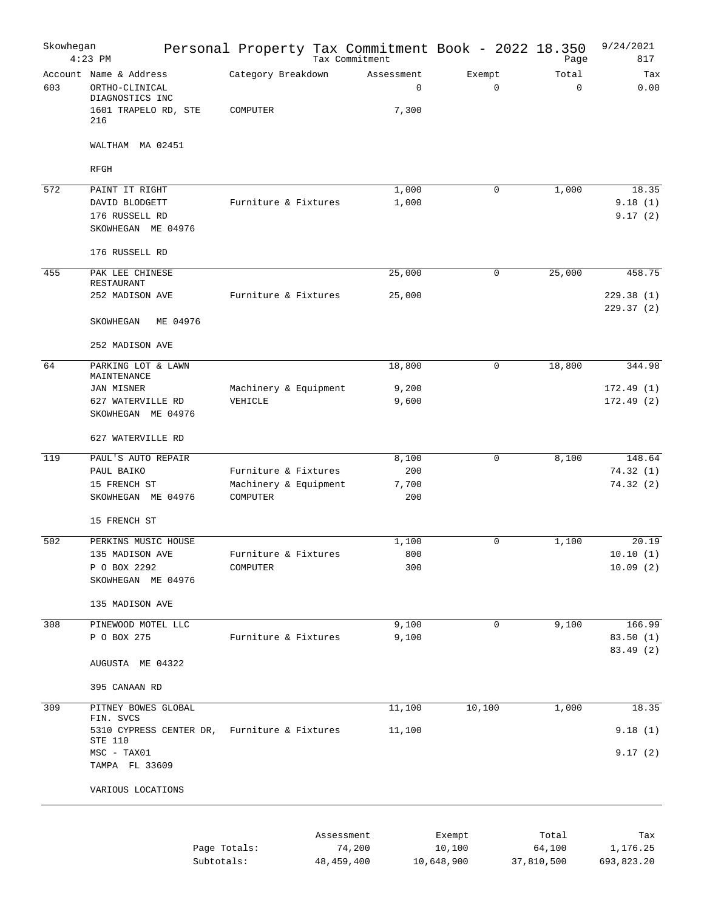Skowhegan — Personal Property Tax Commitment Book - 2022 18.350 — 9/24/2021

4:23 PM — Tax Commitment — Page 817

| Account | Name & Address | Category Breakdown | Assessment | Exempt | Total | Tax |
|---|---|---|---|---|---|---|
| 603 | ORTHO-CLINICAL DIAGNOSTICS INC | | 0 | 0 | 0 | 0.00 |
| | 1601 TRAPELO RD, STE 216 | COMPUTER | 7,300 | | | |
| | WALTHAM MA 02451 | | | | | |
| | RFGH | | | | | |
| 572 | PAINT IT RIGHT | | 1,000 | 0 | 1,000 | 18.35 |
| | DAVID BLODGETT | Furniture & Fixtures | 1,000 | | | 9.18 (1) |
| | 176 RUSSELL RD | | | | | 9.17 (2) |
| | SKOWHEGAN ME 04976 | | | | | |
| | 176 RUSSELL RD | | | | | |
| 455 | PAK LEE CHINESE RESTAURANT | | 25,000 | 0 | 25,000 | 458.75 |
| | 252 MADISON AVE | Furniture & Fixtures | 25,000 | | | 229.38 (1) |
| | | | | | | 229.37 (2) |
| | SKOWHEGAN ME 04976 | | | | | |
| | 252 MADISON AVE | | | | | |
| 64 | PARKING LOT & LAWN MAINTENANCE | | 18,800 | 0 | 18,800 | 344.98 |
| | JAN MISNER | Machinery & Equipment | 9,200 | | | 172.49 (1) |
| | 627 WATERVILLE RD | VEHICLE | 9,600 | | | 172.49 (2) |
| | SKOWHEGAN ME 04976 | | | | | |
| | 627 WATERVILLE RD | | | | | |
| 119 | PAUL'S AUTO REPAIR | | 8,100 | 0 | 8,100 | 148.64 |
| | PAUL BAIKO | Furniture & Fixtures | 200 | | | 74.32 (1) |
| | 15 FRENCH ST | Machinery & Equipment | 7,700 | | | 74.32 (2) |
| | SKOWHEGAN ME 04976 | COMPUTER | 200 | | | |
| | 15 FRENCH ST | | | | | |
| 502 | PERKINS MUSIC HOUSE | | 1,100 | 0 | 1,100 | 20.19 |
| | 135 MADISON AVE | Furniture & Fixtures | 800 | | | 10.10 (1) |
| | P O BOX 2292 | COMPUTER | 300 | | | 10.09 (2) |
| | SKOWHEGAN ME 04976 | | | | | |
| | 135 MADISON AVE | | | | | |
| 308 | PINEWOOD MOTEL LLC | | 9,100 | 0 | 9,100 | 166.99 |
| | P O BOX 275 | Furniture & Fixtures | 9,100 | | | 83.50 (1) |
| | | | | | | 83.49 (2) |
| | AUGUSTA ME 04322 | | | | | |
| | 395 CANAAN RD | | | | | |
| 309 | PITNEY BOWES GLOBAL FIN. SVCS | | 11,100 | 10,100 | 1,000 | 18.35 |
| | 5310 CYPRESS CENTER DR, STE 110 | Furniture & Fixtures | 11,100 | | | 9.18 (1) |
| | MSC - TAX01 | | | | | 9.17 (2) |
| | TAMPA FL 33609 | | | | | |
| | VARIOUS LOCATIONS | | | | | |

| | Assessment | Exempt | Total | Tax |
|---|---|---|---|---|
| Page Totals: | 74,200 | 10,100 | 64,100 | 1,176.25 |
| Subtotals: | 48,459,400 | 10,648,900 | 37,810,500 | 693,823.20 |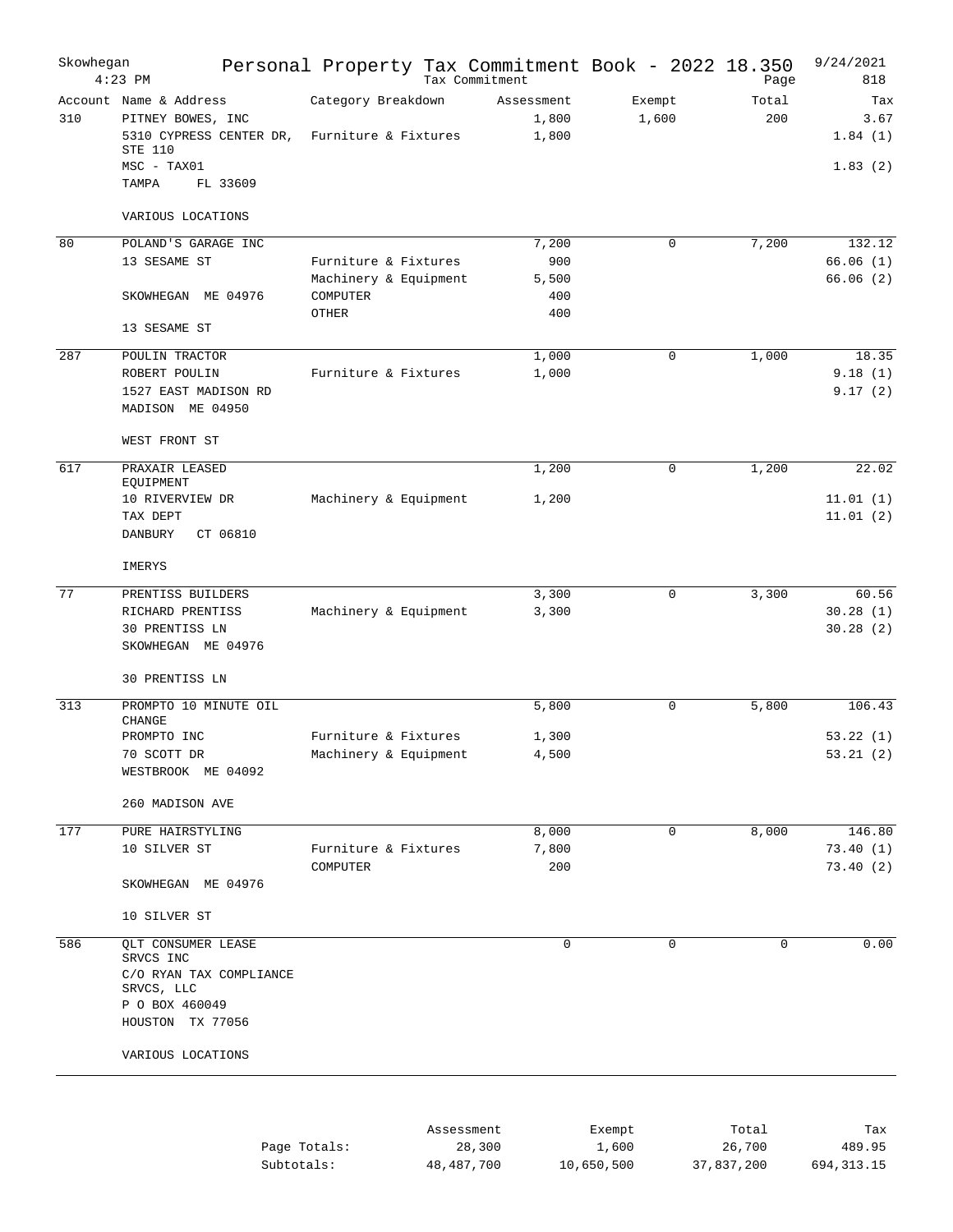# Skowhegan — Personal Property Tax Commitment Book - 2022 18.350

4:23 PM — Tax Commitment — 9/24/2021 — Page 818

| Account | Name & Address | Category Breakdown | Assessment | Exempt | Total | Tax |
|---|---|---|---|---|---|---|
| 310 | PITNEY BOWES, INC | | 1,800 | 1,600 | 200 | 3.67 |
| | 5310 CYPRESS CENTER DR, STE 110 | Furniture & Fixtures | 1,800 | | | 1.84 (1) |
| | MSC - TAX01 | | | | | 1.83 (2) |
| | TAMPA FL 33609 | | | | | |
| | VARIOUS LOCATIONS | | | | | |
| 80 | POLAND'S GARAGE INC | | 7,200 | 0 | 7,200 | 132.12 |
| | 13 SESAME ST | Furniture & Fixtures | 900 | | | 66.06 (1) |
| | | Machinery & Equipment | 5,500 | | | 66.06 (2) |
| | SKOWHEGAN ME 04976 | COMPUTER | 400 | | | |
| | | OTHER | 400 | | | |
| | 13 SESAME ST | | | | | |
| 287 | POULIN TRACTOR | | 1,000 | 0 | 1,000 | 18.35 |
| | ROBERT POULIN | Furniture & Fixtures | 1,000 | | | 9.18 (1) |
| | 1527 EAST MADISON RD | | | | | 9.17 (2) |
| | MADISON ME 04950 | | | | | |
| | WEST FRONT ST | | | | | |
| 617 | PRAXAIR LEASED EQUIPMENT | | 1,200 | 0 | 1,200 | 22.02 |
| | 10 RIVERVIEW DR | Machinery & Equipment | 1,200 | | | 11.01 (1) |
| | TAX DEPT | | | | | 11.01 (2) |
| | DANBURY CT 06810 | | | | | |
| | IMERYS | | | | | |
| 77 | PRENTISS BUILDERS | | 3,300 | 0 | 3,300 | 60.56 |
| | RICHARD PRENTISS | Machinery & Equipment | 3,300 | | | 30.28 (1) |
| | 30 PRENTISS LN | | | | | 30.28 (2) |
| | SKOWHEGAN ME 04976 | | | | | |
| | 30 PRENTISS LN | | | | | |
| 313 | PROMPTO 10 MINUTE OIL CHANGE | | 5,800 | 0 | 5,800 | 106.43 |
| | PROMPTO INC | Furniture & Fixtures | 1,300 | | | 53.22 (1) |
| | 70 SCOTT DR | Machinery & Equipment | 4,500 | | | 53.21 (2) |
| | WESTBROOK ME 04092 | | | | | |
| | 260 MADISON AVE | | | | | |
| 177 | PURE HAIRSTYLING | | 8,000 | 0 | 8,000 | 146.80 |
| | 10 SILVER ST | Furniture & Fixtures | 7,800 | | | 73.40 (1) |
| | | COMPUTER | 200 | | | 73.40 (2) |
| | SKOWHEGAN ME 04976 | | | | | |
| | 10 SILVER ST | | | | | |
| 586 | QLT CONSUMER LEASE SRVCS INC | | 0 | 0 | 0 | 0.00 |
| | C/O RYAN TAX COMPLIANCE SRVCS, LLC | | | | | |
| | P O BOX 460049 | | | | | |
| | HOUSTON TX 77056 | | | | | |
| | VARIOUS LOCATIONS | | | | | |

| | Assessment | Exempt | Total | Tax |
|---|---|---|---|---|
| Page Totals: | 28,300 | 1,600 | 26,700 | 489.95 |
| Subtotals: | 48,487,700 | 10,650,500 | 37,837,200 | 694,313.15 |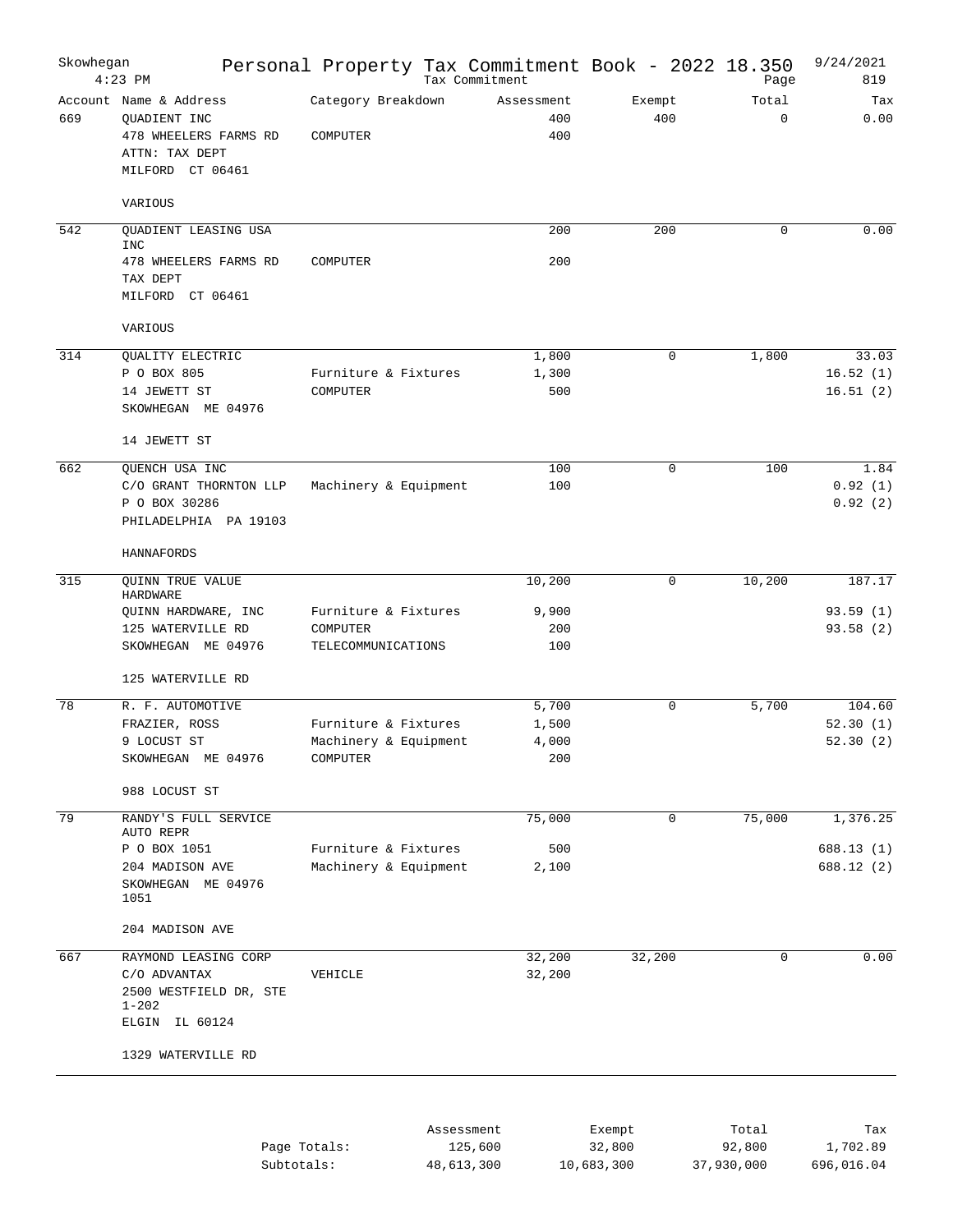Skowhegan 4:23 PM

# Personal Property Tax Commitment Book - 2022 18.350

Tax Commitment

9/24/2021 Page 819

| Account | Name & Address | Category Breakdown | Assessment | Exempt | Total | Tax |
|---|---|---|---|---|---|---|
| 669 | QUADIENT INC | | 400 | 400 | 0 | 0.00 |
| | 478 WHEELERS FARMS RD | COMPUTER | 400 | | | |
| | ATTN: TAX DEPT | | | | | |
| | MILFORD CT 06461 | | | | | |
| | VARIOUS | | | | | |
| 542 | QUADIENT LEASING USA INC | | 200 | 200 | 0 | 0.00 |
| | 478 WHEELERS FARMS RD | COMPUTER | 200 | | | |
| | TAX DEPT | | | | | |
| | MILFORD CT 06461 | | | | | |
| | VARIOUS | | | | | |
| 314 | QUALITY ELECTRIC | | 1,800 | 0 | 1,800 | 33.03 |
| | P O BOX 805 | Furniture & Fixtures | 1,300 | | | 16.52 (1) |
| | 14 JEWETT ST | COMPUTER | 500 | | | 16.51 (2) |
| | SKOWHEGAN ME 04976 | | | | | |
| | 14 JEWETT ST | | | | | |
| 662 | QUENCH USA INC | | 100 | 0 | 100 | 1.84 |
| | C/O GRANT THORNTON LLP | Machinery & Equipment | 100 | | | 0.92 (1) |
| | P O BOX 30286 | | | | | 0.92 (2) |
| | PHILADELPHIA PA 19103 | | | | | |
| | HANNAFORDS | | | | | |
| 315 | QUINN TRUE VALUE HARDWARE | | 10,200 | 0 | 10,200 | 187.17 |
| | QUINN HARDWARE, INC | Furniture & Fixtures | 9,900 | | | 93.59 (1) |
| | 125 WATERVILLE RD | COMPUTER | 200 | | | 93.58 (2) |
| | SKOWHEGAN ME 04976 | TELECOMMUNICATIONS | 100 | | | |
| | 125 WATERVILLE RD | | | | | |
| 78 | R. F. AUTOMOTIVE | | 5,700 | 0 | 5,700 | 104.60 |
| | FRAZIER, ROSS | Furniture & Fixtures | 1,500 | | | 52.30 (1) |
| | 9 LOCUST ST | Machinery & Equipment | 4,000 | | | 52.30 (2) |
| | SKOWHEGAN ME 04976 | COMPUTER | 200 | | | |
| | 988 LOCUST ST | | | | | |
| 79 | RANDY'S FULL SERVICE AUTO REPR | | 75,000 | 0 | 75,000 | 1,376.25 |
| | P O BOX 1051 | Furniture & Fixtures | 500 | | | 688.13 (1) |
| | 204 MADISON AVE | Machinery & Equipment | 2,100 | | | 688.12 (2) |
| | SKOWHEGAN ME 04976 1051 | | | | | |
| | 204 MADISON AVE | | | | | |
| 667 | RAYMOND LEASING CORP | | 32,200 | 32,200 | 0 | 0.00 |
| | C/O ADVANTAX | VEHICLE | 32,200 | | | |
| | 2500 WESTFIELD DR, STE 1-202 | | | | | |
| | ELGIN IL 60124 | | | | | |
| | 1329 WATERVILLE RD | | | | | |

| | Assessment | Exempt | Total | Tax |
|---|---|---|---|---|
| Page Totals: | 125,600 | 32,800 | 92,800 | 1,702.89 |
| Subtotals: | 48,613,300 | 10,683,300 | 37,930,000 | 696,016.04 |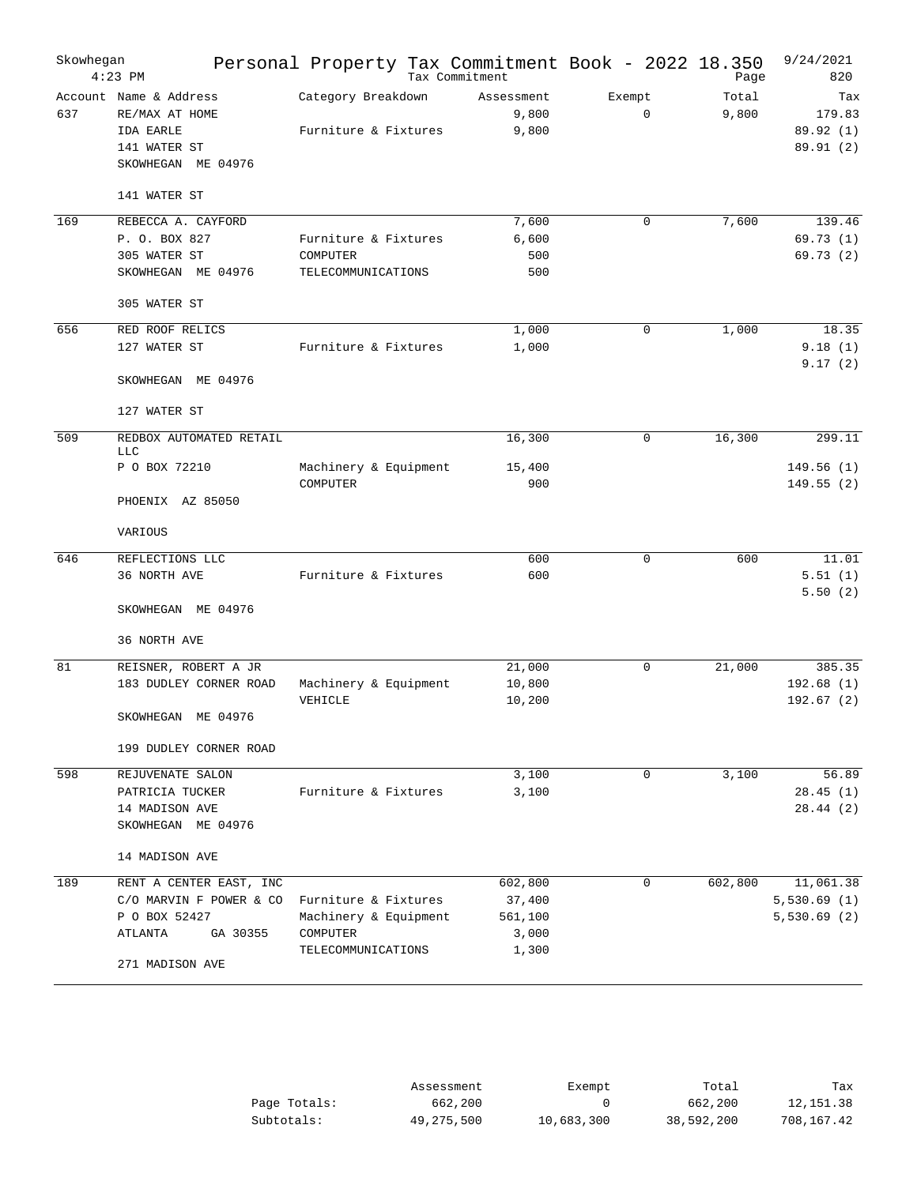# Skowhegan — Personal Property Tax Commitment Book - 2022 18.350

Tax Commitment — 4:23 PM — 9/24/2021 — Page 820

| Account | Name & Address | Category Breakdown | Assessment | Exempt | Total | Tax |
|---|---|---|---|---|---|---|
| 637 | RE/MAX AT HOME | | 9,800 | 0 | 9,800 | 179.83 |
| | IDA EARLE | Furniture & Fixtures | 9,800 | | | 89.92 (1) |
| | 141 WATER ST | | | | | 89.91 (2) |
| | SKOWHEGAN ME 04976 | | | | | |
| | 141 WATER ST | | | | | |
| 169 | REBECCA A. CAYFORD | | 7,600 | 0 | 7,600 | 139.46 |
| | P. O. BOX 827 | Furniture & Fixtures | 6,600 | | | 69.73 (1) |
| | 305 WATER ST | COMPUTER | 500 | | | 69.73 (2) |
| | SKOWHEGAN ME 04976 | TELECOMMUNICATIONS | 500 | | | |
| | 305 WATER ST | | | | | |
| 656 | RED ROOF RELICS | | 1,000 | 0 | 1,000 | 18.35 |
| | 127 WATER ST | Furniture & Fixtures | 1,000 | | | 9.18 (1) |
| | | | | | | 9.17 (2) |
| | SKOWHEGAN ME 04976 | | | | | |
| | 127 WATER ST | | | | | |
| 509 | REDBOX AUTOMATED RETAIL LLC | | 16,300 | 0 | 16,300 | 299.11 |
| | P O BOX 72210 | Machinery & Equipment | 15,400 | | | 149.56 (1) |
| | | COMPUTER | 900 | | | 149.55 (2) |
| | PHOENIX AZ 85050 | | | | | |
| | VARIOUS | | | | | |
| 646 | REFLECTIONS LLC | | 600 | 0 | 600 | 11.01 |
| | 36 NORTH AVE | Furniture & Fixtures | 600 | | | 5.51 (1) |
| | | | | | | 5.50 (2) |
| | SKOWHEGAN ME 04976 | | | | | |
| | 36 NORTH AVE | | | | | |
| 81 | REISNER, ROBERT A JR | | 21,000 | 0 | 21,000 | 385.35 |
| | 183 DUDLEY CORNER ROAD | Machinery & Equipment | 10,800 | | | 192.68 (1) |
| | | VEHICLE | 10,200 | | | 192.67 (2) |
| | SKOWHEGAN ME 04976 | | | | | |
| | 199 DUDLEY CORNER ROAD | | | | | |
| 598 | REJUVENATE SALON | | 3,100 | 0 | 3,100 | 56.89 |
| | PATRICIA TUCKER | Furniture & Fixtures | 3,100 | | | 28.45 (1) |
| | 14 MADISON AVE | | | | | 28.44 (2) |
| | SKOWHEGAN ME 04976 | | | | | |
| | 14 MADISON AVE | | | | | |
| 189 | RENT A CENTER EAST, INC | | 602,800 | 0 | 602,800 | 11,061.38 |
| | C/O MARVIN F POWER & CO | Furniture & Fixtures | 37,400 | | | 5,530.69 (1) |
| | P O BOX 52427 | Machinery & Equipment | 561,100 | | | 5,530.69 (2) |
| | ATLANTA GA 30355 | COMPUTER | 3,000 | | | |
| | | TELECOMMUNICATIONS | 1,300 | | | |
| | 271 MADISON AVE | | | | | |

| | Assessment | Exempt | Total | Tax |
|---|---|---|---|---|
| Page Totals: | 662,200 | 0 | 662,200 | 12,151.38 |
| Subtotals: | 49,275,500 | 10,683,300 | 38,592,200 | 708,167.42 |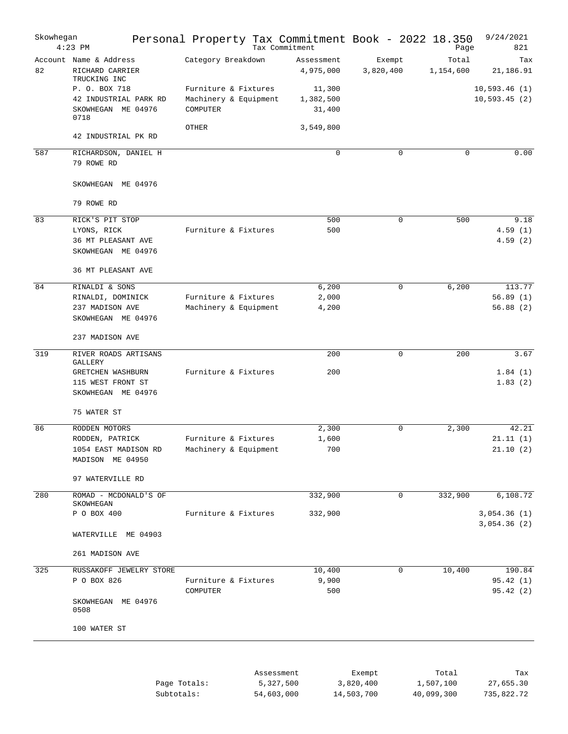# Skowhegan — Personal Property Tax Commitment Book - 2022 18.350

Tax Commitment — 4:23 PM — 9/24/2021

| Account | Name & Address | Category Breakdown | Assessment | Exempt | Total | Tax |
|---|---|---|---|---|---|---|
| 82 | RICHARD CARRIER TRUCKING INC | | 4,975,000 | 3,820,400 | 1,154,600 | 21,186.91 |
| | P. O. BOX 718 | Furniture & Fixtures | 11,300 | | | 10,593.46 (1) |
| | 42 INDUSTRIAL PARK RD | Machinery & Equipment | 1,382,500 | | | 10,593.45 (2) |
| | SKOWHEGAN ME 04976 0718 | COMPUTER | 31,400 | | | |
| | | OTHER | 3,549,800 | | | |
| | 42 INDUSTRIAL PK RD | | | | | |
| 587 | RICHARDSON, DANIEL H | | 0 | 0 | 0 | 0.00 |
| | 79 ROWE RD | | | | | |
| | SKOWHEGAN ME 04976 | | | | | |
| | 79 ROWE RD | | | | | |
| 83 | RICK'S PIT STOP | | 500 | 0 | 500 | 9.18 |
| | LYONS, RICK | Furniture & Fixtures | 500 | | | 4.59 (1) |
| | 36 MT PLEASANT AVE | | | | | 4.59 (2) |
| | SKOWHEGAN ME 04976 | | | | | |
| | 36 MT PLEASANT AVE | | | | | |
| 84 | RINALDI & SONS | | 6,200 | 0 | 6,200 | 113.77 |
| | RINALDI, DOMINICK | Furniture & Fixtures | 2,000 | | | 56.89 (1) |
| | 237 MADISON AVE | Machinery & Equipment | 4,200 | | | 56.88 (2) |
| | SKOWHEGAN ME 04976 | | | | | |
| | 237 MADISON AVE | | | | | |
| 319 | RIVER ROADS ARTISANS GALLERY | | 200 | 0 | 200 | 3.67 |
| | GRETCHEN WASHBURN | Furniture & Fixtures | 200 | | | 1.84 (1) |
| | 115 WEST FRONT ST | | | | | 1.83 (2) |
| | SKOWHEGAN ME 04976 | | | | | |
| | 75 WATER ST | | | | | |
| 86 | RODDEN MOTORS | | 2,300 | 0 | 2,300 | 42.21 |
| | RODDEN, PATRICK | Furniture & Fixtures | 1,600 | | | 21.11 (1) |
| | 1054 EAST MADISON RD | Machinery & Equipment | 700 | | | 21.10 (2) |
| | MADISON ME 04950 | | | | | |
| | 97 WATERVILLE RD | | | | | |
| 280 | ROMAD - MCDONALD'S OF SKOWHEGAN | | 332,900 | 0 | 332,900 | 6,108.72 |
| | P O BOX 400 | Furniture & Fixtures | 332,900 | | | 3,054.36 (1) |
| | | | | | | 3,054.36 (2) |
| | WATERVILLE ME 04903 | | | | | |
| | 261 MADISON AVE | | | | | |
| 325 | RUSSAKOFF JEWELRY STORE | | 10,400 | 0 | 10,400 | 190.84 |
| | P O BOX 826 | Furniture & Fixtures | 9,900 | | | 95.42 (1) |
| | | COMPUTER | 500 | | | 95.42 (2) |
| | SKOWHEGAN ME 04976 0508 | | | | | |
| | 100 WATER ST | | | | | |

| | Assessment | Exempt | Total | Tax |
|---|---|---|---|---|
| Page Totals: | 5,327,500 | 3,820,400 | 1,507,100 | 27,655.30 |
| Subtotals: | 54,603,000 | 14,503,700 | 40,099,300 | 735,822.72 |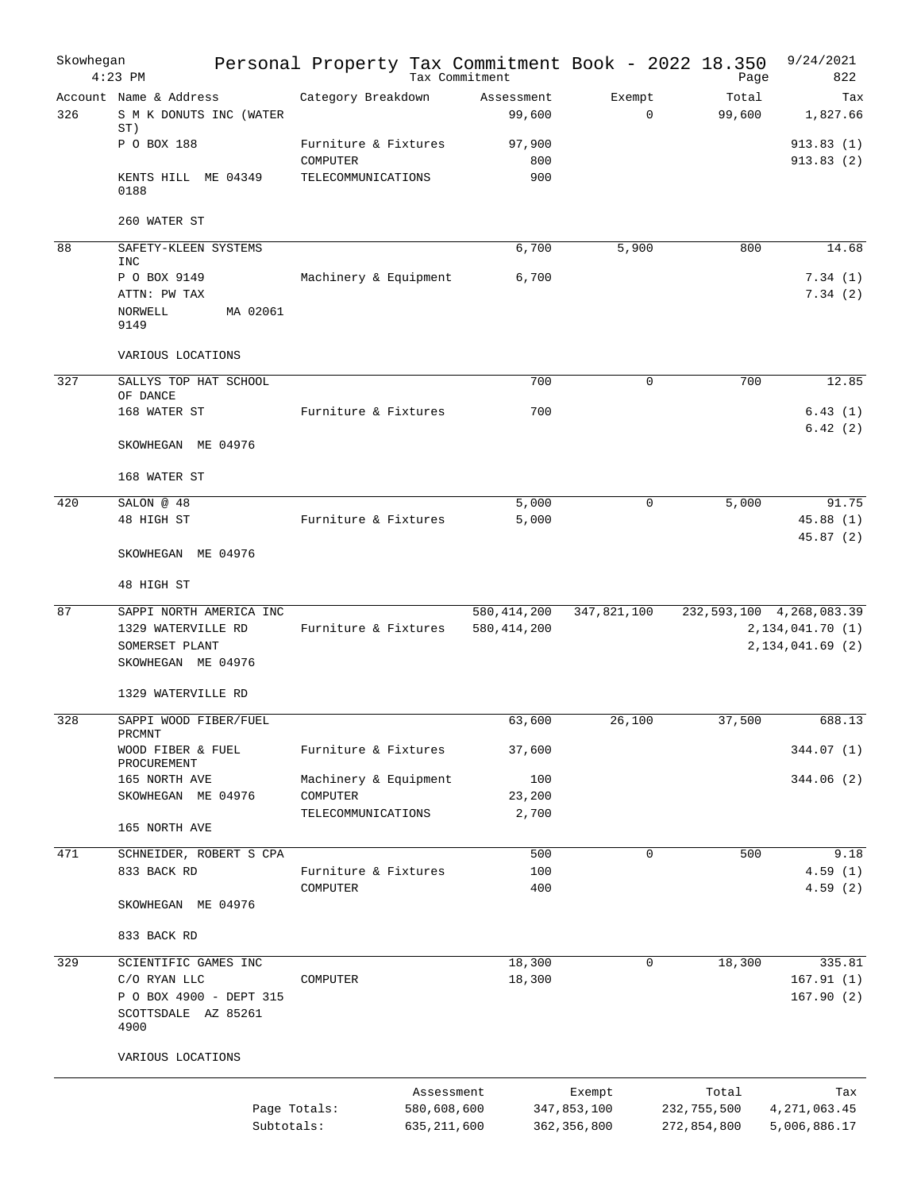# Skowhegan — Personal Property Tax Commitment Book - 2022 18.350

Tax Commitment — 4:23 PM — 9/24/2021

| Account | Name & Address | Category Breakdown | Assessment | Exempt | Total | Tax |
|---|---|---|---|---|---|---|
| 326 | S M K DONUTS INC (WATER ST) | | 99,600 | 0 | 99,600 | 1,827.66 |
| | P O BOX 188 | Furniture & Fixtures | 97,900 | | | 913.83 (1) |
| | | COMPUTER | 800 | | | 913.83 (2) |
| | KENTS HILL ME 04349 0188 | TELECOMMUNICATIONS | 900 | | | |
| | 260 WATER ST | | | | | |
| 88 | SAFETY-KLEEN SYSTEMS INC | | 6,700 | 5,900 | 800 | 14.68 |
| | P O BOX 9149 | Machinery & Equipment | 6,700 | | | 7.34 (1) |
| | ATTN: PW TAX | | | | | 7.34 (2) |
| | NORWELL MA 02061 9149 | | | | | |
| | VARIOUS LOCATIONS | | | | | |
| 327 | SALLYS TOP HAT SCHOOL OF DANCE | | 700 | 0 | 700 | 12.85 |
| | 168 WATER ST | Furniture & Fixtures | 700 | | | 6.43 (1) |
| | | | | | | 6.42 (2) |
| | SKOWHEGAN ME 04976 | | | | | |
| | 168 WATER ST | | | | | |
| 420 | SALON @ 48 | | 5,000 | 0 | 5,000 | 91.75 |
| | 48 HIGH ST | Furniture & Fixtures | 5,000 | | | 45.88 (1) |
| | | | | | | 45.87 (2) |
| | SKOWHEGAN ME 04976 | | | | | |
| | 48 HIGH ST | | | | | |
| 87 | SAPPI NORTH AMERICA INC | | 580,414,200 | 347,821,100 | 232,593,100 | 4,268,083.39 |
| | 1329 WATERVILLE RD | Furniture & Fixtures | 580,414,200 | | | 2,134,041.70 (1) |
| | SOMERSET PLANT | | | | | 2,134,041.69 (2) |
| | SKOWHEGAN ME 04976 | | | | | |
| | 1329 WATERVILLE RD | | | | | |
| 328 | SAPPI WOOD FIBER/FUEL PRCMNT | | 63,600 | 26,100 | 37,500 | 688.13 |
| | WOOD FIBER & FUEL PROCUREMENT | Furniture & Fixtures | 37,600 | | | 344.07 (1) |
| | 165 NORTH AVE | Machinery & Equipment | 100 | | | 344.06 (2) |
| | SKOWHEGAN ME 04976 | COMPUTER | 23,200 | | | |
| | | TELECOMMUNICATIONS | 2,700 | | | |
| | 165 NORTH AVE | | | | | |
| 471 | SCHNEIDER, ROBERT S CPA | | 500 | 0 | 500 | 9.18 |
| | 833 BACK RD | Furniture & Fixtures | 100 | | | 4.59 (1) |
| | | COMPUTER | 400 | | | 4.59 (2) |
| | SKOWHEGAN ME 04976 | | | | | |
| | 833 BACK RD | | | | | |
| 329 | SCIENTIFIC GAMES INC | | 18,300 | 0 | 18,300 | 335.81 |
| | C/O RYAN LLC | COMPUTER | 18,300 | | | 167.91 (1) |
| | P O BOX 4900 - DEPT 315 | | | | | 167.90 (2) |
| | SCOTTSDALE AZ 85261 4900 | | | | | |
| | VARIOUS LOCATIONS | | | | | |

| | Assessment | Exempt | Total | Tax |
|---|---|---|---|---|
| Page Totals: | 580,608,600 | 347,853,100 | 232,755,500 | 4,271,063.45 |
| Subtotals: | 635,211,600 | 362,356,800 | 272,854,800 | 5,006,886.17 |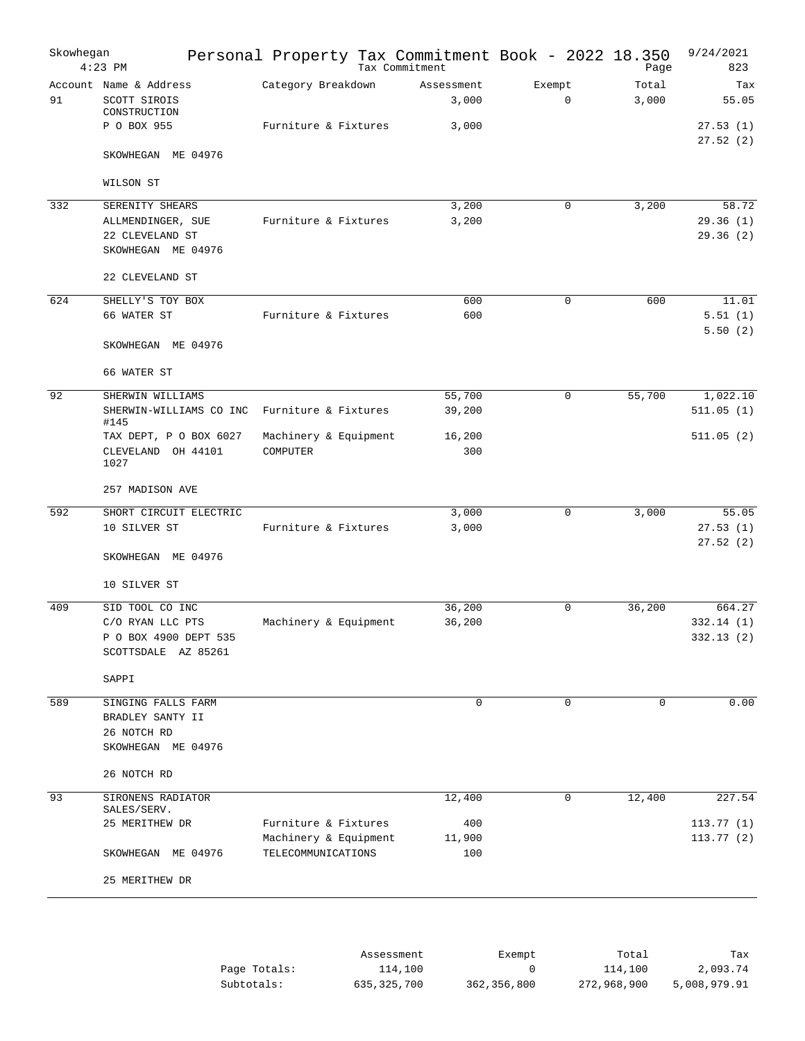# Skowhegan — Personal Property Tax Commitment Book - 2022 18.350

4:23 PM — Tax Commitment — 9/24/2021 — Page 823

| Account | Name & Address | Category Breakdown | Assessment | Exempt | Total | Tax |
|---|---|---|---|---|---|---|
| 91 | SCOTT SIROIS CONSTRUCTION | | 3,000 | 0 | 3,000 | 55.05 |
| | P O BOX 955 | Furniture & Fixtures | 3,000 | | | 27.53 (1) |
| | | | | | | 27.52 (2) |
| | SKOWHEGAN ME 04976 | | | | | |
| | WILSON ST | | | | | |
| 332 | SERENITY SHEARS | | 3,200 | 0 | 3,200 | 58.72 |
| | ALLMENDINGER, SUE | Furniture & Fixtures | 3,200 | | | 29.36 (1) |
| | 22 CLEVELAND ST | | | | | 29.36 (2) |
| | SKOWHEGAN ME 04976 | | | | | |
| | 22 CLEVELAND ST | | | | | |
| 624 | SHELLY'S TOY BOX | | 600 | 0 | 600 | 11.01 |
| | 66 WATER ST | Furniture & Fixtures | 600 | | | 5.51 (1) |
| | | | | | | 5.50 (2) |
| | SKOWHEGAN ME 04976 | | | | | |
| | 66 WATER ST | | | | | |
| 92 | SHERWIN WILLIAMS | | 55,700 | 0 | 55,700 | 1,022.10 |
| | SHERWIN-WILLIAMS CO INC #145 | Furniture & Fixtures | 39,200 | | | 511.05 (1) |
| | TAX DEPT, P O BOX 6027 | Machinery & Equipment | 16,200 | | | 511.05 (2) |
| | CLEVELAND OH 44101 1027 | COMPUTER | 300 | | | |
| | 257 MADISON AVE | | | | | |
| 592 | SHORT CIRCUIT ELECTRIC | | 3,000 | 0 | 3,000 | 55.05 |
| | 10 SILVER ST | Furniture & Fixtures | 3,000 | | | 27.53 (1) |
| | | | | | | 27.52 (2) |
| | SKOWHEGAN ME 04976 | | | | | |
| | 10 SILVER ST | | | | | |
| 409 | SID TOOL CO INC | | 36,200 | 0 | 36,200 | 664.27 |
| | C/O RYAN LLC PTS | Machinery & Equipment | 36,200 | | | 332.14 (1) |
| | P O BOX 4900 DEPT 535 | | | | | 332.13 (2) |
| | SCOTTSDALE AZ 85261 | | | | | |
| | SAPPI | | | | | |
| 589 | SINGING FALLS FARM | | 0 | 0 | 0 | 0.00 |
| | BRADLEY SANTY II | | | | | |
| | 26 NOTCH RD | | | | | |
| | SKOWHEGAN ME 04976 | | | | | |
| | 26 NOTCH RD | | | | | |
| 93 | SIRONENS RADIATOR SALES/SERV. | | 12,400 | 0 | 12,400 | 227.54 |
| | 25 MERITHEW DR | Furniture & Fixtures | 400 | | | 113.77 (1) |
| | | Machinery & Equipment | 11,900 | | | 113.77 (2) |
| | SKOWHEGAN ME 04976 | TELECOMMUNICATIONS | 100 | | | |
| | 25 MERITHEW DR | | | | | |

| | Assessment | Exempt | Total | Tax |
|---|---|---|---|---|
| Page Totals: | 114,100 | 0 | 114,100 | 2,093.74 |
| Subtotals: | 635,325,700 | 362,356,800 | 272,968,900 | 5,008,979.91 |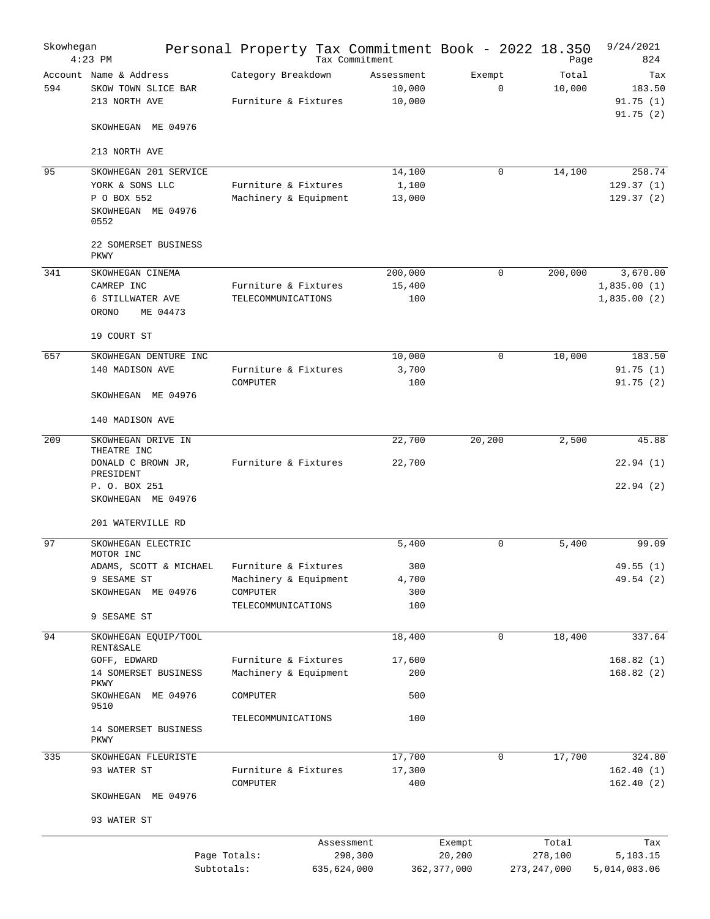Skowhegan 4:23 PM

# Personal Property Tax Commitment Book - 2022 18.350

Tax Commitment

9/24/2021 Page 824

| Account | Name & Address | Category Breakdown | Assessment | Exempt | Total | Tax |
|---|---|---|---|---|---|---|
| 594 | SKOW TOWN SLICE BAR | | 10,000 | 0 | 10,000 | 183.50 |
| | 213 NORTH AVE | Furniture & Fixtures | 10,000 | | | 91.75 (1) |
| | | | | | | 91.75 (2) |
| | SKOWHEGAN ME 04976 | | | | | |
| | 213 NORTH AVE | | | | | |
| 95 | SKOWHEGAN 201 SERVICE | | 14,100 | 0 | 14,100 | 258.74 |
| | YORK & SONS LLC | Furniture & Fixtures | 1,100 | | | 129.37 (1) |
| | P O BOX 552 | Machinery & Equipment | 13,000 | | | 129.37 (2) |
| | SKOWHEGAN ME 04976 0552 | | | | | |
| | 22 SOMERSET BUSINESS PKWY | | | | | |
| 341 | SKOWHEGAN CINEMA | | 200,000 | 0 | 200,000 | 3,670.00 |
| | CAMREP INC | Furniture & Fixtures | 15,400 | | | 1,835.00 (1) |
| | 6 STILLWATER AVE | TELECOMMUNICATIONS | 100 | | | 1,835.00 (2) |
| | ORONO ME 04473 | | | | | |
| | 19 COURT ST | | | | | |
| 657 | SKOWHEGAN DENTURE INC | | 10,000 | 0 | 10,000 | 183.50 |
| | 140 MADISON AVE | Furniture & Fixtures | 3,700 | | | 91.75 (1) |
| | | COMPUTER | 100 | | | 91.75 (2) |
| | SKOWHEGAN ME 04976 | | | | | |
| | 140 MADISON AVE | | | | | |
| 209 | SKOWHEGAN DRIVE IN THEATRE INC | | 22,700 | 20,200 | 2,500 | 45.88 |
| | DONALD C BROWN JR, PRESIDENT | Furniture & Fixtures | 22,700 | | | 22.94 (1) |
| | P. O. BOX 251 | | | | | 22.94 (2) |
| | SKOWHEGAN ME 04976 | | | | | |
| | 201 WATERVILLE RD | | | | | |
| 97 | SKOWHEGAN ELECTRIC MOTOR INC | | 5,400 | 0 | 5,400 | 99.09 |
| | ADAMS, SCOTT & MICHAEL | Furniture & Fixtures | 300 | | | 49.55 (1) |
| | 9 SESAME ST | Machinery & Equipment | 4,700 | | | 49.54 (2) |
| | SKOWHEGAN ME 04976 | COMPUTER | 300 | | | |
| | | TELECOMMUNICATIONS | 100 | | | |
| | 9 SESAME ST | | | | | |
| 94 | SKOWHEGAN EQUIP/TOOL RENT&SALE | | 18,400 | 0 | 18,400 | 337.64 |
| | GOFF, EDWARD | Furniture & Fixtures | 17,600 | | | 168.82 (1) |
| | 14 SOMERSET BUSINESS PKWY | Machinery & Equipment | 200 | | | 168.82 (2) |
| | SKOWHEGAN ME 04976 9510 | COMPUTER | 500 | | | |
| | | TELECOMMUNICATIONS | 100 | | | |
| | 14 SOMERSET BUSINESS PKWY | | | | | |
| 335 | SKOWHEGAN FLEURISTE | | 17,700 | 0 | 17,700 | 324.80 |
| | 93 WATER ST | Furniture & Fixtures | 17,300 | | | 162.40 (1) |
| | | COMPUTER | 400 | | | 162.40 (2) |
| | SKOWHEGAN ME 04976 | | | | | |
| | 93 WATER ST | | | | | |

| | Assessment | Exempt | Total | Tax |
|---|---|---|---|---|
| Page Totals: | 298,300 | 20,200 | 278,100 | 5,103.15 |
| Subtotals: | 635,624,000 | 362,377,000 | 273,247,000 | 5,014,083.06 |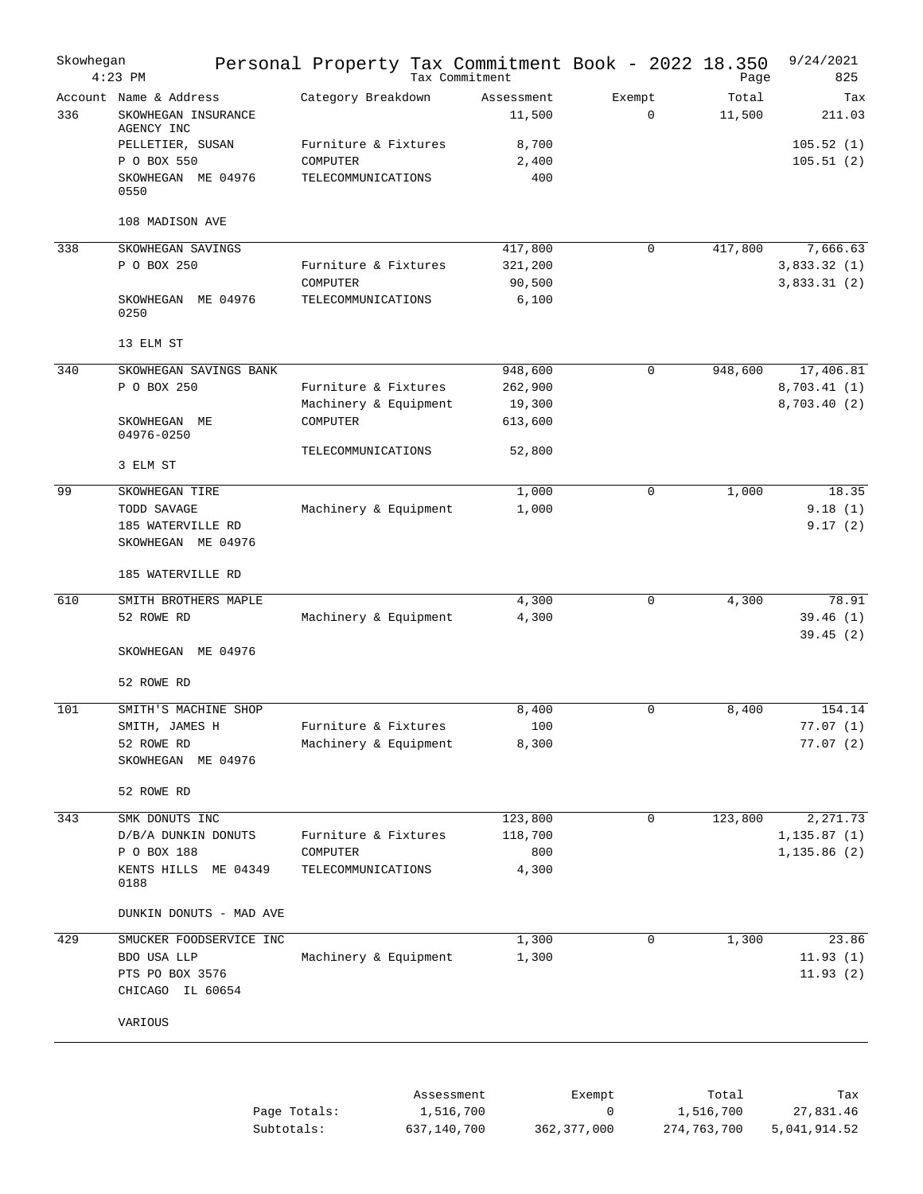Skowhegan Personal Property Tax Commitment Book - 2022 18.350 9/24/2021
4:23 PM Tax Commitment Page 825

| Account | Name & Address | Category Breakdown | Assessment | Exempt | Total | Tax |
|---|---|---|---|---|---|---|
| 336 | SKOWHEGAN INSURANCE AGENCY INC | | 11,500 | 0 | 11,500 | 211.03 |
| | PELLETIER, SUSAN | Furniture & Fixtures | 8,700 | | | 105.52 (1) |
| | P O BOX 550 | COMPUTER | 2,400 | | | 105.51 (2) |
| | SKOWHEGAN ME 04976 0550 | TELECOMMUNICATIONS | 400 | | | |
| | 108 MADISON AVE | | | | | |
| 338 | SKOWHEGAN SAVINGS | | 417,800 | 0 | 417,800 | 7,666.63 |
| | P O BOX 250 | Furniture & Fixtures | 321,200 | | | 3,833.32 (1) |
| | | COMPUTER | 90,500 | | | 3,833.31 (2) |
| | SKOWHEGAN ME 04976 0250 | TELECOMMUNICATIONS | 6,100 | | | |
| | 13 ELM ST | | | | | |
| 340 | SKOWHEGAN SAVINGS BANK | | 948,600 | 0 | 948,600 | 17,406.81 |
| | P O BOX 250 | Furniture & Fixtures | 262,900 | | | 8,703.41 (1) |
| | | Machinery & Equipment | 19,300 | | | 8,703.40 (2) |
| | SKOWHEGAN ME 04976-0250 | COMPUTER | 613,600 | | | |
| | | TELECOMMUNICATIONS | 52,800 | | | |
| | 3 ELM ST | | | | | |
| 99 | SKOWHEGAN TIRE | | 1,000 | 0 | 1,000 | 18.35 |
| | TODD SAVAGE | Machinery & Equipment | 1,000 | | | 9.18 (1) |
| | 185 WATERVILLE RD | | | | | 9.17 (2) |
| | SKOWHEGAN ME 04976 | | | | | |
| | 185 WATERVILLE RD | | | | | |
| 610 | SMITH BROTHERS MAPLE | | 4,300 | 0 | 4,300 | 78.91 |
| | 52 ROWE RD | Machinery & Equipment | 4,300 | | | 39.46 (1) |
| | | | | | | 39.45 (2) |
| | SKOWHEGAN ME 04976 | | | | | |
| | 52 ROWE RD | | | | | |
| 101 | SMITH'S MACHINE SHOP | | 8,400 | 0 | 8,400 | 154.14 |
| | SMITH, JAMES H | Furniture & Fixtures | 100 | | | 77.07 (1) |
| | 52 ROWE RD | Machinery & Equipment | 8,300 | | | 77.07 (2) |
| | SKOWHEGAN ME 04976 | | | | | |
| | 52 ROWE RD | | | | | |
| 343 | SMK DONUTS INC | | 123,800 | 0 | 123,800 | 2,271.73 |
| | D/B/A DUNKIN DONUTS | Furniture & Fixtures | 118,700 | | | 1,135.87 (1) |
| | P O BOX 188 | COMPUTER | 800 | | | 1,135.86 (2) |
| | KENTS HILLS ME 04349 0188 | TELECOMMUNICATIONS | 4,300 | | | |
| | DUNKIN DONUTS - MAD AVE | | | | | |
| 429 | SMUCKER FOODSERVICE INC | | 1,300 | 0 | 1,300 | 23.86 |
| | BDO USA LLP | Machinery & Equipment | 1,300 | | | 11.93 (1) |
| | PTS PO BOX 3576 | | | | | 11.93 (2) |
| | CHICAGO IL 60654 | | | | | |
| | VARIOUS | | | | | |

| | Assessment | Exempt | Total | Tax |
|---|---|---|---|---|
| Page Totals: | 1,516,700 | 0 | 1,516,700 | 27,831.46 |
| Subtotals: | 637,140,700 | 362,377,000 | 274,763,700 | 5,041,914.52 |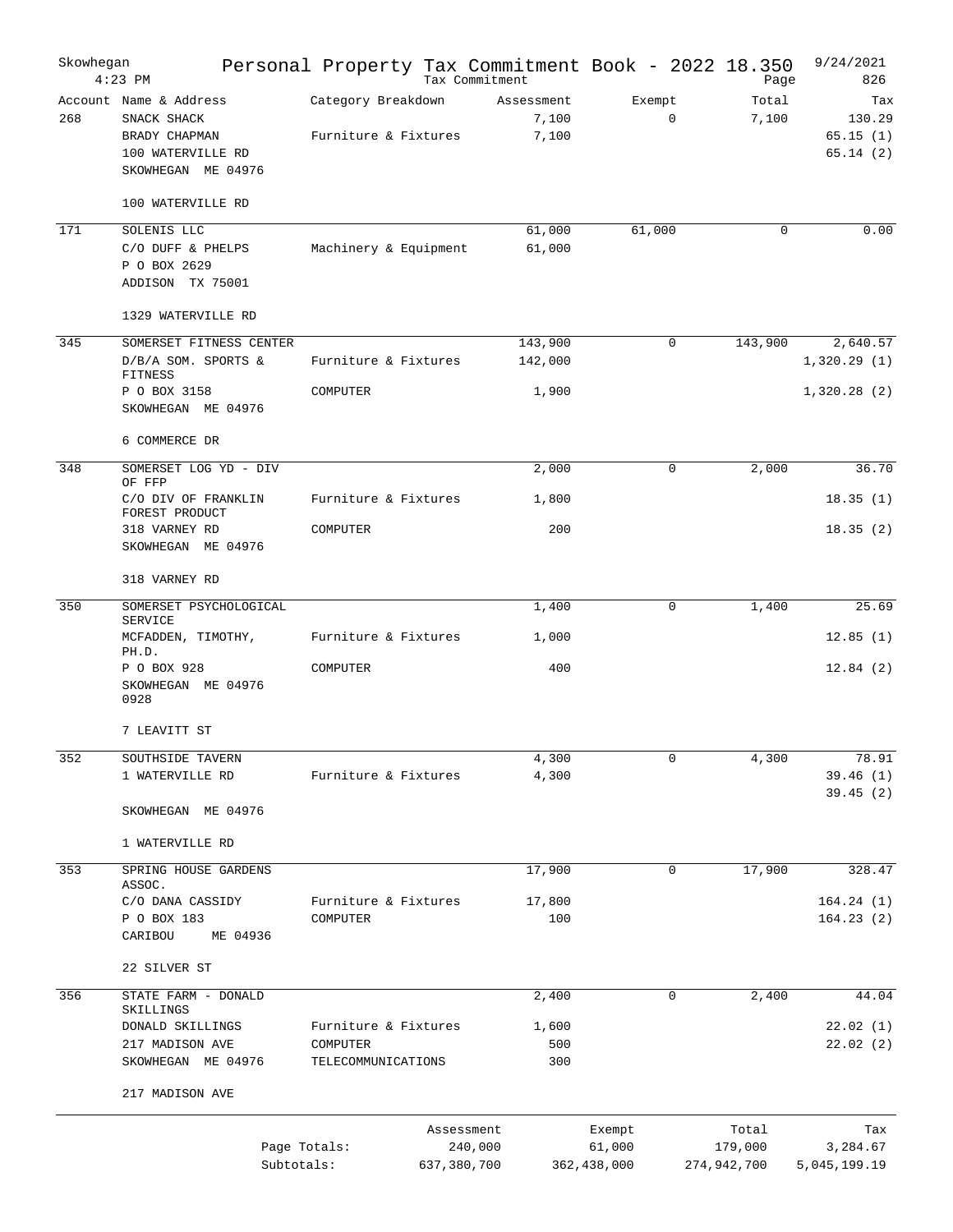# Personal Property Tax Commitment Book - 2022 18.350

Skowhegan
Tax Commitment

| Account | Name & Address | Category Breakdown | Assessment | Exempt | Total | Tax |
|---|---|---|---|---|---|---|
| 268 | SNACK SHACK | | 7,100 | 0 | 7,100 | 130.29 |
| | BRADY CHAPMAN | Furniture & Fixtures | 7,100 | | | 65.15 (1) |
| | 100 WATERVILLE RD | | | | | 65.14 (2) |
| | SKOWHEGAN ME 04976 | | | | | |
| | 100 WATERVILLE RD | | | | | |
| 171 | SOLENIS LLC | | 61,000 | 61,000 | 0 | 0.00 |
| | C/O DUFF & PHELPS | Machinery & Equipment | 61,000 | | | |
| | P O BOX 2629 | | | | | |
| | ADDISON TX 75001 | | | | | |
| | 1329 WATERVILLE RD | | | | | |
| 345 | SOMERSET FITNESS CENTER | | 143,900 | 0 | 143,900 | 2,640.57 |
| | D/B/A SOM. SPORTS & FITNESS | Furniture & Fixtures | 142,000 | | | 1,320.29 (1) |
| | P O BOX 3158 | COMPUTER | 1,900 | | | 1,320.28 (2) |
| | SKOWHEGAN ME 04976 | | | | | |
| | 6 COMMERCE DR | | | | | |
| 348 | SOMERSET LOG YD - DIV OF FFP | | 2,000 | 0 | 2,000 | 36.70 |
| | C/O DIV OF FRANKLIN FOREST PRODUCT | Furniture & Fixtures | 1,800 | | | 18.35 (1) |
| | 318 VARNEY RD | COMPUTER | 200 | | | 18.35 (2) |
| | SKOWHEGAN ME 04976 | | | | | |
| | 318 VARNEY RD | | | | | |
| 350 | SOMERSET PSYCHOLOGICAL SERVICE | | 1,400 | 0 | 1,400 | 25.69 |
| | MCFADDEN, TIMOTHY, PH.D. | Furniture & Fixtures | 1,000 | | | 12.85 (1) |
| | P O BOX 928 | COMPUTER | 400 | | | 12.84 (2) |
| | SKOWHEGAN ME 04976 0928 | | | | | |
| | 7 LEAVITT ST | | | | | |
| 352 | SOUTHSIDE TAVERN | | 4,300 | 0 | 4,300 | 78.91 |
| | 1 WATERVILLE RD | Furniture & Fixtures | 4,300 | | | 39.46 (1) |
| | | | | | | 39.45 (2) |
| | SKOWHEGAN ME 04976 | | | | | |
| | 1 WATERVILLE RD | | | | | |
| 353 | SPRING HOUSE GARDENS ASSOC. | | 17,900 | 0 | 17,900 | 328.47 |
| | C/O DANA CASSIDY | Furniture & Fixtures | 17,800 | | | 164.24 (1) |
| | P O BOX 183 | COMPUTER | 100 | | | 164.23 (2) |
| | CARIBOU ME 04936 | | | | | |
| | 22 SILVER ST | | | | | |
| 356 | STATE FARM - DONALD SKILLINGS | | 2,400 | 0 | 2,400 | 44.04 |
| | DONALD SKILLINGS | Furniture & Fixtures | 1,600 | | | 22.02 (1) |
| | 217 MADISON AVE | COMPUTER | 500 | | | 22.02 (2) |
| | SKOWHEGAN ME 04976 | TELECOMMUNICATIONS | 300 | | | |
| | 217 MADISON AVE | | | | | |

| | Assessment | Exempt | Total | Tax |
|---|---|---|---|---|
| Page Totals: | 240,000 | 61,000 | 179,000 | 3,284.67 |
| Subtotals: | 637,380,700 | 362,438,000 | 274,942,700 | 5,045,199.19 |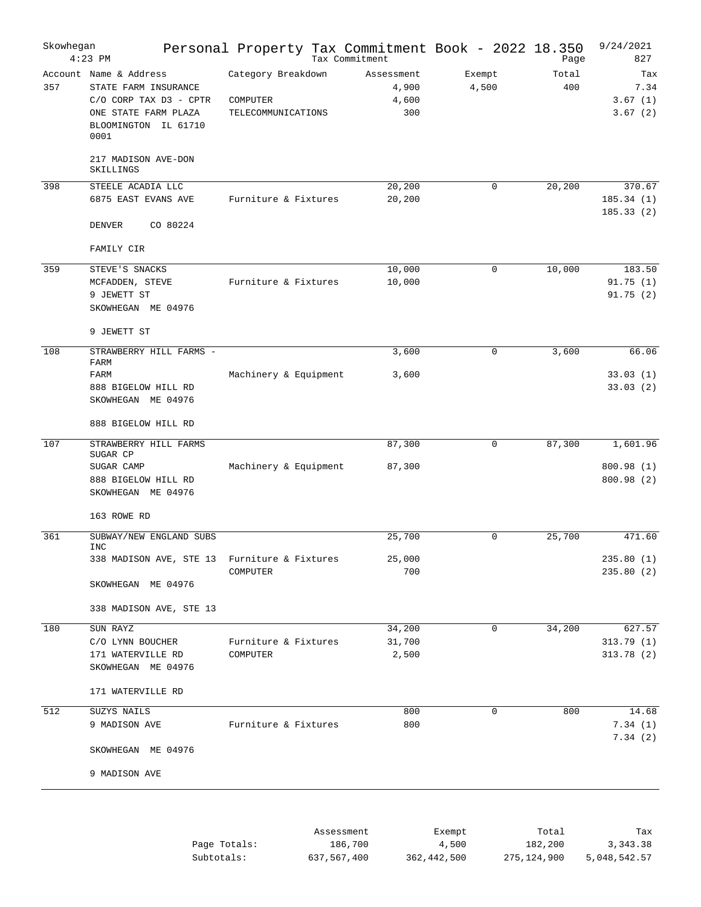# Skowhegan — Personal Property Tax Commitment Book - 2022 18.350

4:23 PM — Tax Commitment — 9/24/2021 — Page 827

| Account | Name & Address | Category Breakdown | Assessment | Exempt | Total | Tax |
|---|---|---|---|---|---|---|
| 357 | STATE FARM INSURANCE | | 4,900 | 4,500 | 400 | 7.34 |
| | C/O CORP TAX D3 - CPTR | COMPUTER | 4,600 | | | 3.67 (1) |
| | ONE STATE FARM PLAZA | TELECOMMUNICATIONS | 300 | | | 3.67 (2) |
| | BLOOMINGTON IL 61710 0001 | | | | | |
| | 217 MADISON AVE-DON SKILLINGS | | | | | |
| 398 | STEELE ACADIA LLC | | 20,200 | 0 | 20,200 | 370.67 |
| | 6875 EAST EVANS AVE | Furniture & Fixtures | 20,200 | | | 185.34 (1) |
| | | | | | | 185.33 (2) |
| | DENVER CO 80224 | | | | | |
| | FAMILY CIR | | | | | |
| 359 | STEVE'S SNACKS | | 10,000 | 0 | 10,000 | 183.50 |
| | MCFADDEN, STEVE | Furniture & Fixtures | 10,000 | | | 91.75 (1) |
| | 9 JEWETT ST | | | | | 91.75 (2) |
| | SKOWHEGAN ME 04976 | | | | | |
| | 9 JEWETT ST | | | | | |
| 108 | STRAWBERRY HILL FARMS - FARM | | 3,600 | 0 | 3,600 | 66.06 |
| | FARM | Machinery & Equipment | 3,600 | | | 33.03 (1) |
| | 888 BIGELOW HILL RD | | | | | 33.03 (2) |
| | SKOWHEGAN ME 04976 | | | | | |
| | 888 BIGELOW HILL RD | | | | | |
| 107 | STRAWBERRY HILL FARMS SUGAR CP | | 87,300 | 0 | 87,300 | 1,601.96 |
| | SUGAR CAMP | Machinery & Equipment | 87,300 | | | 800.98 (1) |
| | 888 BIGELOW HILL RD | | | | | 800.98 (2) |
| | SKOWHEGAN ME 04976 | | | | | |
| | 163 ROWE RD | | | | | |
| 361 | SUBWAY/NEW ENGLAND SUBS INC | | 25,700 | 0 | 25,700 | 471.60 |
| | 338 MADISON AVE, STE 13 | Furniture & Fixtures | 25,000 | | | 235.80 (1) |
| | | COMPUTER | 700 | | | 235.80 (2) |
| | SKOWHEGAN ME 04976 | | | | | |
| | 338 MADISON AVE, STE 13 | | | | | |
| 180 | SUN RAYZ | | 34,200 | 0 | 34,200 | 627.57 |
| | C/O LYNN BOUCHER | Furniture & Fixtures | 31,700 | | | 313.79 (1) |
| | 171 WATERVILLE RD | COMPUTER | 2,500 | | | 313.78 (2) |
| | SKOWHEGAN ME 04976 | | | | | |
| | 171 WATERVILLE RD | | | | | |
| 512 | SUZYS NAILS | | 800 | 0 | 800 | 14.68 |
| | 9 MADISON AVE | Furniture & Fixtures | 800 | | | 7.34 (1) |
| | | | | | | 7.34 (2) |
| | SKOWHEGAN ME 04976 | | | | | |
| | 9 MADISON AVE | | | | | |

| | Assessment | Exempt | Total | Tax |
|---|---|---|---|---|
| Page Totals: | 186,700 | 4,500 | 182,200 | 3,343.38 |
| Subtotals: | 637,567,400 | 362,442,500 | 275,124,900 | 5,048,542.57 |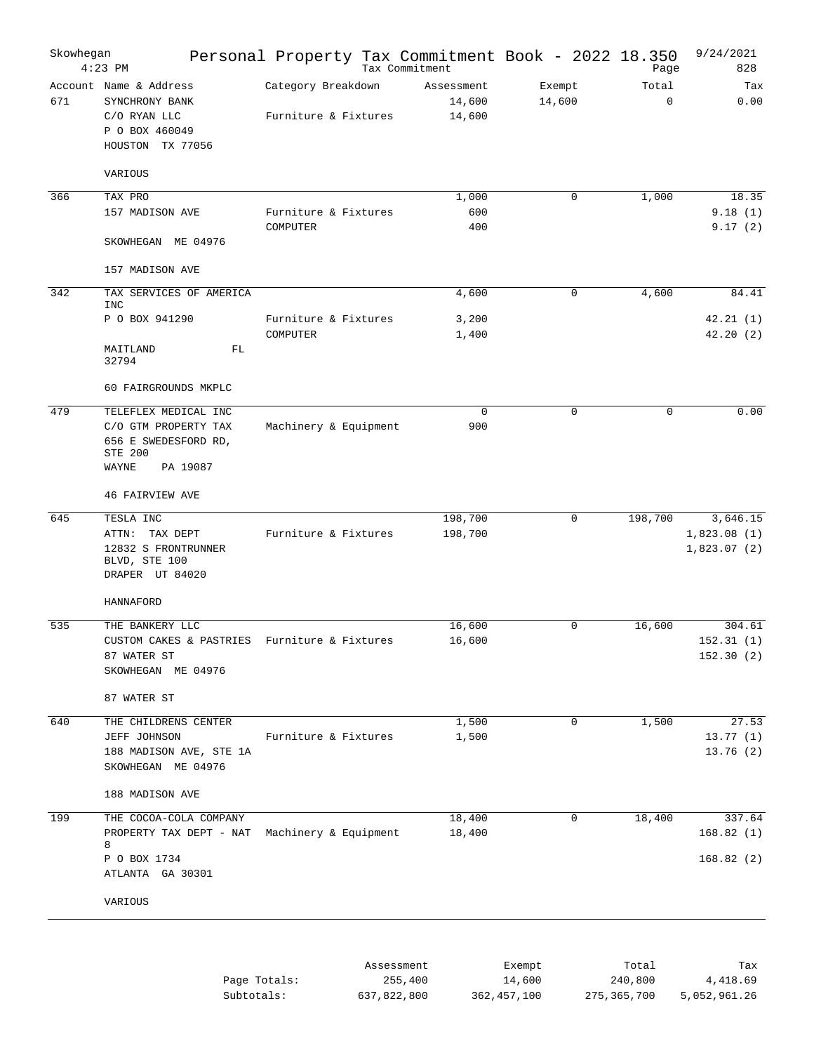# Skowhegan — Personal Property Tax Commitment Book - 2022 18.350

Tax Commitment

9/24/2021 4:23 PM — Page 828

| Account | Name & Address | Category Breakdown | Assessment | Exempt | Total | Tax |
|---|---|---|---|---|---|---|
| 671 | SYNCHRONY BANK | | 14,600 | 14,600 | 0 | 0.00 |
| | C/O RYAN LLC | Furniture & Fixtures | 14,600 | | | |
| | P O BOX 460049 | | | | | |
| | HOUSTON TX 77056 | | | | | |
| | VARIOUS | | | | | |
| 366 | TAX PRO | | 1,000 | 0 | 1,000 | 18.35 |
| | 157 MADISON AVE | Furniture & Fixtures | 600 | | | 9.18 (1) |
| | | COMPUTER | 400 | | | 9.17 (2) |
| | SKOWHEGAN ME 04976 | | | | | |
| | 157 MADISON AVE | | | | | |
| 342 | TAX SERVICES OF AMERICA INC | | 4,600 | 0 | 4,600 | 84.41 |
| | P O BOX 941290 | Furniture & Fixtures | 3,200 | | | 42.21 (1) |
| | | COMPUTER | 1,400 | | | 42.20 (2) |
| | MAITLAND FL 32794 | | | | | |
| | 60 FAIRGROUNDS MKPLC | | | | | |
| 479 | TELEFLEX MEDICAL INC | | 0 | 0 | 0 | 0.00 |
| | C/O GTM PROPERTY TAX | Machinery & Equipment | 900 | | | |
| | 656 E SWEDESFORD RD, STE 200 | | | | | |
| | WAYNE PA 19087 | | | | | |
| | 46 FAIRVIEW AVE | | | | | |
| 645 | TESLA INC | | 198,700 | 0 | 198,700 | 3,646.15 |
| | ATTN: TAX DEPT | Furniture & Fixtures | 198,700 | | | 1,823.08 (1) |
| | 12832 S FRONTRUNNER BLVD, STE 100 | | | | | 1,823.07 (2) |
| | DRAPER UT 84020 | | | | | |
| | HANNAFORD | | | | | |
| 535 | THE BANKERY LLC | | 16,600 | 0 | 16,600 | 304.61 |
| | CUSTOM CAKES & PASTRIES | Furniture & Fixtures | 16,600 | | | 152.31 (1) |
| | 87 WATER ST | | | | | 152.30 (2) |
| | SKOWHEGAN ME 04976 | | | | | |
| | 87 WATER ST | | | | | |
| 640 | THE CHILDRENS CENTER | | 1,500 | 0 | 1,500 | 27.53 |
| | JEFF JOHNSON | Furniture & Fixtures | 1,500 | | | 13.77 (1) |
| | 188 MADISON AVE, STE 1A | | | | | 13.76 (2) |
| | SKOWHEGAN ME 04976 | | | | | |
| | 188 MADISON AVE | | | | | |
| 199 | THE COCOA-COLA COMPANY | | 18,400 | 0 | 18,400 | 337.64 |
| | PROPERTY TAX DEPT - NAT 8 | Machinery & Equipment | 18,400 | | | 168.82 (1) |
| | P O BOX 1734 | | | | | 168.82 (2) |
| | ATLANTA GA 30301 | | | | | |
| | VARIOUS | | | | | |

| | Assessment | Exempt | Total | Tax |
|---|---|---|---|---|
| Page Totals: | 255,400 | 14,600 | 240,800 | 4,418.69 |
| Subtotals: | 637,822,800 | 362,457,100 | 275,365,700 | 5,052,961.26 |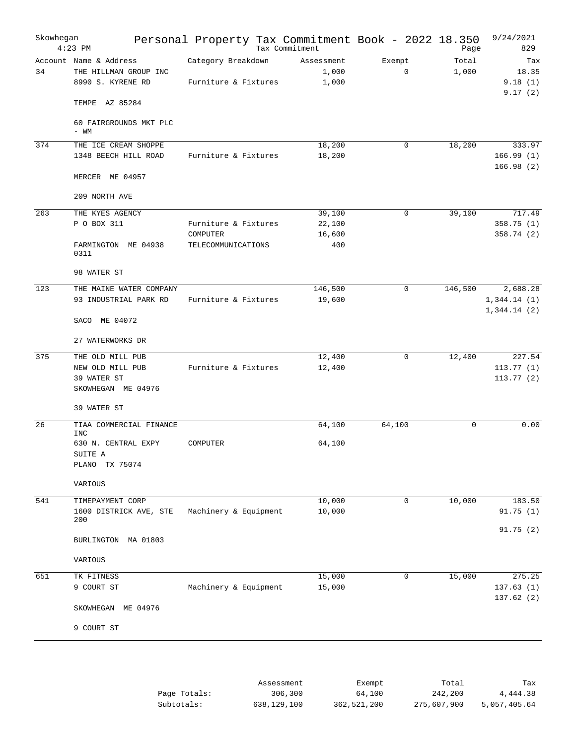# Personal Property Tax Commitment Book - 2022 18.350

Skowhegan
4:23 PM
Tax Commitment
9/24/2021
Page 829

| Account | Name & Address | Category Breakdown | Assessment | Exempt | Total | Tax |
|---|---|---|---|---|---|---|
| 34 | THE HILLMAN GROUP INC | | 1,000 | 0 | 1,000 | 18.35 |
| | 8990 S. KYRENE RD | Furniture & Fixtures | 1,000 | | | 9.18 (1) |
| | | | | | | 9.17 (2) |
| | TEMPE AZ 85284 | | | | | |
| | 60 FAIRGROUNDS MKT PLC - WM | | | | | |
| 374 | THE ICE CREAM SHOPPE | | 18,200 | 0 | 18,200 | 333.97 |
| | 1348 BEECH HILL ROAD | Furniture & Fixtures | 18,200 | | | 166.99 (1) |
| | | | | | | 166.98 (2) |
| | MERCER ME 04957 | | | | | |
| | 209 NORTH AVE | | | | | |
| 263 | THE KYES AGENCY | | 39,100 | 0 | 39,100 | 717.49 |
| | P O BOX 311 | Furniture & Fixtures | 22,100 | | | 358.75 (1) |
| | | COMPUTER | 16,600 | | | 358.74 (2) |
| | FARMINGTON ME 04938 0311 | TELECOMMUNICATIONS | 400 | | | |
| | 98 WATER ST | | | | | |
| 123 | THE MAINE WATER COMPANY | | 146,500 | 0 | 146,500 | 2,688.28 |
| | 93 INDUSTRIAL PARK RD | Furniture & Fixtures | 19,600 | | | 1,344.14 (1) |
| | | | | | | 1,344.14 (2) |
| | SACO ME 04072 | | | | | |
| | 27 WATERWORKS DR | | | | | |
| 375 | THE OLD MILL PUB | | 12,400 | 0 | 12,400 | 227.54 |
| | NEW OLD MILL PUB | Furniture & Fixtures | 12,400 | | | 113.77 (1) |
| | 39 WATER ST | | | | | 113.77 (2) |
| | SKOWHEGAN ME 04976 | | | | | |
| | 39 WATER ST | | | | | |
| 26 | TIAA COMMERCIAL FINANCE INC | | 64,100 | 64,100 | 0 | 0.00 |
| | 630 N. CENTRAL EXPY | COMPUTER | 64,100 | | | |
| | SUITE A | | | | | |
| | PLANO TX 75074 | | | | | |
| | VARIOUS | | | | | |
| 541 | TIMEPAYMENT CORP | | 10,000 | 0 | 10,000 | 183.50 |
| | 1600 DISTRICK AVE, STE 200 | Machinery & Equipment | 10,000 | | | 91.75 (1) |
| | | | | | | 91.75 (2) |
| | BURLINGTON MA 01803 | | | | | |
| | VARIOUS | | | | | |
| 651 | TK FITNESS | | 15,000 | 0 | 15,000 | 275.25 |
| | 9 COURT ST | Machinery & Equipment | 15,000 | | | 137.63 (1) |
| | | | | | | 137.62 (2) |
| | SKOWHEGAN ME 04976 | | | | | |
| | 9 COURT ST | | | | | |

| | Assessment | Exempt | Total | Tax |
|---|---|---|---|---|
| Page Totals: | 306,300 | 64,100 | 242,200 | 4,444.38 |
| Subtotals: | 638,129,100 | 362,521,200 | 275,607,900 | 5,057,405.64 |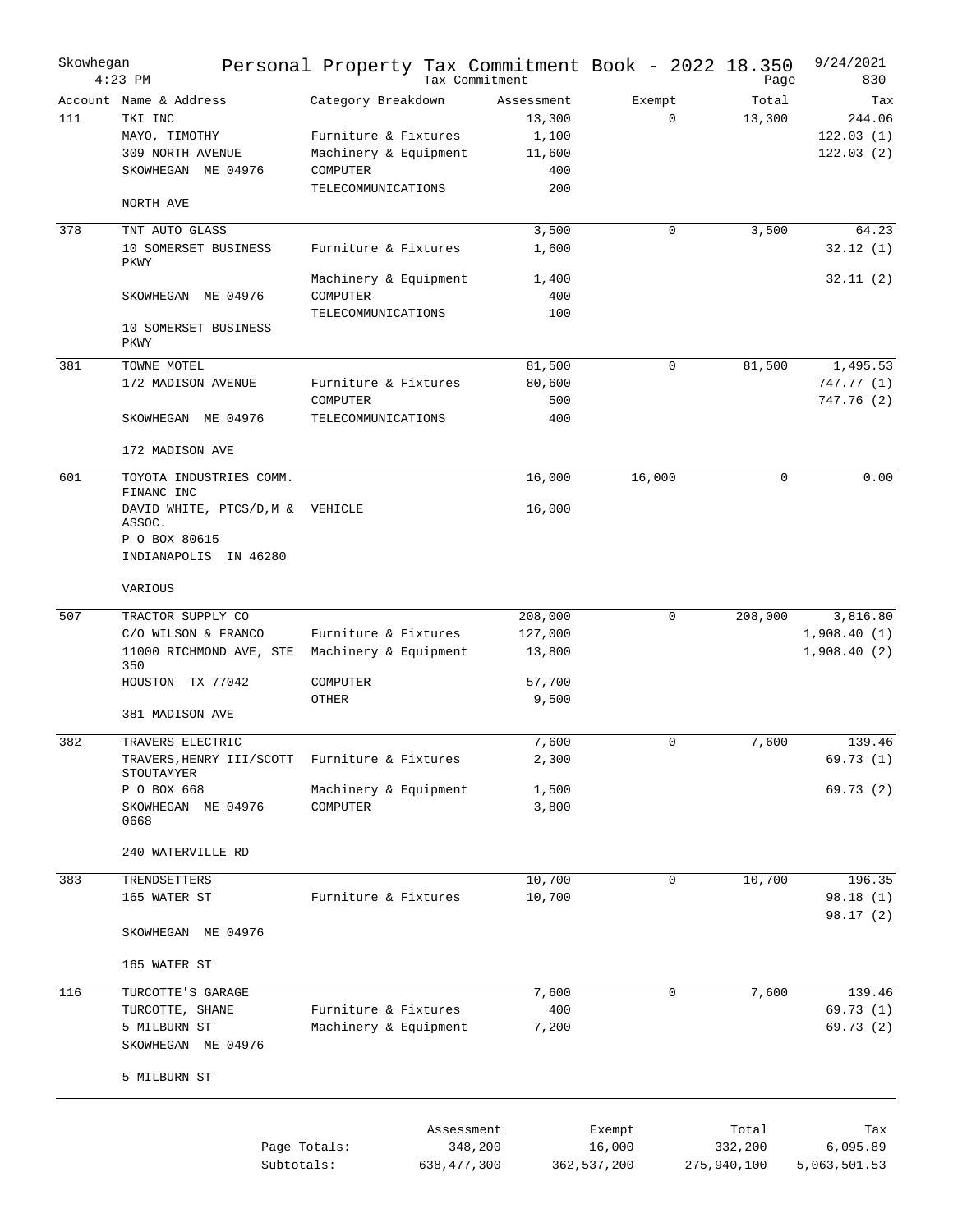# Personal Property Tax Commitment Book - 2022 18.350

Skowhegan
4:23 PM
Tax Commitment
9/24/2021
Page 830

| Account | Name & Address | Category Breakdown | Assessment | Exempt | Total | Tax |
|---|---|---|---|---|---|---|
| 111 | TKI INC | | 13,300 | 0 | 13,300 | 244.06 |
| | MAYO, TIMOTHY | Furniture & Fixtures | 1,100 | | | 122.03 (1) |
| | 309 NORTH AVENUE | Machinery & Equipment | 11,600 | | | 122.03 (2) |
| | SKOWHEGAN ME 04976 | COMPUTER | 400 | | | |
| | | TELECOMMUNICATIONS | 200 | | | |
| | NORTH AVE | | | | | |
| 378 | TNT AUTO GLASS | | 3,500 | 0 | 3,500 | 64.23 |
| | 10 SOMERSET BUSINESS PKWY | Furniture & Fixtures | 1,600 | | | 32.12 (1) |
| | | Machinery & Equipment | 1,400 | | | 32.11 (2) |
| | SKOWHEGAN ME 04976 | COMPUTER | 400 | | | |
| | | TELECOMMUNICATIONS | 100 | | | |
| | 10 SOMERSET BUSINESS PKWY | | | | | |
| 381 | TOWNE MOTEL | | 81,500 | 0 | 81,500 | 1,495.53 |
| | 172 MADISON AVENUE | Furniture & Fixtures | 80,600 | | | 747.77 (1) |
| | | COMPUTER | 500 | | | 747.76 (2) |
| | SKOWHEGAN ME 04976 | TELECOMMUNICATIONS | 400 | | | |
| | 172 MADISON AVE | | | | | |
| 601 | TOYOTA INDUSTRIES COMM. FINANC INC | | 16,000 | 16,000 | 0 | 0.00 |
| | DAVID WHITE, PTCS/D,M & ASSOC. | VEHICLE | 16,000 | | | |
| | P O BOX 80615 | | | | | |
| | INDIANAPOLIS IN 46280 | | | | | |
| | VARIOUS | | | | | |
| 507 | TRACTOR SUPPLY CO | | 208,000 | 0 | 208,000 | 3,816.80 |
| | C/O WILSON & FRANCO | Furniture & Fixtures | 127,000 | | | 1,908.40 (1) |
| | 11000 RICHMOND AVE, STE 350 | Machinery & Equipment | 13,800 | | | 1,908.40 (2) |
| | HOUSTON TX 77042 | COMPUTER | 57,700 | | | |
| | | OTHER | 9,500 | | | |
| | 381 MADISON AVE | | | | | |
| 382 | TRAVERS ELECTRIC | | 7,600 | 0 | 7,600 | 139.46 |
| | TRAVERS,HENRY III/SCOTT STOUTAMYER | Furniture & Fixtures | 2,300 | | | 69.73 (1) |
| | P O BOX 668 | Machinery & Equipment | 1,500 | | | 69.73 (2) |
| | SKOWHEGAN ME 04976 0668 | COMPUTER | 3,800 | | | |
| | 240 WATERVILLE RD | | | | | |
| 383 | TRENDSETTERS | | 10,700 | 0 | 10,700 | 196.35 |
| | 165 WATER ST | Furniture & Fixtures | 10,700 | | | 98.18 (1) |
| | | | | | | 98.17 (2) |
| | SKOWHEGAN ME 04976 | | | | | |
| | 165 WATER ST | | | | | |
| 116 | TURCOTTE'S GARAGE | | 7,600 | 0 | 7,600 | 139.46 |
| | TURCOTTE, SHANE | Furniture & Fixtures | 400 | | | 69.73 (1) |
| | 5 MILBURN ST | Machinery & Equipment | 7,200 | | | 69.73 (2) |
| | SKOWHEGAN ME 04976 | | | | | |
| | 5 MILBURN ST | | | | | |

| | Assessment | Exempt | Total | Tax |
|---|---|---|---|---|
| Page Totals: | 348,200 | 16,000 | 332,200 | 6,095.89 |
| Subtotals: | 638,477,300 | 362,537,200 | 275,940,100 | 5,063,501.53 |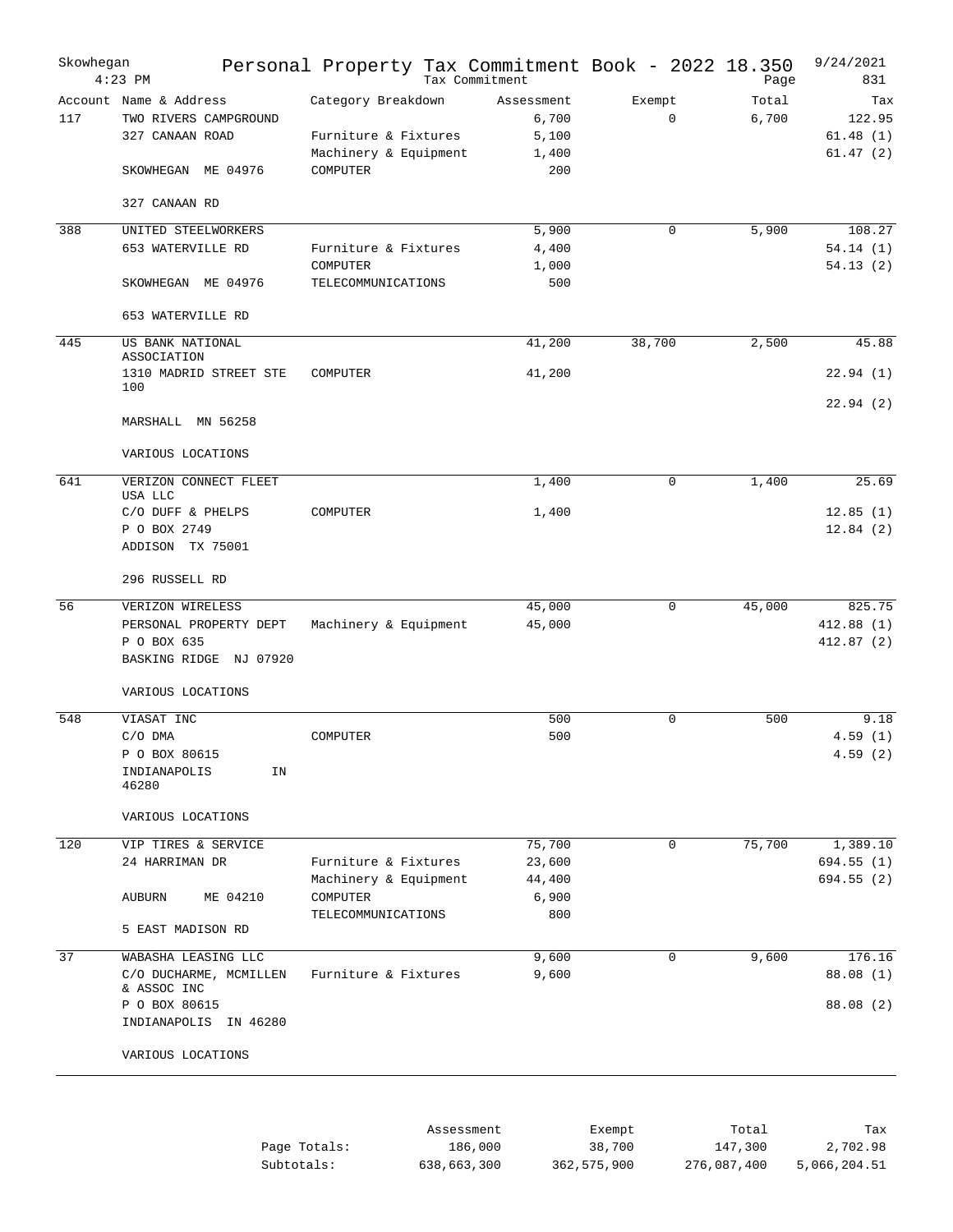# Personal Property Tax Commitment Book - 2022 18.350

Skowhegan
4:23 PM
Tax Commitment
9/24/2021
Page 831

| Account | Name & Address | Category Breakdown | Assessment | Exempt | Total | Tax |
|---|---|---|---|---|---|---|
| 117 | TWO RIVERS CAMPGROUND | | 6,700 | 0 | 6,700 | 122.95 |
| | 327 CANAAN ROAD | Furniture & Fixtures | 5,100 | | | 61.48 (1) |
| | | Machinery & Equipment | 1,400 | | | 61.47 (2) |
| | SKOWHEGAN ME 04976 | COMPUTER | 200 | | | |
| | 327 CANAAN RD | | | | | |
| 388 | UNITED STEELWORKERS | | 5,900 | 0 | 5,900 | 108.27 |
| | 653 WATERVILLE RD | Furniture & Fixtures | 4,400 | | | 54.14 (1) |
| | | COMPUTER | 1,000 | | | 54.13 (2) |
| | SKOWHEGAN ME 04976 | TELECOMMUNICATIONS | 500 | | | |
| | 653 WATERVILLE RD | | | | | |
| 445 | US BANK NATIONAL ASSOCIATION | | 41,200 | 38,700 | 2,500 | 45.88 |
| | 1310 MADRID STREET STE 100 | COMPUTER | 41,200 | | | 22.94 (1) |
| | | | | | | 22.94 (2) |
| | MARSHALL MN 56258 | | | | | |
| | VARIOUS LOCATIONS | | | | | |
| 641 | VERIZON CONNECT FLEET USA LLC | | 1,400 | 0 | 1,400 | 25.69 |
| | C/O DUFF & PHELPS | COMPUTER | 1,400 | | | 12.85 (1) |
| | P O BOX 2749 | | | | | 12.84 (2) |
| | ADDISON TX 75001 | | | | | |
| | 296 RUSSELL RD | | | | | |
| 56 | VERIZON WIRELESS | | 45,000 | 0 | 45,000 | 825.75 |
| | PERSONAL PROPERTY DEPT | Machinery & Equipment | 45,000 | | | 412.88 (1) |
| | P O BOX 635 | | | | | 412.87 (2) |
| | BASKING RIDGE NJ 07920 | | | | | |
| | VARIOUS LOCATIONS | | | | | |
| 548 | VIASAT INC | | 500 | 0 | 500 | 9.18 |
| | C/O DMA | COMPUTER | 500 | | | 4.59 (1) |
| | P O BOX 80615 | | | | | 4.59 (2) |
| | INDIANAPOLIS IN 46280 | | | | | |
| | VARIOUS LOCATIONS | | | | | |
| 120 | VIP TIRES & SERVICE | | 75,700 | 0 | 75,700 | 1,389.10 |
| | 24 HARRIMAN DR | Furniture & Fixtures | 23,600 | | | 694.55 (1) |
| | | Machinery & Equipment | 44,400 | | | 694.55 (2) |
| | AUBURN ME 04210 | COMPUTER | 6,900 | | | |
| | | TELECOMMUNICATIONS | 800 | | | |
| | 5 EAST MADISON RD | | | | | |
| 37 | WABASHA LEASING LLC | | 9,600 | 0 | 9,600 | 176.16 |
| | C/O DUCHARME, MCMILLEN & ASSOC INC | Furniture & Fixtures | 9,600 | | | 88.08 (1) |
| | P O BOX 80615 | | | | | 88.08 (2) |
| | INDIANAPOLIS IN 46280 | | | | | |
| | VARIOUS LOCATIONS | | | | | |

| | Assessment | Exempt | Total | Tax |
|---|---|---|---|---|
| Page Totals: | 186,000 | 38,700 | 147,300 | 2,702.98 |
| Subtotals: | 638,663,300 | 362,575,900 | 276,087,400 | 5,066,204.51 |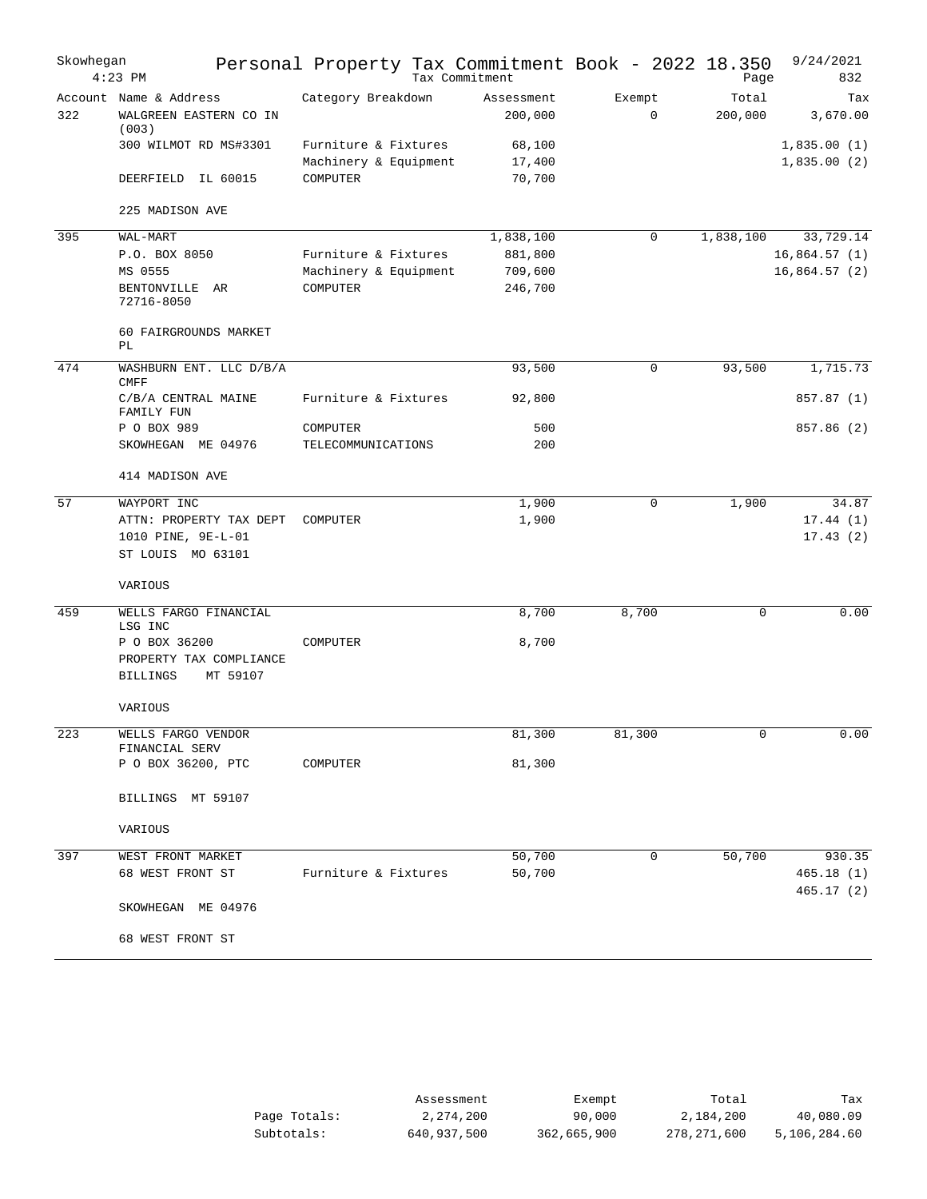Skowhegan 4:23 PM

# Personal Property Tax Commitment Book - 2022 18.350

Tax Commitment

9/24/2021

| Account | Name & Address | Category Breakdown | Assessment | Exempt | Total | Tax |
|---|---|---|---|---|---|---|
| 322 | WALGREEN EASTERN CO IN (003) | | 200,000 | 0 | 200,000 | 3,670.00 |
| | 300 WILMOT RD MS#3301 | Furniture & Fixtures | 68,100 | | | 1,835.00 (1) |
| | | Machinery & Equipment | 17,400 | | | 1,835.00 (2) |
| | DEERFIELD IL 60015 | COMPUTER | 70,700 | | | |
| | 225 MADISON AVE | | | | | |
| 395 | WAL-MART | | 1,838,100 | 0 | 1,838,100 | 33,729.14 |
| | P.O. BOX 8050 | Furniture & Fixtures | 881,800 | | | 16,864.57 (1) |
| | MS 0555 | Machinery & Equipment | 709,600 | | | 16,864.57 (2) |
| | BENTONVILLE AR 72716-8050 | COMPUTER | 246,700 | | | |
| | 60 FAIRGROUNDS MARKET PL | | | | | |
| 474 | WASHBURN ENT. LLC D/B/A CMFF | | 93,500 | 0 | 93,500 | 1,715.73 |
| | C/B/A CENTRAL MAINE FAMILY FUN | Furniture & Fixtures | 92,800 | | | 857.87 (1) |
| | P O BOX 989 | COMPUTER | 500 | | | 857.86 (2) |
| | SKOWHEGAN ME 04976 | TELECOMMUNICATIONS | 200 | | | |
| | 414 MADISON AVE | | | | | |
| 57 | WAYPORT INC | | 1,900 | 0 | 1,900 | 34.87 |
| | ATTN: PROPERTY TAX DEPT | COMPUTER | 1,900 | | | 17.44 (1) |
| | 1010 PINE, 9E-L-01 | | | | | 17.43 (2) |
| | ST LOUIS MO 63101 | | | | | |
| | VARIOUS | | | | | |
| 459 | WELLS FARGO FINANCIAL LSG INC | | 8,700 | 8,700 | 0 | 0.00 |
| | P O BOX 36200 | COMPUTER | 8,700 | | | |
| | PROPERTY TAX COMPLIANCE | | | | | |
| | BILLINGS MT 59107 | | | | | |
| | VARIOUS | | | | | |
| 223 | WELLS FARGO VENDOR FINANCIAL SERV | | 81,300 | 81,300 | 0 | 0.00 |
| | P O BOX 36200, PTC | COMPUTER | 81,300 | | | |
| | BILLINGS MT 59107 | | | | | |
| | VARIOUS | | | | | |
| 397 | WEST FRONT MARKET | | 50,700 | 0 | 50,700 | 930.35 |
| | 68 WEST FRONT ST | Furniture & Fixtures | 50,700 | | | 465.18 (1) |
| | | | | | | 465.17 (2) |
| | SKOWHEGAN ME 04976 | | | | | |
| | 68 WEST FRONT ST | | | | | |

| | Assessment | Exempt | Total | Tax |
|---|---|---|---|---|
| Page Totals: | 2,274,200 | 90,000 | 2,184,200 | 40,080.09 |
| Subtotals: | 640,937,500 | 362,665,900 | 278,271,600 | 5,106,284.60 |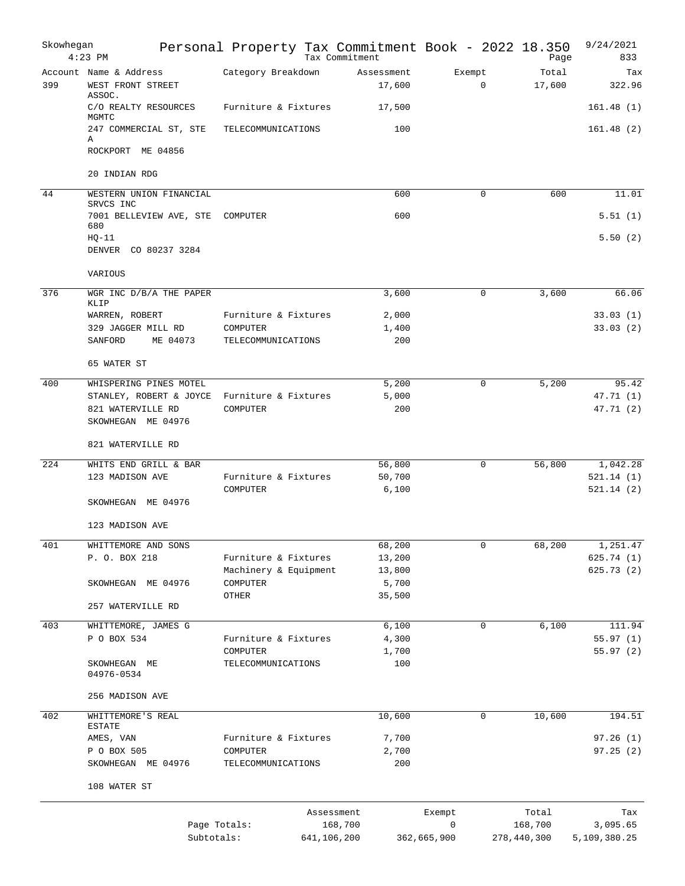# Personal Property Tax Commitment Book - 2022 18.350

Skowhegan 4:23 PM — Tax Commitment — 9/24/2021 — Page 833

| Account | Name & Address | Category Breakdown | Assessment | Exempt | Total | Tax |
|---|---|---|---|---|---|---|
| 399 | WEST FRONT STREET ASSOC. | | 17,600 | 0 | 17,600 | 322.96 |
| | C/O REALTY RESOURCES MGMTC | Furniture & Fixtures | 17,500 | | | 161.48 (1) |
| | 247 COMMERCIAL ST, STE A | TELECOMMUNICATIONS | 100 | | | 161.48 (2) |
| | ROCKPORT ME 04856 | | | | | |
| | 20 INDIAN RDG | | | | | |
| 44 | WESTERN UNION FINANCIAL SRVCS INC | | 600 | 0 | 600 | 11.01 |
| | 7001 BELLEVIEW AVE, STE 680 | COMPUTER | 600 | | | 5.51 (1) |
| | HQ-11 | | | | | 5.50 (2) |
| | DENVER CO 80237 3284 | | | | | |
| | VARIOUS | | | | | |
| 376 | WGR INC D/B/A THE PAPER KLIP | | 3,600 | 0 | 3,600 | 66.06 |
| | WARREN, ROBERT | Furniture & Fixtures | 2,000 | | | 33.03 (1) |
| | 329 JAGGER MILL RD | COMPUTER | 1,400 | | | 33.03 (2) |
| | SANFORD ME 04073 | TELECOMMUNICATIONS | 200 | | | |
| | 65 WATER ST | | | | | |
| 400 | WHISPERING PINES MOTEL | | 5,200 | 0 | 5,200 | 95.42 |
| | STANLEY, ROBERT & JOYCE | Furniture & Fixtures | 5,000 | | | 47.71 (1) |
| | 821 WATERVILLE RD | COMPUTER | 200 | | | 47.71 (2) |
| | SKOWHEGAN ME 04976 | | | | | |
| | 821 WATERVILLE RD | | | | | |
| 224 | WHITS END GRILL & BAR | | 56,800 | 0 | 56,800 | 1,042.28 |
| | 123 MADISON AVE | Furniture & Fixtures | 50,700 | | | 521.14 (1) |
| | | COMPUTER | 6,100 | | | 521.14 (2) |
| | SKOWHEGAN ME 04976 | | | | | |
| | 123 MADISON AVE | | | | | |
| 401 | WHITTEMORE AND SONS | | 68,200 | 0 | 68,200 | 1,251.47 |
| | P. O. BOX 218 | Furniture & Fixtures | 13,200 | | | 625.74 (1) |
| | | Machinery & Equipment | 13,800 | | | 625.73 (2) |
| | SKOWHEGAN ME 04976 | COMPUTER | 5,700 | | | |
| | | OTHER | 35,500 | | | |
| | 257 WATERVILLE RD | | | | | |
| 403 | WHITTEMORE, JAMES G | | 6,100 | 0 | 6,100 | 111.94 |
| | P O BOX 534 | Furniture & Fixtures | 4,300 | | | 55.97 (1) |
| | | COMPUTER | 1,700 | | | 55.97 (2) |
| | SKOWHEGAN ME 04976-0534 | TELECOMMUNICATIONS | 100 | | | |
| | 256 MADISON AVE | | | | | |
| 402 | WHITTEMORE'S REAL ESTATE | | 10,600 | 0 | 10,600 | 194.51 |
| | AMES, VAN | Furniture & Fixtures | 7,700 | | | 97.26 (1) |
| | P O BOX 505 | COMPUTER | 2,700 | | | 97.25 (2) |
| | SKOWHEGAN ME 04976 | TELECOMMUNICATIONS | 200 | | | |
| | 108 WATER ST | | | | | |

| | Assessment | Exempt | Total | Tax |
|---|---|---|---|---|
| Page Totals: | 168,700 | 0 | 168,700 | 3,095.65 |
| Subtotals: | 641,106,200 | 362,665,900 | 278,440,300 | 5,109,380.25 |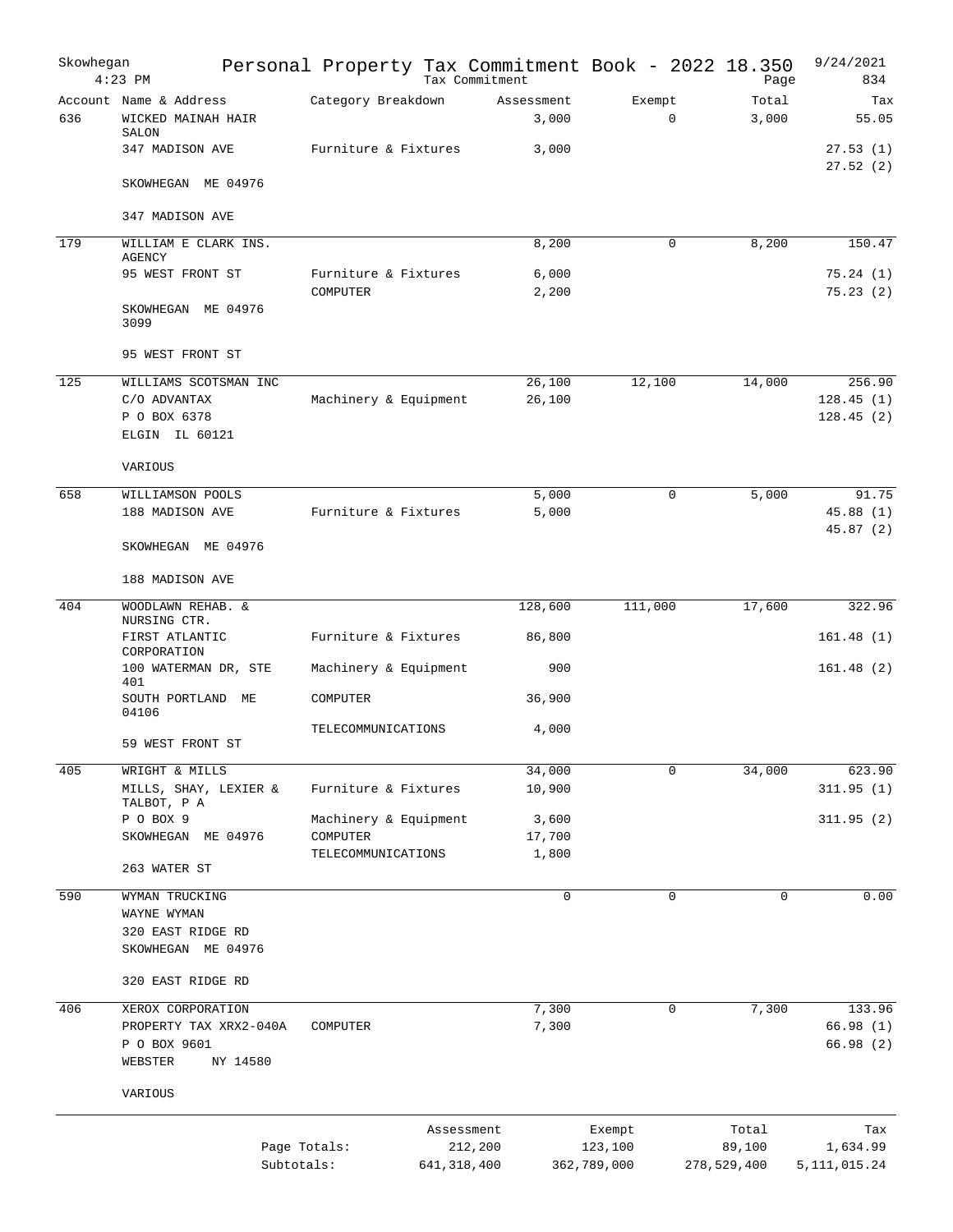Skowhegan Personal Property Tax Commitment Book - 2022 18.350 9/24/2021
4:23 PM Tax Commitment Page 834

| Account | Name & Address | Category Breakdown | Assessment | Exempt | Total | Tax |
|---|---|---|---|---|---|---|
| 636 | WICKED MAINAH HAIR SALON | | 3,000 | 0 | 3,000 | 55.05 |
| | 347 MADISON AVE | Furniture & Fixtures | 3,000 | | | 27.53 (1) |
| | | | | | | 27.52 (2) |
| | SKOWHEGAN ME 04976 | | | | | |
| | 347 MADISON AVE | | | | | |
| 179 | WILLIAM E CLARK INS. AGENCY | | 8,200 | 0 | 8,200 | 150.47 |
| | 95 WEST FRONT ST | Furniture & Fixtures | 6,000 | | | 75.24 (1) |
| | | COMPUTER | 2,200 | | | 75.23 (2) |
| | SKOWHEGAN ME 04976 3099 | | | | | |
| | 95 WEST FRONT ST | | | | | |
| 125 | WILLIAMS SCOTSMAN INC | | 26,100 | 12,100 | 14,000 | 256.90 |
| | C/O ADVANTAX | Machinery & Equipment | 26,100 | | | 128.45 (1) |
| | P O BOX 6378 | | | | | 128.45 (2) |
| | ELGIN IL 60121 | | | | | |
| | VARIOUS | | | | | |
| 658 | WILLIAMSON POOLS | | 5,000 | 0 | 5,000 | 91.75 |
| | 188 MADISON AVE | Furniture & Fixtures | 5,000 | | | 45.88 (1) |
| | | | | | | 45.87 (2) |
| | SKOWHEGAN ME 04976 | | | | | |
| | 188 MADISON AVE | | | | | |
| 404 | WOODLAWN REHAB. & NURSING CTR. | | 128,600 | 111,000 | 17,600 | 322.96 |
| | FIRST ATLANTIC CORPORATION | Furniture & Fixtures | 86,800 | | | 161.48 (1) |
| | 100 WATERMAN DR, STE 401 | Machinery & Equipment | 900 | | | 161.48 (2) |
| | SOUTH PORTLAND ME 04106 | COMPUTER | 36,900 | | | |
| | | TELECOMMUNICATIONS | 4,000 | | | |
| | 59 WEST FRONT ST | | | | | |
| 405 | WRIGHT & MILLS | | 34,000 | 0 | 34,000 | 623.90 |
| | MILLS, SHAY, LEXIER & TALBOT, P A | Furniture & Fixtures | 10,900 | | | 311.95 (1) |
| | P O BOX 9 | Machinery & Equipment | 3,600 | | | 311.95 (2) |
| | SKOWHEGAN ME 04976 | COMPUTER | 17,700 | | | |
| | | TELECOMMUNICATIONS | 1,800 | | | |
| | 263 WATER ST | | | | | |
| 590 | WYMAN TRUCKING | | 0 | 0 | 0 | 0.00 |
| | WAYNE WYMAN | | | | | |
| | 320 EAST RIDGE RD | | | | | |
| | SKOWHEGAN ME 04976 | | | | | |
| | 320 EAST RIDGE RD | | | | | |
| 406 | XEROX CORPORATION | | 7,300 | 0 | 7,300 | 133.96 |
| | PROPERTY TAX XRX2-040A | COMPUTER | 7,300 | | | 66.98 (1) |
| | P O BOX 9601 | | | | | 66.98 (2) |
| | WEBSTER NY 14580 | | | | | |
| | VARIOUS | | | | | |

| | Assessment | Exempt | Total | Tax |
|---|---|---|---|---|
| Page Totals: | 212,200 | 123,100 | 89,100 | 1,634.99 |
| Subtotals: | 641,318,400 | 362,789,000 | 278,529,400 | 5,111,015.24 |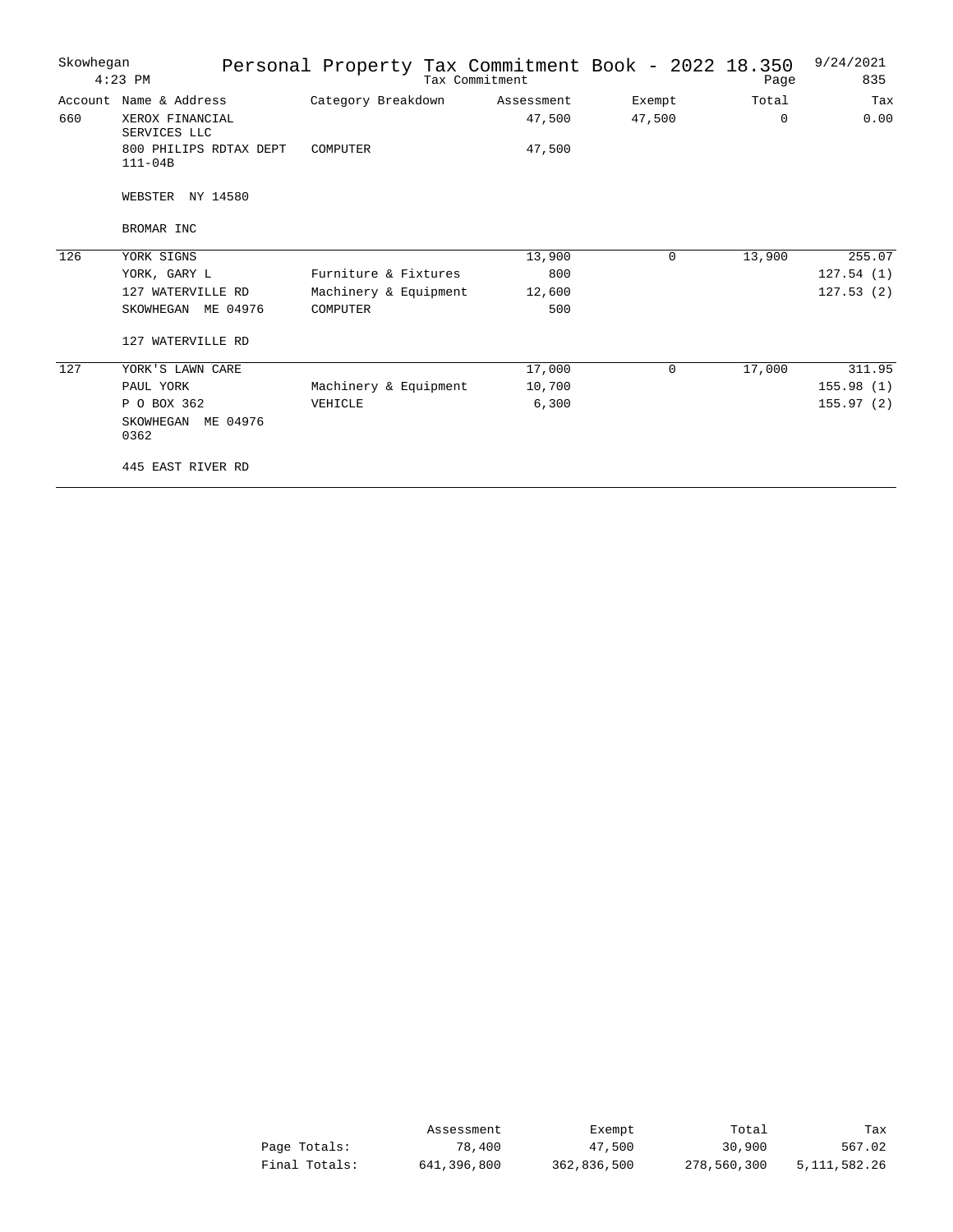# Personal Property Tax Commitment Book - 2022 18.350

Tax Commitment

| Account | Name & Address | Category Breakdown | Assessment | Exempt | Total | Tax |
|---|---|---|---|---|---|---|
| 660 | XEROX FINANCIAL SERVICES LLC | | 47,500 | 47,500 | 0 | 0.00 |
| | 800 PHILIPS RDTAX DEPT 111-04B | COMPUTER | 47,500 | | | |
| | WEBSTER NY 14580 | | | | | |
| | BROMAR INC | | | | | |
| 126 | YORK SIGNS | | 13,900 | 0 | 13,900 | 255.07 |
| | YORK, GARY L | Furniture & Fixtures | 800 | | | 127.54 (1) |
| | 127 WATERVILLE RD | Machinery & Equipment | 12,600 | | | 127.53 (2) |
| | SKOWHEGAN ME 04976 | COMPUTER | 500 | | | |
| | 127 WATERVILLE RD | | | | | |
| 127 | YORK'S LAWN CARE | | 17,000 | 0 | 17,000 | 311.95 |
| | PAUL YORK | Machinery & Equipment | 10,700 | | | 155.98 (1) |
| | P O BOX 362 | VEHICLE | 6,300 | | | 155.97 (2) |
| | SKOWHEGAN ME 04976 0362 | | | | | |
| | 445 EAST RIVER RD | | | | | |

| | Assessment | Exempt | Total | Tax |
|---|---|---|---|---|
| Page Totals: | 78,400 | 47,500 | 30,900 | 567.02 |
| Final Totals: | 641,396,800 | 362,836,500 | 278,560,300 | 5,111,582.26 |